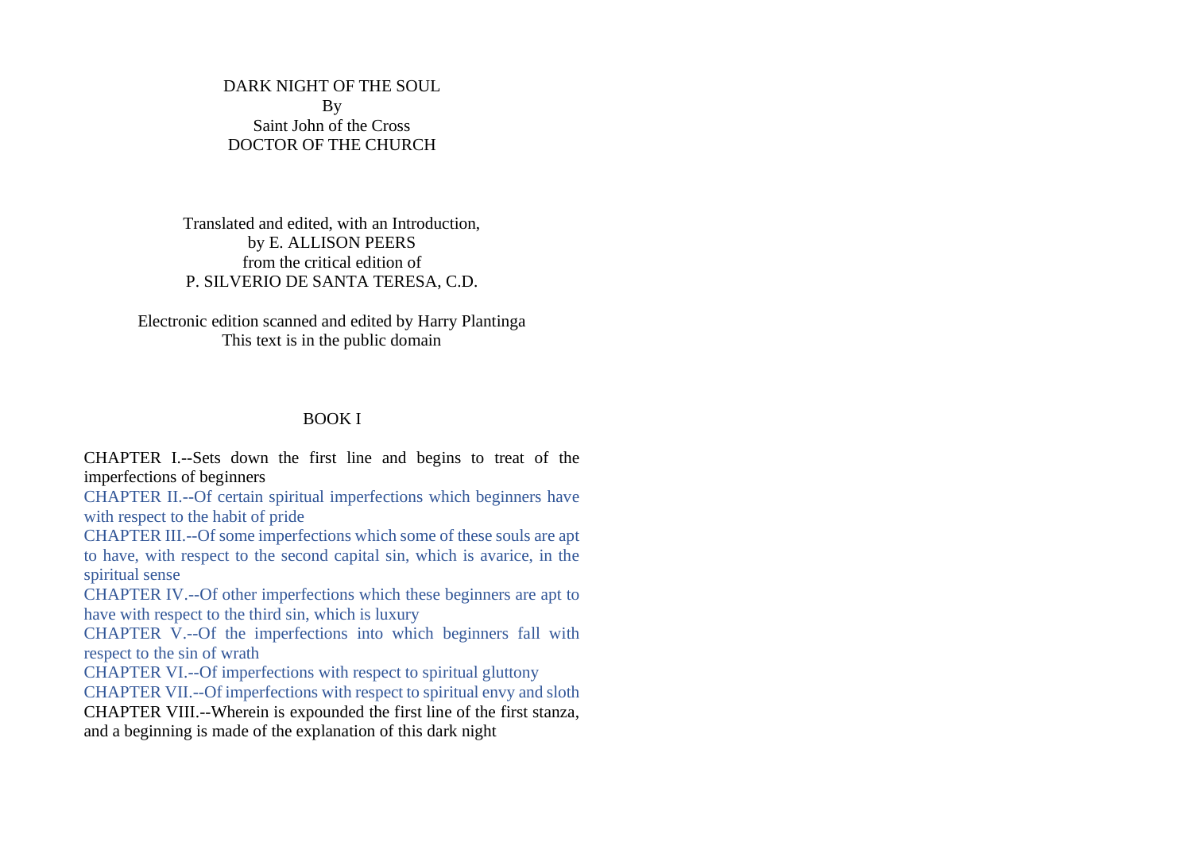# DARK NIGHT OF THE SOUL

By

Saint John of the Cross

DOCTOR OF THE CHURCH

Translated and edited, with an Introduction,
by E. ALLISON PEERS
from the critical edition of
P. SILVERIO DE SANTA TERESA, C.D.

Electronic edition scanned and edited by Harry Plantinga
This text is in the public domain

## BOOK I

CHAPTER I.--Sets down the first line and begins to treat of the imperfections of beginners
CHAPTER II.--Of certain spiritual imperfections which beginners have with respect to the habit of pride
CHAPTER III.--Of some imperfections which some of these souls are apt to have, with respect to the second capital sin, which is avarice, in the spiritual sense
CHAPTER IV.--Of other imperfections which these beginners are apt to have with respect to the third sin, which is luxury
CHAPTER V.--Of the imperfections into which beginners fall with respect to the sin of wrath
CHAPTER VI.--Of imperfections with respect to spiritual gluttony
CHAPTER VII.--Of imperfections with respect to spiritual envy and sloth
CHAPTER VIII.--Wherein is expounded the first line of the first stanza, and a beginning is made of the explanation of this dark night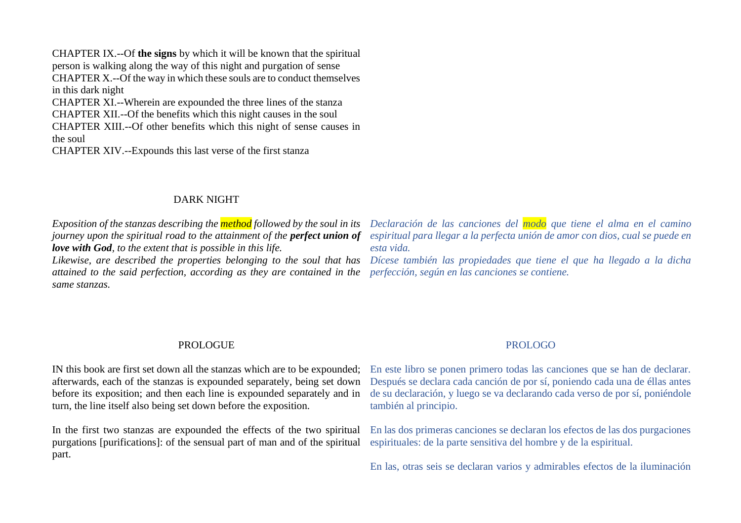CHAPTER IX.--Of **the signs** by which it will be known that the spiritual person is walking along the way of this night and purgation of sense
CHAPTER X.--Of the way in which these souls are to conduct themselves in this dark night
CHAPTER XI.--Wherein are expounded the three lines of the stanza
CHAPTER XII.--Of the benefits which this night causes in the soul
CHAPTER XIII.--Of other benefits which this night of sense causes in the soul
CHAPTER XIV.--Expounds this last verse of the first stanza

## DARK NIGHT

*Exposition of the stanzas describing the method followed by the soul in its journey upon the spiritual road to the attainment of the* ***perfect union of love with God****, to the extent that is possible in this life.*
*Likewise, are described the properties belonging to the soul that has attained to the said perfection, according as they are contained in the same stanzas.*

*Declaración de las canciones del modo que tiene el alma en el camino espiritual para llegar a la perfecta unión de amor con dios, cual se puede en esta vida.*
*Dícese también las propiedades que tiene el que ha llegado a la dicha perfección, según en las canciones se contiene.*

## PROLOGUE

IN this book are first set down all the stanzas which are to be expounded; afterwards, each of the stanzas is expounded separately, being set down before its exposition; and then each line is expounded separately and in turn, the line itself also being set down before the exposition.

In the first two stanzas are expounded the effects of the two spiritual purgations [purifications]: of the sensual part of man and of the spiritual part.

## PROLOGO

En este libro se ponen primero todas las canciones que se han de declarar. Después se declara cada canción de por sí, poniendo cada una de éllas antes de su declaración, y luego se va declarando cada verso de por sí, poniéndole también al principio.

En las dos primeras canciones se declaran los efectos de las dos purgaciones espirituales: de la parte sensitiva del hombre y de la espiritual.

En las, otras seis se declaran varios y admirables efectos de la iluminación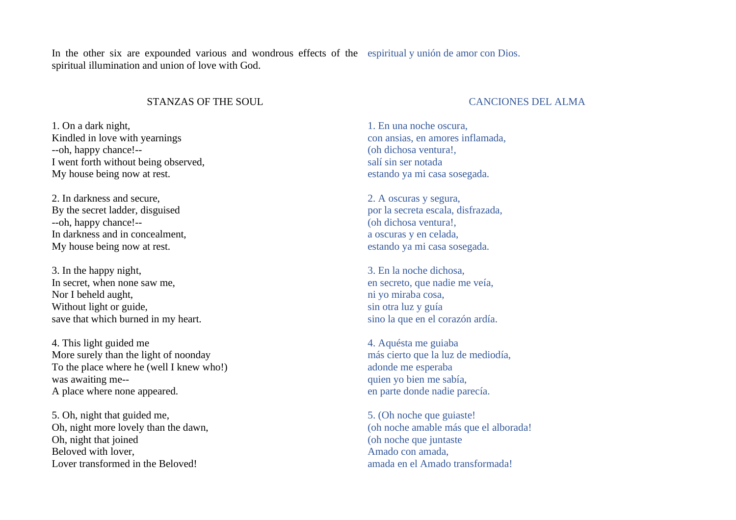In the other six are expounded various and wondrous effects of the spiritual illumination and union of love with God.

espiritual y unión de amor con Dios.

STANZAS OF THE SOUL

1. On a dark night,
Kindled in love with yearnings
--oh, happy chance!--
I went forth without being observed,
My house being now at rest.

2. In darkness and secure,
By the secret ladder, disguised
--oh, happy chance!--
In darkness and in concealment,
My house being now at rest.

3. In the happy night,
In secret, when none saw me,
Nor I beheld aught,
Without light or guide,
save that which burned in my heart.

4. This light guided me
More surely than the light of noonday
To the place where he (well I knew who!)
was awaiting me--
A place where none appeared.

5. Oh, night that guided me,
Oh, night more lovely than the dawn,
Oh, night that joined
Beloved with lover,
Lover transformed in the Beloved!

CANCIONES DEL ALMA

1. En una noche oscura,
con ansias, en amores inflamada,
(oh dichosa ventura!,
salí sin ser notada
estando ya mi casa sosegada.

2. A oscuras y segura,
por la secreta escala, disfrazada,
(oh dichosa ventura!,
a oscuras y en celada,
estando ya mi casa sosegada.

3. En la noche dichosa,
en secreto, que nadie me veía,
ni yo miraba cosa,
sin otra luz y guía
sino la que en el corazón ardía.

4. Aquésta me guiaba
más cierto que la luz de mediodía,
adonde me esperaba
quien yo bien me sabía,
en parte donde nadie parecía.

5. (Oh noche que guiaste!
(oh noche amable más que el alborada!
(oh noche que juntaste
Amado con amada,
amada en el Amado transformada!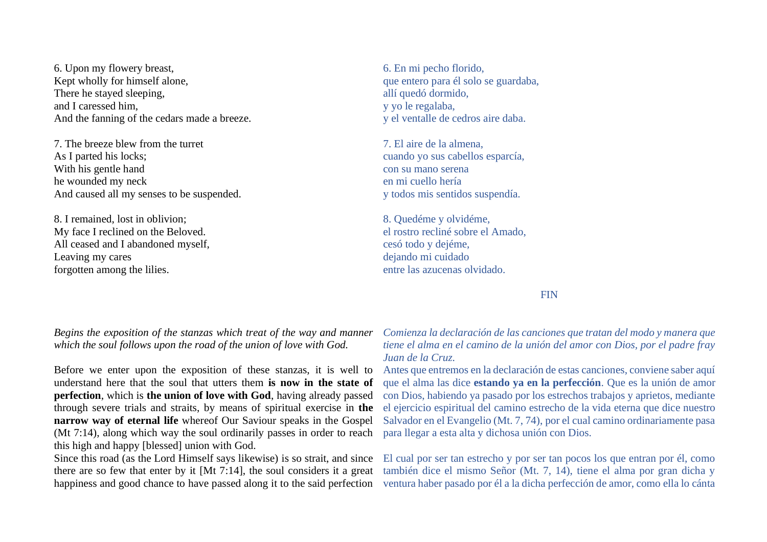6. Upon my flowery breast,
Kept wholly for himself alone,
There he stayed sleeping,
and I caressed him,
And the fanning of the cedars made a breeze.

7. The breeze blew from the turret
As I parted his locks;
With his gentle hand
he wounded my neck
And caused all my senses to be suspended.

8. I remained, lost in oblivion;
My face I reclined on the Beloved.
All ceased and I abandoned myself,
Leaving my cares
forgotten among the lilies.

6. En mi pecho florido,
que entero para él solo se guardaba,
allí quedó dormido,
y yo le regalaba,
y el ventalle de cedros aire daba.

7. El aire de la almena,
cuando yo sus cabellos esparcía,
con su mano serena
en mi cuello hería
y todos mis sentidos suspendía.

8. Quedéme y olvidéme,
el rostro recliné sobre el Amado,
cesó todo y dejéme,
dejando mi cuidado
entre las azucenas olvidado.

FIN

*Begins the exposition of the stanzas which treat of the way and manner which the soul follows upon the road of the union of love with God.*

Before we enter upon the exposition of these stanzas, it is well to understand here that the soul that utters them **is now in the state of perfection**, which is **the union of love with God**, having already passed through severe trials and straits, by means of spiritual exercise in **the narrow way of eternal life** whereof Our Saviour speaks in the Gospel (Mt 7:14), along which way the soul ordinarily passes in order to reach this high and happy [blessed] union with God.

Since this road (as the Lord Himself says likewise) is so strait, and since there are so few that enter by it [Mt 7:14], the soul considers it a great happiness and good chance to have passed along it to the said perfection

*Comienza la declaración de las canciones que tratan del modo y manera que tiene el alma en el camino de la unión del amor con Dios, por el padre fray Juan de la Cruz.*

Antes que entremos en la declaración de estas canciones, conviene saber aquí que el alma las dice **estando ya en la perfección**. Que es la unión de amor con Dios, habiendo ya pasado por los estrechos trabajos y aprietos, mediante el ejercicio espiritual del camino estrecho de la vida eterna que dice nuestro Salvador en el Evangelio (Mt. 7, 74), por el cual camino ordinariamente pasa para llegar a esta alta y dichosa unión con Dios.

El cual por ser tan estrecho y por ser tan pocos los que entran por él, como también dice el mismo Señor (Mt. 7, 14), tiene el alma por gran dicha y ventura haber pasado por él a la dicha perfección de amor, como ella lo cánta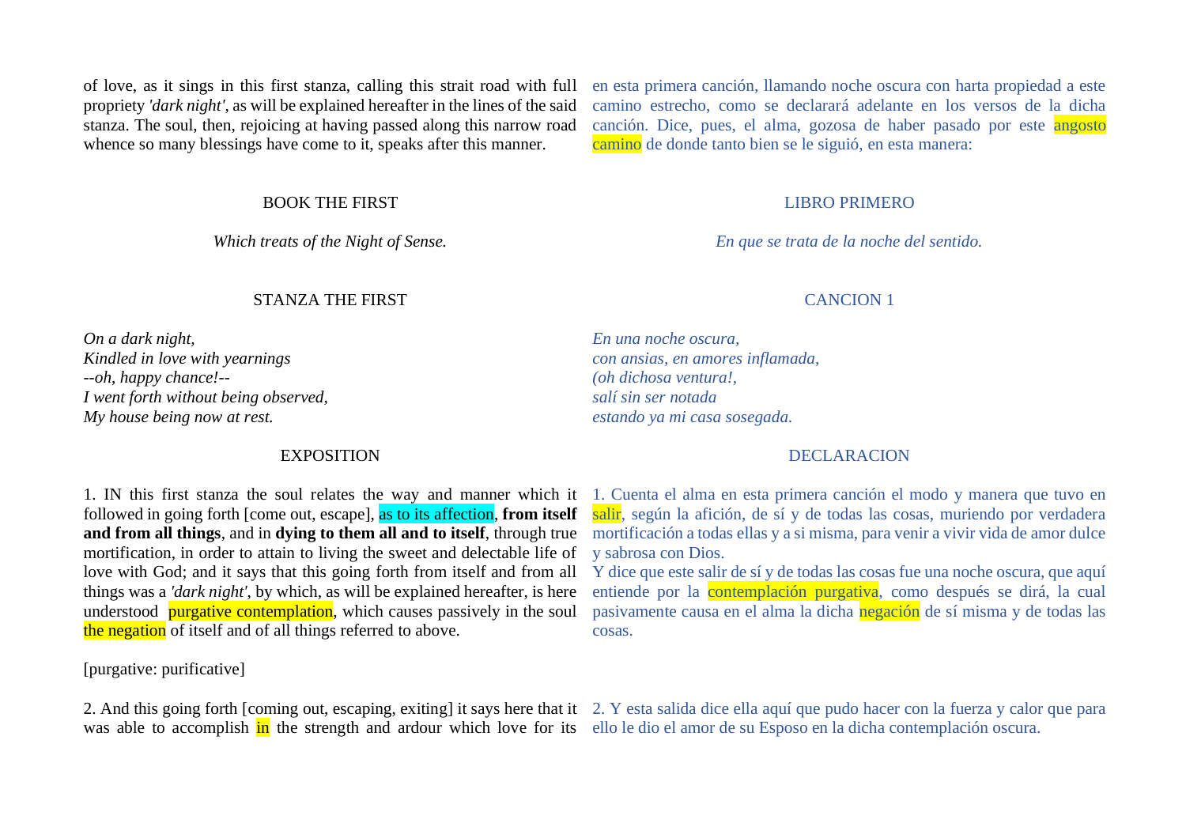of love, as it sings in this first stanza, calling this strait road with full propriety *'dark night'*, as will be explained hereafter in the lines of the said stanza. The soul, then, rejoicing at having passed along this narrow road whence so many blessings have come to it, speaks after this manner.

en esta primera canción, llamando noche oscura con harta propiedad a este camino estrecho, como se declarará adelante en los versos de la dicha canción. Dice, pues, el alma, gozosa de haber pasado por este angosto camino de donde tanto bien se le siguió, en esta manera:

## BOOK THE FIRST

*Which treats of the Night of Sense.*

## LIBRO PRIMERO

*En que se trata de la noche del sentido.*

### STANZA THE FIRST

*On a dark night,*
*Kindled in love with yearnings*
*--oh, happy chance!--*
*I went forth without being observed,*
*My house being now at rest.*

### CANCION 1

*En una noche oscura,*
*con ansias, en amores inflamada,*
*(oh dichosa ventura!,*
*salí sin ser notada*
*estando ya mi casa sosegada.*

### EXPOSITION

1. IN this first stanza the soul relates the way and manner which it followed in going forth [come out, escape], as to its affection, **from itself and from all things**, and in **dying to them all and to itself**, through true mortification, in order to attain to living the sweet and delectable life of love with God; and it says that this going forth from itself and from all things was a *'dark night'*, by which, as will be explained hereafter, is here understood purgative contemplation, which causes passively in the soul the negation of itself and of all things referred to above.

[purgative: purificative]

2. And this going forth [coming out, escaping, exiting] it says here that it was able to accomplish in the strength and ardour which love for its

### DECLARACION

1. Cuenta el alma en esta primera canción el modo y manera que tuvo en salir, según la afición, de sí y de todas las cosas, muriendo por verdadera mortificación a todas ellas y a si misma, para venir a vivir vida de amor dulce y sabrosa con Dios.
Y dice que este salir de sí y de todas las cosas fue una noche oscura, que aquí entiende por la contemplación purgativa, como después se dirá, la cual pasivamente causa en el alma la dicha negación de sí misma y de todas las cosas.

2. Y esta salida dice ella aquí que pudo hacer con la fuerza y calor que para ello le dio el amor de su Esposo en la dicha contemplación oscura.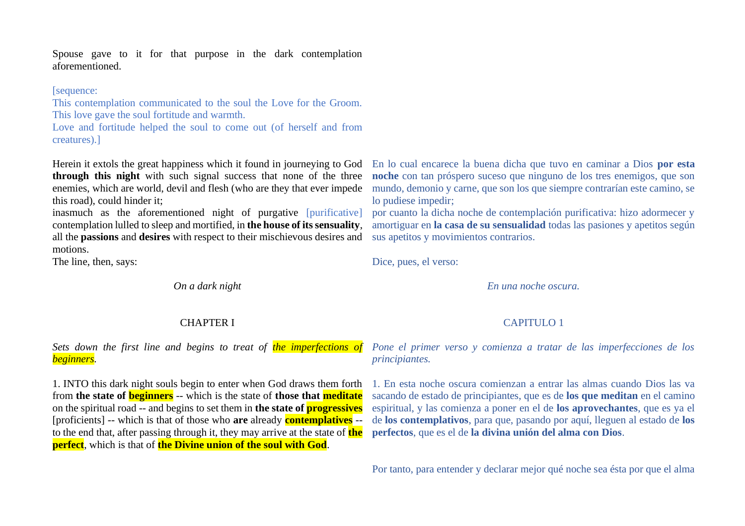Spouse gave to it for that purpose in the dark contemplation aforementioned.

[sequence:
This contemplation communicated to the soul the Love for the Groom.
This love gave the soul fortitude and warmth.
Love and fortitude helped the soul to come out (of herself and from creatures).]

Herein it extols the great happiness which it found in journeying to God **through this night** with such signal success that none of the three enemies, which are world, devil and flesh (who are they that ever impede this road), could hinder it;
inasmuch as the aforementioned night of purgative [purificative] contemplation lulled to sleep and mortified, in **the house of its sensuality**, all the **passions** and **desires** with respect to their mischievous desires and motions.
The line, then, says:

En lo cual encarece la buena dicha que tuvo en caminar a Dios **por esta noche** con tan próspero suceso que ninguno de los tres enemigos, que son mundo, demonio y carne, que son los que siempre contrarían este camino, se lo pudiese impedir;
por cuanto la dicha noche de contemplación purificativa: hizo adormecer y amortiguar en **la casa de su sensualidad** todas las pasiones y apetitos según sus apetitos y movimientos contrarios.

Dice, pues, el verso:

*On a dark night*

*En una noche oscura.*

## CHAPTER I

## CAPITULO 1

*Sets down the first line and begins to treat of the imperfections of beginners.*

*Pone el primer verso y comienza a tratar de las imperfecciones de los principiantes.*

1. INTO this dark night souls begin to enter when God draws them forth from **the state of beginners** -- which is the state of **those that meditate** on the spiritual road -- and begins to set them in **the state of progressives** [proficients] -- which is that of those who **are** already **contemplatives** -- to the end that, after passing through it, they may arrive at the state of **the perfect**, which is that of **the Divine union of the soul with God**.

1. En esta noche oscura comienzan a entrar las almas cuando Dios las va sacando de estado de principiantes, que es de **los que meditan** en el camino espiritual, y las comienza a poner en el de **los aprovechantes**, que es ya el de **los contemplativos**, para que, pasando por aquí, lleguen al estado de **los perfectos**, que es el de **la divina unión del alma con Dios**.

Por tanto, para entender y declarar mejor qué noche sea ésta por que el alma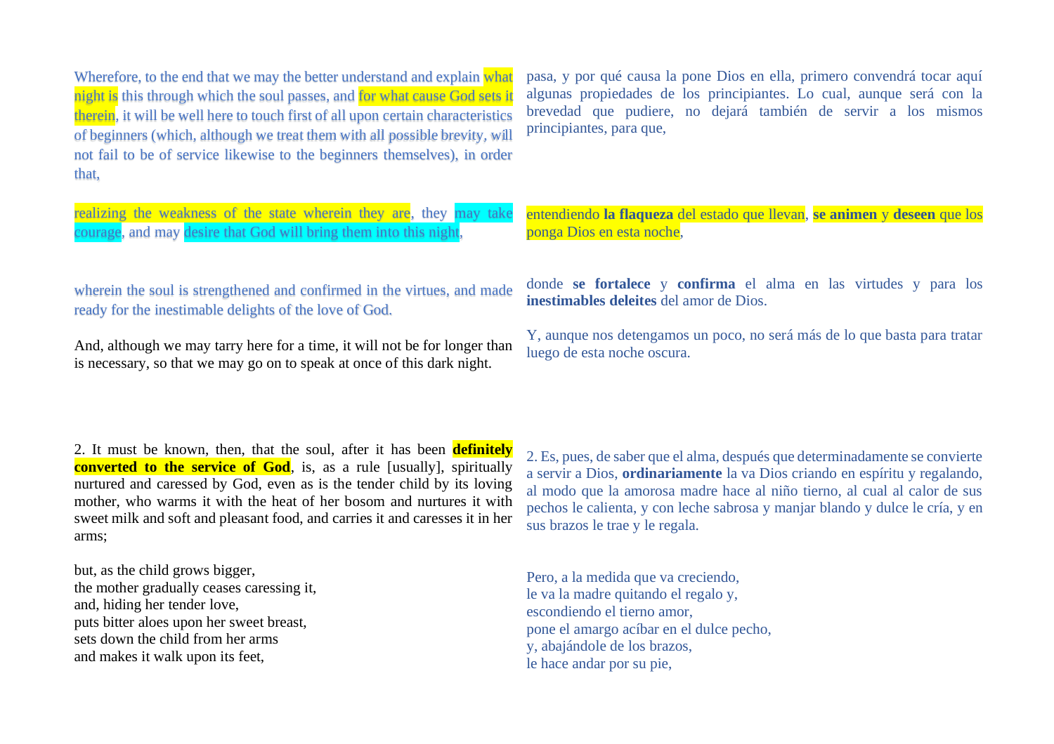Wherefore, to the end that we may the better understand and explain what night is this through which the soul passes, and for what cause God sets it therein, it will be well here to touch first of all upon certain characteristics of beginners (which, although we treat them with all possible brevity, will not fail to be of service likewise to the beginners themselves), in order that,

pasa, y por qué causa la pone Dios en ella, primero convendrá tocar aquí algunas propiedades de los principiantes. Lo cual, aunque será con la brevedad que pudiere, no dejará también de servir a los mismos principiantes, para que,

realizing the weakness of the state wherein they are, they may take courage, and may desire that God will bring them into this night,

entendiendo **la flaqueza** del estado que llevan, **se animen** y **deseen** que los ponga Dios en esta noche,

wherein the soul is strengthened and confirmed in the virtues, and made ready for the inestimable delights of the love of God.

donde **se fortalece** y **confirma** el alma en las virtudes y para los **inestimables deleites** del amor de Dios.

And, although we may tarry here for a time, it will not be for longer than is necessary, so that we may go on to speak at once of this dark night.

Y, aunque nos detengamos un poco, no será más de lo que basta para tratar luego de esta noche oscura.

2. It must be known, then, that the soul, after it has been **definitely converted to the service of God**, is, as a rule [usually], spiritually nurtured and caressed by God, even as is the tender child by its loving mother, who warms it with the heat of her bosom and nurtures it with sweet milk and soft and pleasant food, and carries it and caresses it in her arms;

2. Es, pues, de saber que el alma, después que determinadamente se convierte a servir a Dios, **ordinariamente** la va Dios criando en espíritu y regalando, al modo que la amorosa madre hace al niño tierno, al cual al calor de sus pechos le calienta, y con leche sabrosa y manjar blando y dulce le cría, y en sus brazos le trae y le regala.

but, as the child grows bigger,  
the mother gradually ceases caressing it,  
and, hiding her tender love,  
puts bitter aloes upon her sweet breast,  
sets down the child from her arms  
and makes it walk upon its feet,

Pero, a la medida que va creciendo,  
le va la madre quitando el regalo y,  
escondiendo el tierno amor,  
pone el amargo acíbar en el dulce pecho,  
y, abajándole de los brazos,  
le hace andar por su pie,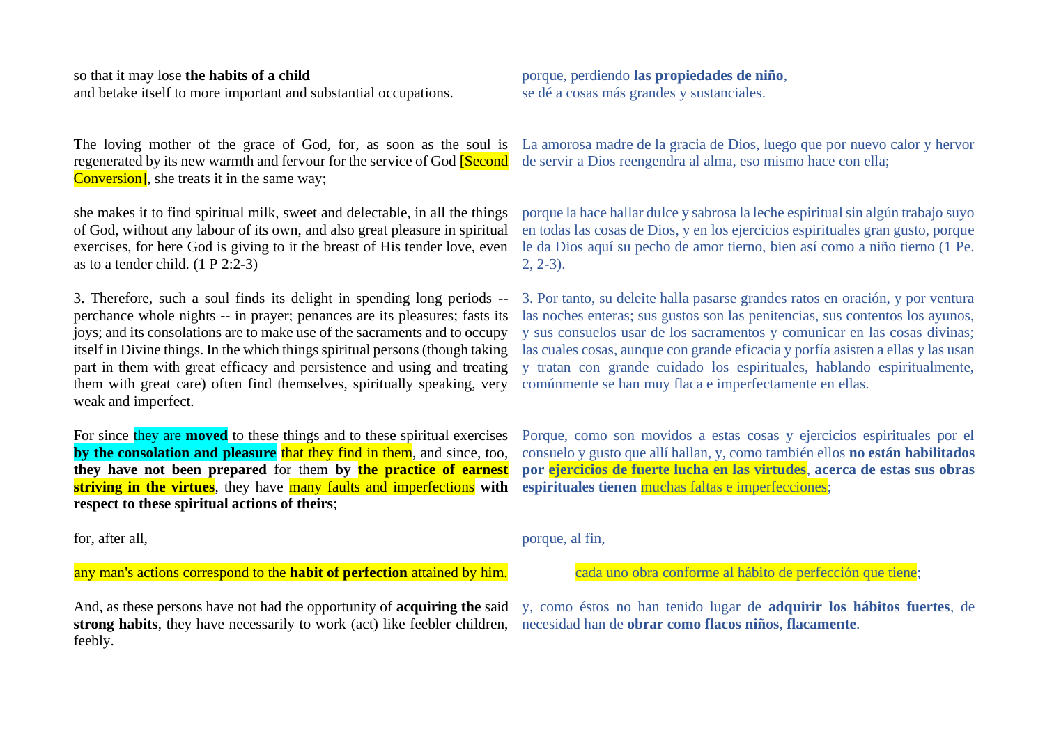so that it may lose **the habits of a child**
and betake itself to more important and substantial occupations.

porque, perdiendo **las propiedades de niño**,
se dé a cosas más grandes y sustanciales.

The loving mother of the grace of God, for, as soon as the soul is regenerated by its new warmth and fervour for the service of God [Second Conversion], she treats it in the same way;

La amorosa madre de la gracia de Dios, luego que por nuevo calor y hervor de servir a Dios reengendra al alma, eso mismo hace con ella;

she makes it to find spiritual milk, sweet and delectable, in all the things of God, without any labour of its own, and also great pleasure in spiritual exercises, for here God is giving to it the breast of His tender love, even as to a tender child. (1 P 2:2-3)

porque la hace hallar dulce y sabrosa la leche espiritual sin algún trabajo suyo en todas las cosas de Dios, y en los ejercicios espirituales gran gusto, porque le da Dios aquí su pecho de amor tierno, bien así como a niño tierno (1 Pe. 2, 2-3).

3. Therefore, such a soul finds its delight in spending long periods -- perchance whole nights -- in prayer; penances are its pleasures; fasts its joys; and its consolations are to make use of the sacraments and to occupy itself in Divine things. In the which things spiritual persons (though taking part in them with great efficacy and persistence and using and treating them with great care) often find themselves, spiritually speaking, very weak and imperfect.

3. Por tanto, su deleite halla pasarse grandes ratos en oración, y por ventura las noches enteras; sus gustos son las penitencias, sus contentos los ayunos, y sus consuelos usar de los sacramentos y comunicar en las cosas divinas; las cuales cosas, aunque con grande eficacia y porfía asisten a ellas y las usan y tratan con grande cuidado los espirituales, hablando espiritualmente, comúnmente se han muy flaca e imperfectamente en ellas.

For since they are **moved** to these things and to these spiritual exercises **by the consolation and pleasure** that they find in them, and since, too, **they have not been prepared** for them **by the practice of earnest striving in the virtues**, they have many faults and imperfections **with respect to these spiritual actions of theirs**;

Porque, como son movidos a estas cosas y ejercicios espirituales por el consuelo y gusto que allí hallan, y, como también ellos **no están habilitados por ejercicios de fuerte lucha en las virtudes**, **acerca de estas sus obras espirituales tienen** muchas faltas e imperfecciones;

for, after all,

porque, al fin,

any man's actions correspond to the **habit of perfection** attained by him.

cada uno obra conforme al hábito de perfección que tiene;

And, as these persons have not had the opportunity of **acquiring the** said **strong habits**, they have necessarily to work (act) like feebler children, feebly.

y, como éstos no han tenido lugar de **adquirir los hábitos fuertes**, de necesidad han de **obrar como flacos niños**, **flacamente**.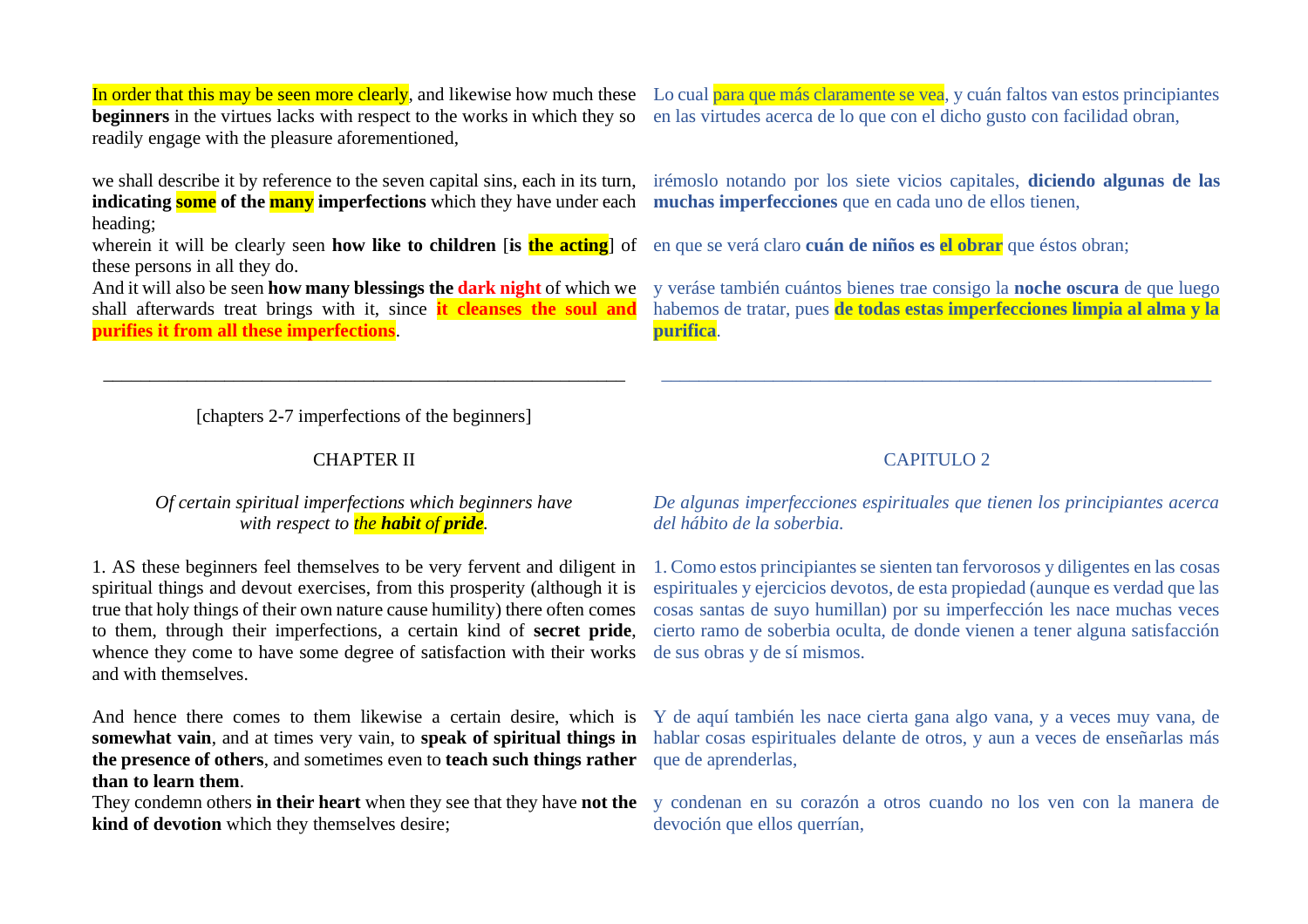In order that this may be seen more clearly, and likewise how much these **beginners** in the virtues lacks with respect to the works in which they so readily engage with the pleasure aforementioned,

Lo cual para que más claramente se vea, y cuán faltos van estos principiantes en las virtudes acerca de lo que con el dicho gusto con facilidad obran,

we shall describe it by reference to the seven capital sins, each in its turn, **indicating some of the many imperfections** which they have under each heading;

irémoslo notando por los siete vicios capitales, **diciendo algunas de las muchas imperfecciones** que en cada uno de ellos tienen,

wherein it will be clearly seen **how like to children** [**is the acting**] of these persons in all they do.

en que se verá claro **cuán de niños es el obrar** que éstos obran;

And it will also be seen **how many blessings the dark night** of which we shall afterwards treat brings with it, since **it cleanses the soul and purifies it from all these imperfections**.

y veráse también cuántos bienes trae consigo la **noche oscura** de que luego habemos de tratar, pues **de todas estas imperfecciones limpia al alma y la purifica**.

---

[chapters 2-7 imperfections of the beginners]

## CHAPTER II

*Of certain spiritual imperfections which beginners have with respect to the **habit** of **pride**.*

## CAPITULO 2

*De algunas imperfecciones espirituales que tienen los principiantes acerca del hábito de la soberbia.*

1. AS these beginners feel themselves to be very fervent and diligent in spiritual things and devout exercises, from this prosperity (although it is true that holy things of their own nature cause humility) there often comes to them, through their imperfections, a certain kind of **secret pride**, whence they come to have some degree of satisfaction with their works and with themselves.

1. Como estos principiantes se sienten tan fervorosos y diligentes en las cosas espirituales y ejercicios devotos, de esta propiedad (aunque es verdad que las cosas santas de suyo humillan) por su imperfección les nace muchas veces cierto ramo de soberbia oculta, de donde vienen a tener alguna satisfacción de sus obras y de sí mismos.

And hence there comes to them likewise a certain desire, which is **somewhat vain**, and at times very vain, to **speak of spiritual things in the presence of others**, and sometimes even to **teach such things rather than to learn them**.

Y de aquí también les nace cierta gana algo vana, y a veces muy vana, de hablar cosas espirituales delante de otros, y aun a veces de enseñarlas más que de aprenderlas,

They condemn others **in their heart** when they see that they have **not the kind of devotion** which they themselves desire;

y condenan en su corazón a otros cuando no los ven con la manera de devoción que ellos querrían,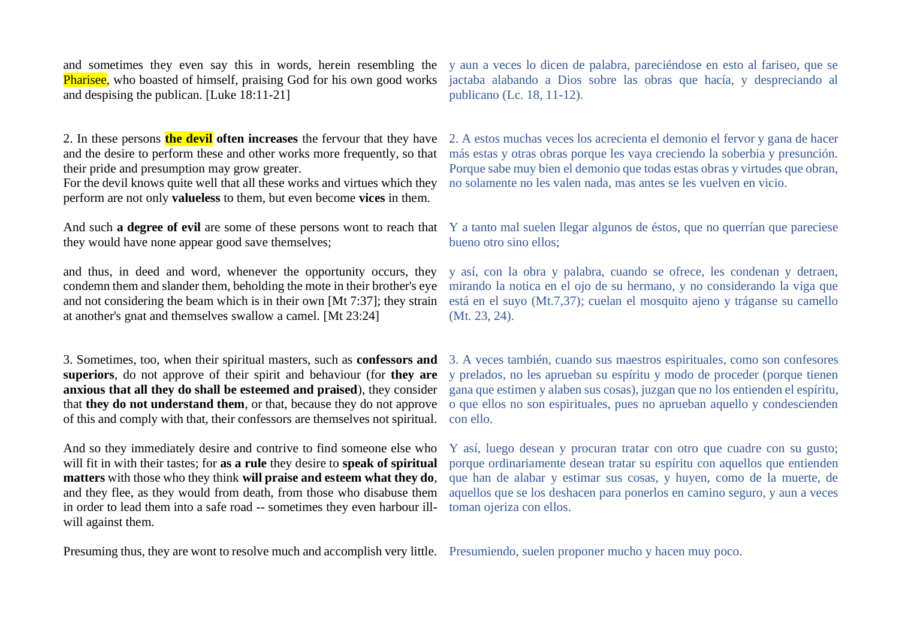and sometimes they even say this in words, herein resembling the Pharisee, who boasted of himself, praising God for his own good works and despising the publican. [Luke 18:11-21]

y aun a veces lo dicen de palabra, pareciéndose en esto al fariseo, que se jactaba alabando a Dios sobre las obras que hacía, y despreciando al publicano (Lc. 18, 11-12).

2. In these persons **the devil often increases** the fervour that they have and the desire to perform these and other works more frequently, so that their pride and presumption may grow greater.
For the devil knows quite well that all these works and virtues which they perform are not only **valueless** to them, but even become **vices** in them.

2. A estos muchas veces los acrecienta el demonio el fervor y gana de hacer más estas y otras obras porque les vaya creciendo la soberbia y presunción. Porque sabe muy bien el demonio que todas estas obras y virtudes que obran, no solamente no les valen nada, mas antes se les vuelven en vicio.

And such **a degree of evil** are some of these persons wont to reach that they would have none appear good save themselves;

Y a tanto mal suelen llegar algunos de éstos, que no querrían que pareciese bueno otro sino ellos;

and thus, in deed and word, whenever the opportunity occurs, they condemn them and slander them, beholding the mote in their brother's eye and not considering the beam which is in their own [Mt 7:37]; they strain at another's gnat and themselves swallow a camel. [Mt 23:24]

y así, con la obra y palabra, cuando se ofrece, les condenan y detraen, mirando la notica en el ojo de su hermano, y no considerando la viga que está en el suyo (Mt.7,37); cuelan el mosquito ajeno y tráganse su camello (Mt. 23, 24).

3. Sometimes, too, when their spiritual masters, such as **confessors and superiors**, do not approve of their spirit and behaviour (for **they are anxious that all they do shall be esteemed and praised**), they consider that **they do not understand them**, or that, because they do not approve of this and comply with that, their confessors are themselves not spiritual.

3. A veces también, cuando sus maestros espirituales, como son confesores y prelados, no les aprueban su espíritu y modo de proceder (porque tienen gana que estimen y alaben sus cosas), juzgan que no los entienden el espíritu, o que ellos no son espirituales, pues no aprueban aquello y condescienden con ello.

And so they immediately desire and contrive to find someone else who will fit in with their tastes; for **as a rule** they desire to **speak of spiritual matters** with those who they think **will praise and esteem what they do**, and they flee, as they would from death, from those who disabuse them in order to lead them into a safe road -- sometimes they even harbour ill-will against them.

Y así, luego desean y procuran tratar con otro que cuadre con su gusto; porque ordinariamente desean tratar su espíritu con aquellos que entienden que han de alabar y estimar sus cosas, y huyen, como de la muerte, de aquellos que se los deshacen para ponerlos en camino seguro, y aun a veces toman ojeriza con ellos.

Presuming thus, they are wont to resolve much and accomplish very little.

Presumiendo, suelen proponer mucho y hacen muy poco.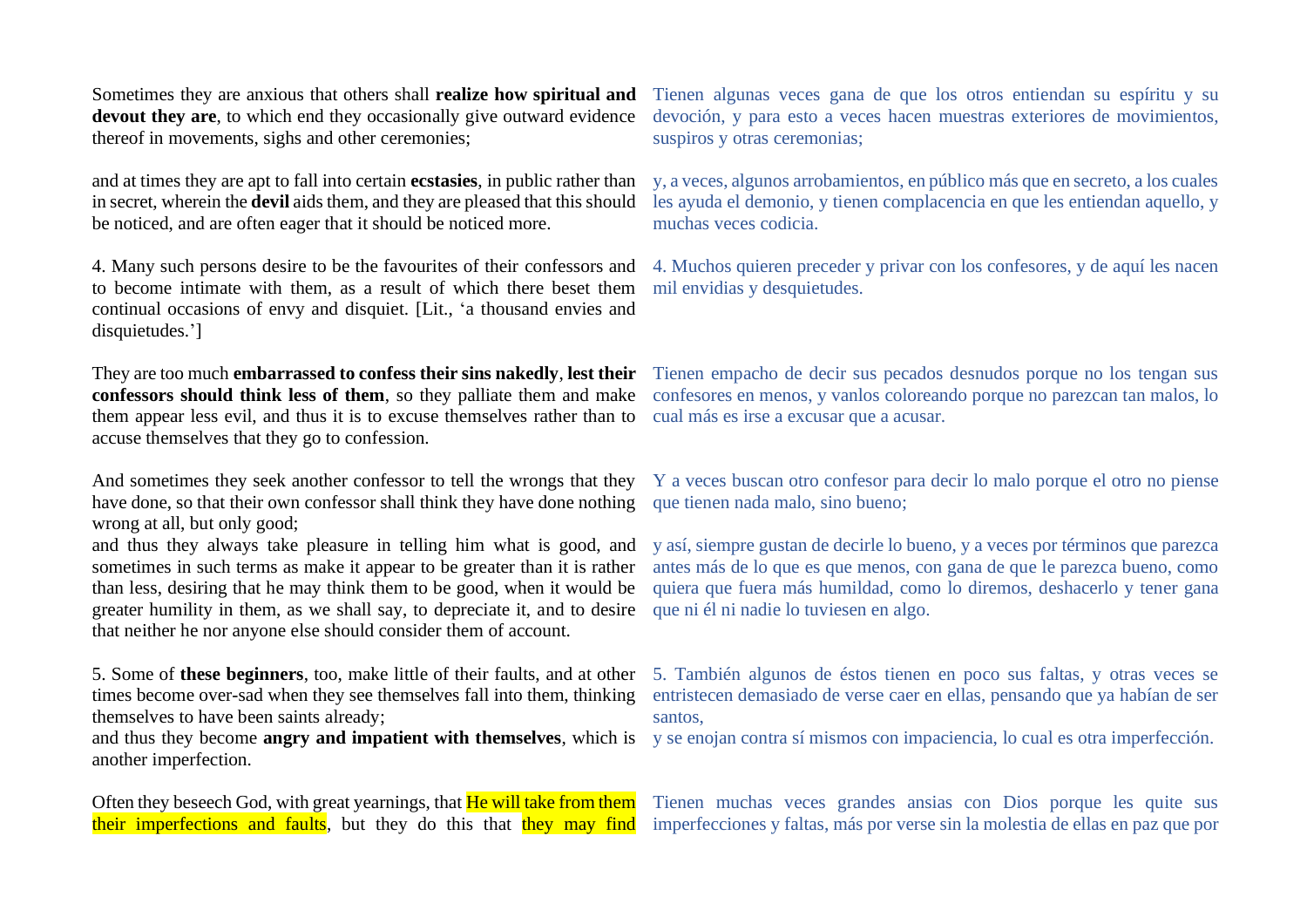Sometimes they are anxious that others shall **realize how spiritual and devout they are**, to which end they occasionally give outward evidence thereof in movements, sighs and other ceremonies;

Tienen algunas veces gana de que los otros entiendan su espíritu y su devoción, y para esto a veces hacen muestras exteriores de movimientos, suspiros y otras ceremonias;

and at times they are apt to fall into certain **ecstasies**, in public rather than in secret, wherein the **devil** aids them, and they are pleased that this should be noticed, and are often eager that it should be noticed more.

y, a veces, algunos arrobamientos, en público más que en secreto, a los cuales les ayuda el demonio, y tienen complacencia en que les entiendan aquello, y muchas veces codicia.

4. Many such persons desire to be the favourites of their confessors and to become intimate with them, as a result of which there beset them continual occasions of envy and disquiet. [Lit., 'a thousand envies and disquietudes.']

4. Muchos quieren preceder y privar con los confesores, y de aquí les nacen mil envidias y desquietudes.

They are too much **embarrassed to confess their sins nakedly**, **lest their confessors should think less of them**, so they palliate them and make them appear less evil, and thus it is to excuse themselves rather than to accuse themselves that they go to confession.

Tienen empacho de decir sus pecados desnudos porque no los tengan sus confesores en menos, y vanlos coloreando porque no parezcan tan malos, lo cual más es irse a excusar que a acusar.

And sometimes they seek another confessor to tell the wrongs that they have done, so that their own confessor shall think they have done nothing wrong at all, but only good;

Y a veces buscan otro confesor para decir lo malo porque el otro no piense que tienen nada malo, sino bueno;

and thus they always take pleasure in telling him what is good, and sometimes in such terms as make it appear to be greater than it is rather than less, desiring that he may think them to be good, when it would be greater humility in them, as we shall say, to depreciate it, and to desire that neither he nor anyone else should consider them of account.

y así, siempre gustan de decirle lo bueno, y a veces por términos que parezca antes más de lo que es que menos, con gana de que le parezca bueno, como quiera que fuera más humildad, como lo diremos, deshacerlo y tener gana que ni él ni nadie lo tuviesen en algo.

5. Some of **these beginners**, too, make little of their faults, and at other times become over-sad when they see themselves fall into them, thinking themselves to have been saints already;

5. También algunos de éstos tienen en poco sus faltas, y otras veces se entristecen demasiado de verse caer en ellas, pensando que ya habían de ser santos,

and thus they become **angry and impatient with themselves**, which is another imperfection.

y se enojan contra sí mismos con impaciencia, lo cual es otra imperfección.

Often they beseech God, with great yearnings, that He will take from them their imperfections and faults, but they do this that they may find

Tienen muchas veces grandes ansias con Dios porque les quite sus imperfecciones y faltas, más por verse sin la molestia de ellas en paz que por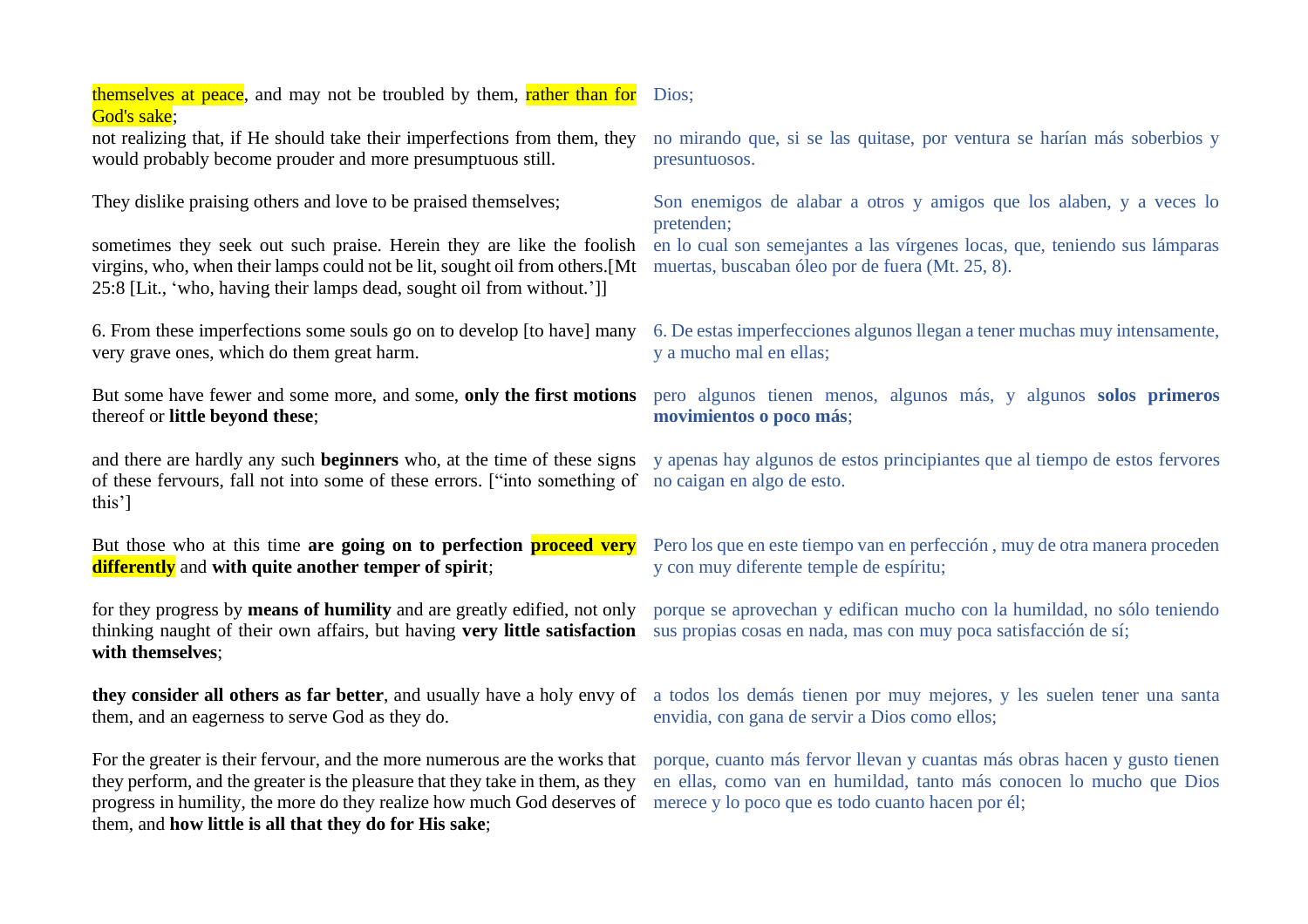| | |
|---|---|
| themselves at peace, and may not be troubled by them, rather than for God's sake; | Dios; |
| not realizing that, if He should take their imperfections from them, they would probably become prouder and more presumptuous still. | no mirando que, si se las quitase, por ventura se harían más soberbios y presuntuosos. |
| They dislike praising others and love to be praised themselves; | Son enemigos de alabar a otros y amigos que los alaben, y a veces lo pretenden; |
| sometimes they seek out such praise. Herein they are like the foolish virgins, who, when their lamps could not be lit, sought oil from others.[Mt 25:8 [Lit., 'who, having their lamps dead, sought oil from without.']] | en lo cual son semejantes a las vírgenes locas, que, teniendo sus lámparas muertas, buscaban óleo por de fuera (Mt. 25, 8). |
| 6. From these imperfections some souls go on to develop [to have] many very grave ones, which do them great harm. | 6. De estas imperfecciones algunos llegan a tener muchas muy intensamente, y a mucho mal en ellas; |
| But some have fewer and some more, and some, **only the first motions** thereof or **little beyond these**; | pero algunos tienen menos, algunos más, y algunos **solos primeros movimientos o poco más**; |
| and there are hardly any such **beginners** who, at the time of these signs of these fervours, fall not into some of these errors. ["into something of this'] | y apenas hay algunos de estos principiantes que al tiempo de estos fervores no caigan en algo de esto. |
| But those who at this time **are going on to perfection** **proceed very differently** and **with quite another temper of spirit**; | Pero los que en este tiempo van en perfección , muy de otra manera proceden y con muy diferente temple de espíritu; |
| for they progress by **means of humility** and are greatly edified, not only thinking naught of their own affairs, but having **very little satisfaction with themselves**; | porque se aprovechan y edifican mucho con la humildad, no sólo teniendo sus propias cosas en nada, mas con muy poca satisfacción de sí; |
| **they consider all others as far better**, and usually have a holy envy of them, and an eagerness to serve God as they do. | a todos los demás tienen por muy mejores, y les suelen tener una santa envidia, con gana de servir a Dios como ellos; |
| For the greater is their fervour, and the more numerous are the works that they perform, and the greater is the pleasure that they take in them, as they progress in humility, the more do they realize how much God deserves of them, and **how little is all that they do for His sake**; | porque, cuanto más fervor llevan y cuantas más obras hacen y gusto tienen en ellas, como van en humildad, tanto más conocen lo mucho que Dios merece y lo poco que es todo cuanto hacen por él; |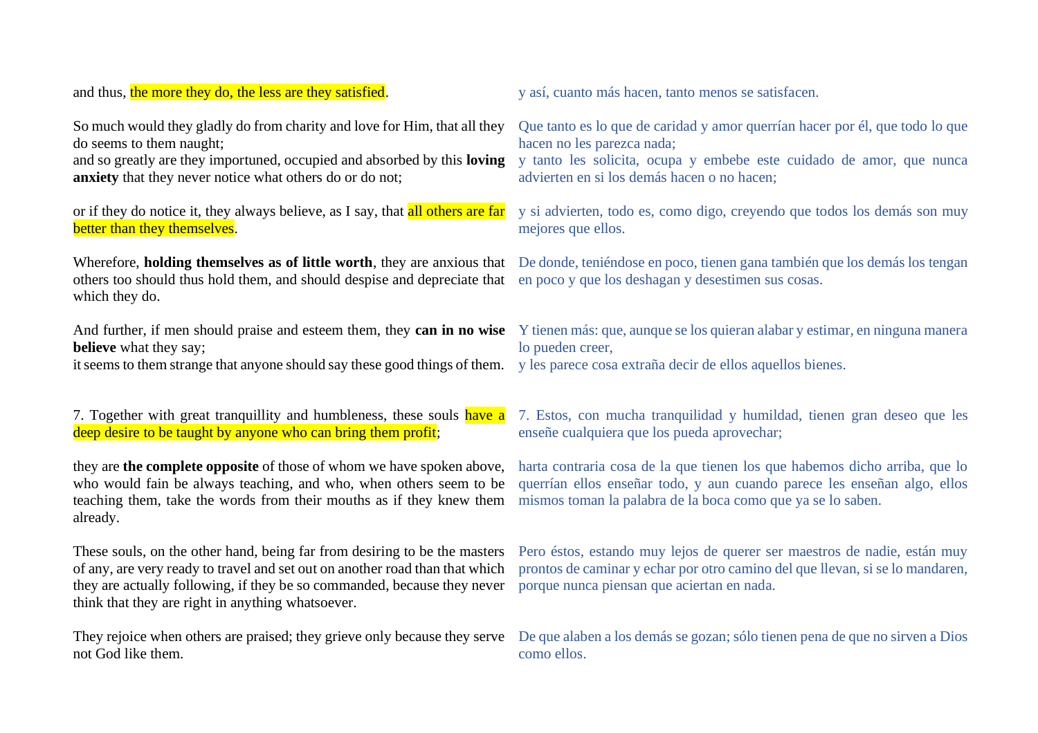and thus, the more they do, the less are they satisfied.

y así, cuanto más hacen, tanto menos se satisfacen.

So much would they gladly do from charity and love for Him, that all they do seems to them naught;
and so greatly are they importuned, occupied and absorbed by this **loving anxiety** that they never notice what others do or do not;

Que tanto es lo que de caridad y amor querrían hacer por él, que todo lo que hacen no les parezca nada;
y tanto les solicita, ocupa y embebe este cuidado de amor, que nunca advierten en si los demás hacen o no hacen;

or if they do notice it, they always believe, as I say, that all others are far better than they themselves.

y si advierten, todo es, como digo, creyendo que todos los demás son muy mejores que ellos.

Wherefore, **holding themselves as of little worth**, they are anxious that others too should thus hold them, and should despise and depreciate that which they do.

De donde, teniéndose en poco, tienen gana también que los demás los tengan en poco y que los deshagan y desestimen sus cosas.

And further, if men should praise and esteem them, they **can in no wise believe** what they say;
it seems to them strange that anyone should say these good things of them.

Y tienen más: que, aunque se los quieran alabar y estimar, en ninguna manera lo pueden creer,
y les parece cosa extraña decir de ellos aquellos bienes.

7. Together with great tranquillity and humbleness, these souls have a deep desire to be taught by anyone who can bring them profit;

7. Estos, con mucha tranquilidad y humildad, tienen gran deseo que les enseñe cualquiera que los pueda aprovechar;

they are **the complete opposite** of those of whom we have spoken above, who would fain be always teaching, and who, when others seem to be teaching them, take the words from their mouths as if they knew them already.

harta contraria cosa de la que tienen los que habemos dicho arriba, que lo querrían ellos enseñar todo, y aun cuando parece les enseñan algo, ellos mismos toman la palabra de la boca como que ya se lo saben.

These souls, on the other hand, being far from desiring to be the masters of any, are very ready to travel and set out on another road than that which they are actually following, if they be so commanded, because they never think that they are right in anything whatsoever.

Pero éstos, estando muy lejos de querer ser maestros de nadie, están muy prontos de caminar y echar por otro camino del que llevan, si se lo mandaren, porque nunca piensan que aciertan en nada.

They rejoice when others are praised; they grieve only because they serve not God like them.

De que alaben a los demás se gozan; sólo tienen pena de que no sirven a Dios como ellos.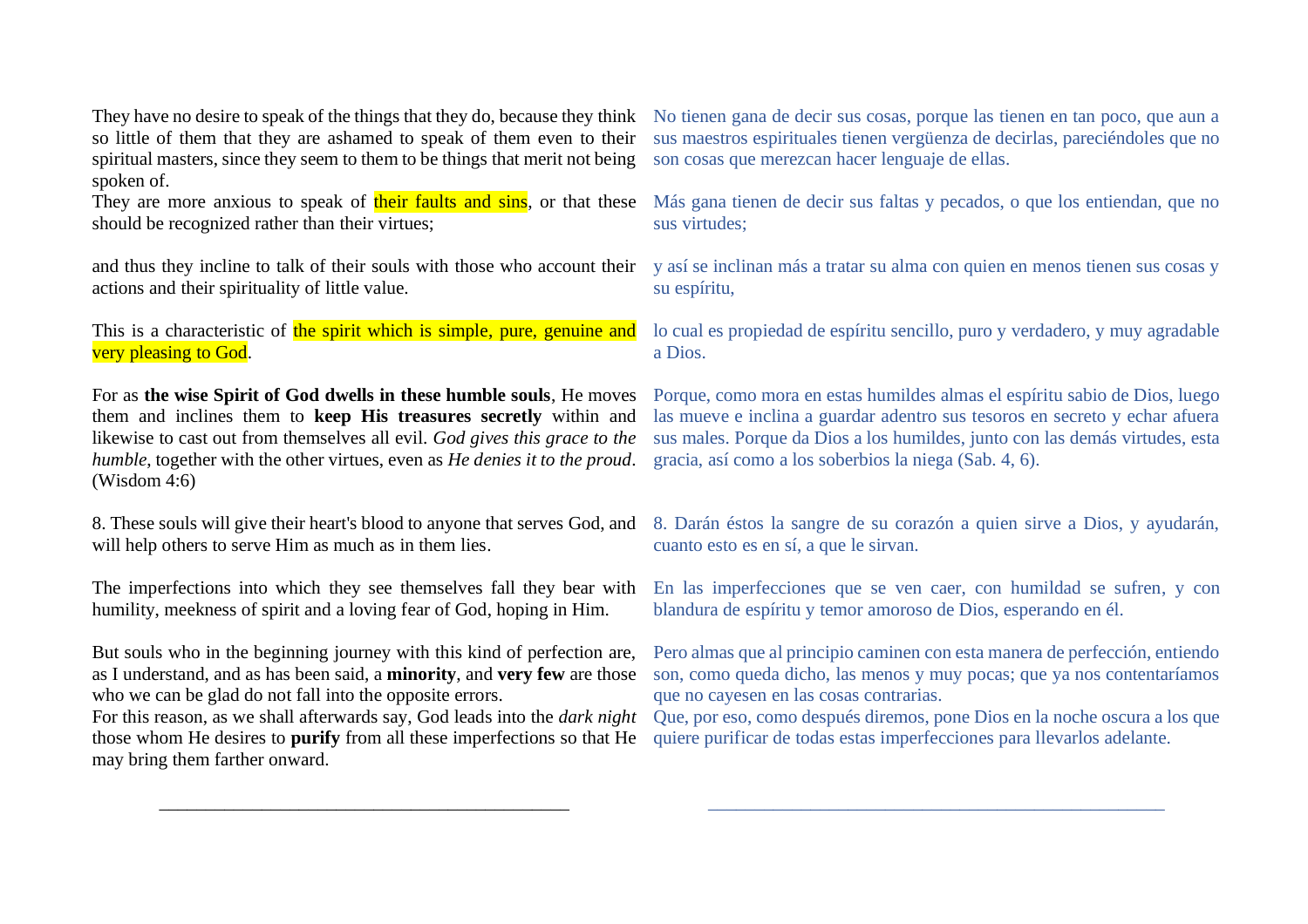They have no desire to speak of the things that they do, because they think so little of them that they are ashamed to speak of them even to their spiritual masters, since they seem to them to be things that merit not being spoken of.

No tienen gana de decir sus cosas, porque las tienen en tan poco, que aun a sus maestros espirituales tienen vergüenza de decirlas, pareciéndoles que no son cosas que merezcan hacer lenguaje de ellas.

They are more anxious to speak of their faults and sins, or that these should be recognized rather than their virtues;

Más gana tienen de decir sus faltas y pecados, o que los entiendan, que no sus virtudes;

and thus they incline to talk of their souls with those who account their actions and their spirituality of little value.

y así se inclinan más a tratar su alma con quien en menos tienen sus cosas y su espíritu,

This is a characteristic of the spirit which is simple, pure, genuine and very pleasing to God.

lo cual es propiedad de espíritu sencillo, puro y verdadero, y muy agradable a Dios.

For as **the wise Spirit of God dwells in these humble souls**, He moves them and inclines them to **keep His treasures secretly** within and likewise to cast out from themselves all evil. *God gives this grace to the humble*, together with the other virtues, even as *He denies it to the proud*. (Wisdom 4:6)

Porque, como mora en estas humildes almas el espíritu sabio de Dios, luego las mueve e inclina a guardar adentro sus tesoros en secreto y echar afuera sus males. Porque da Dios a los humildes, junto con las demás virtudes, esta gracia, así como a los soberbios la niega (Sab. 4, 6).

8. These souls will give their heart's blood to anyone that serves God, and will help others to serve Him as much as in them lies.

8. Darán éstos la sangre de su corazón a quien sirve a Dios, y ayudarán, cuanto esto es en sí, a que le sirvan.

The imperfections into which they see themselves fall they bear with humility, meekness of spirit and a loving fear of God, hoping in Him.

En las imperfecciones que se ven caer, con humildad se sufren, y con blandura de espíritu y temor amoroso de Dios, esperando en él.

But souls who in the beginning journey with this kind of perfection are, as I understand, and as has been said, a **minority**, and **very few** are those who we can be glad do not fall into the opposite errors.
For this reason, as we shall afterwards say, God leads into the *dark night* those whom He desires to **purify** from all these imperfections so that He may bring them farther onward.

Pero almas que al principio caminen con esta manera de perfección, entiendo son, como queda dicho, las menos y muy pocas; que ya nos contentaríamos que no cayesen en las cosas contrarias.
Que, por eso, como después diremos, pone Dios en la noche oscura a los que quiere purificar de todas estas imperfecciones para llevarlos adelante.

---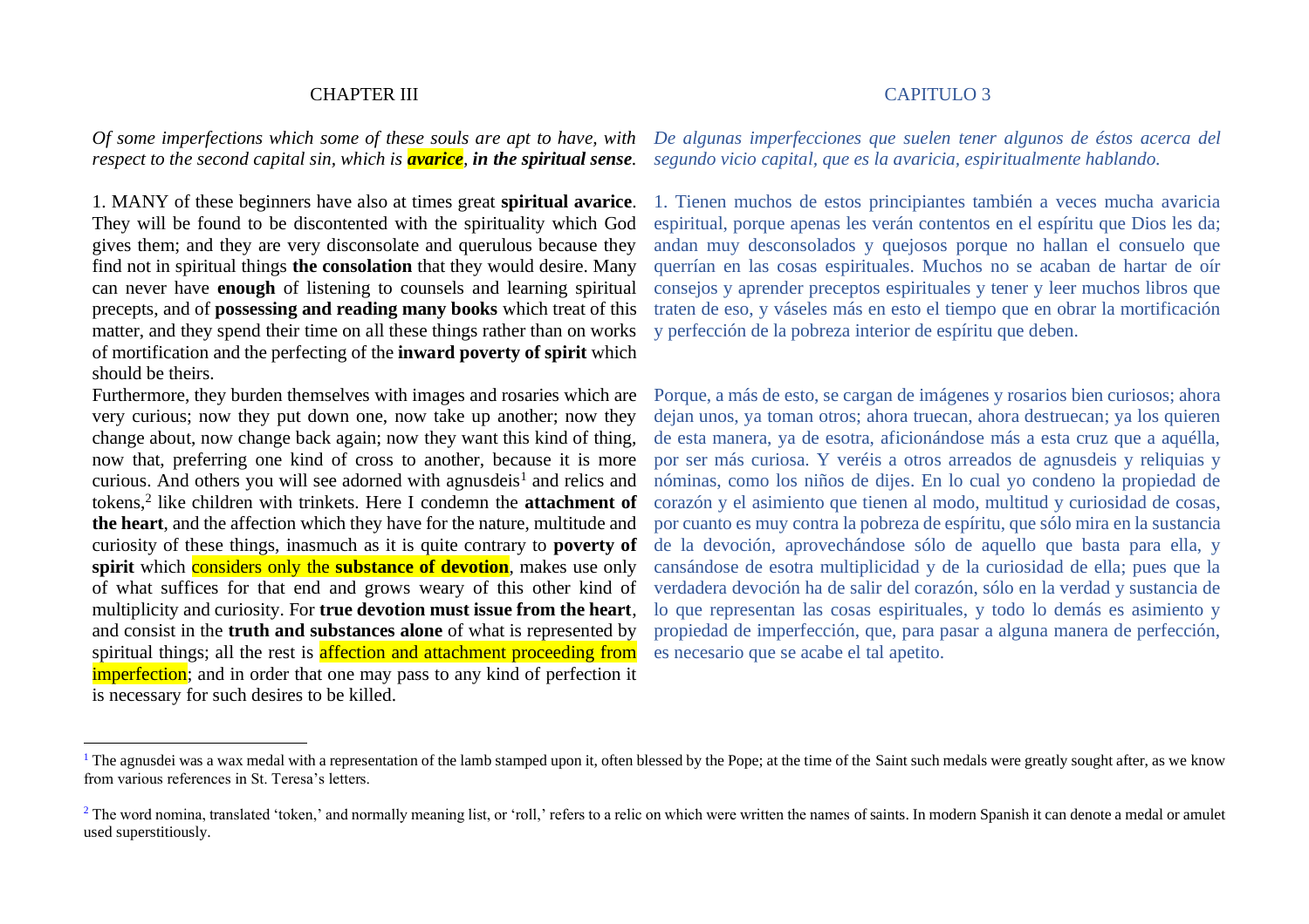## CHAPTER III

*Of some imperfections which some of these souls are apt to have, with respect to the second capital sin, which is **avarice**, in the spiritual sense.*

1. MANY of these beginners have also at times great **spiritual avarice**. They will be found to be discontented with the spirituality which God gives them; and they are very disconsolate and querulous because they find not in spiritual things **the consolation** that they would desire. Many can never have **enough** of listening to counsels and learning spiritual precepts, and of **possessing and reading many books** which treat of this matter, and they spend their time on all these things rather than on works of mortification and the perfecting of the **inward poverty of spirit** which should be theirs.

Furthermore, they burden themselves with images and rosaries which are very curious; now they put down one, now take up another; now they change about, now change back again; now they want this kind of thing, now that, preferring one kind of cross to another, because it is more curious. And others you will see adorned with agnusdeis[1] and relics and tokens,[2] like children with trinkets. Here I condemn the **attachment of the heart**, and the affection which they have for the nature, multitude and curiosity of these things, inasmuch as it is quite contrary to **poverty of spirit** which considers only the **substance of devotion**, makes use only of what suffices for that end and grows weary of this other kind of multiplicity and curiosity. For **true devotion must issue from the heart**, and consist in the **truth and substances alone** of what is represented by spiritual things; all the rest is affection and attachment proceeding from imperfection; and in order that one may pass to any kind of perfection it is necessary for such desires to be killed.

## CAPITULO 3

*De algunas imperfecciones que suelen tener algunos de éstos acerca del segundo vicio capital, que es la avaricia, espiritualmente hablando.*

1. Tienen muchos de estos principiantes también a veces mucha avaricia espiritual, porque apenas les verán contentos en el espíritu que Dios les da; andan muy desconsolados y quejosos porque no hallan el consuelo que querrían en las cosas espirituales. Muchos no se acaban de hartar de oír consejos y aprender preceptos espirituales y tener y leer muchos libros que traten de eso, y váseles más en esto el tiempo que en obrar la mortificación y perfección de la pobreza interior de espíritu que deben.

Porque, a más de esto, se cargan de imágenes y rosarios bien curiosos; ahora dejan unos, ya toman otros; ahora truecan, ahora destruecan; ya los quieren de esta manera, ya de esotra, aficionándose más a esta cruz que a aquélla, por ser más curiosa. Y veréis a otros arreados de agnusdeis y reliquias y nóminas, como los niños de dijes. En lo cual yo condeno la propiedad de corazón y el asimiento que tienen al modo, multitud y curiosidad de cosas, por cuanto es muy contra la pobreza de espíritu, que sólo mira en la sustancia de la devoción, aprovechándose sólo de aquello que basta para ella, y cansándose de esotra multiplicidad y de la curiosidad de ella; pues que la verdadera devoción ha de salir del corazón, sólo en la verdad y sustancia de lo que representan las cosas espirituales, y todo lo demás es asimiento y propiedad de imperfección, que, para pasar a alguna manera de perfección, es necesario que se acabe el tal apetito.

---

[1] The agnusdei was a wax medal with a representation of the lamb stamped upon it, often blessed by the Pope; at the time of the Saint such medals were greatly sought after, as we know from various references in St. Teresa's letters.

[2] The word nomina, translated 'token,' and normally meaning list, or 'roll,' refers to a relic on which were written the names of saints. In modern Spanish it can denote a medal or amulet used superstitiously.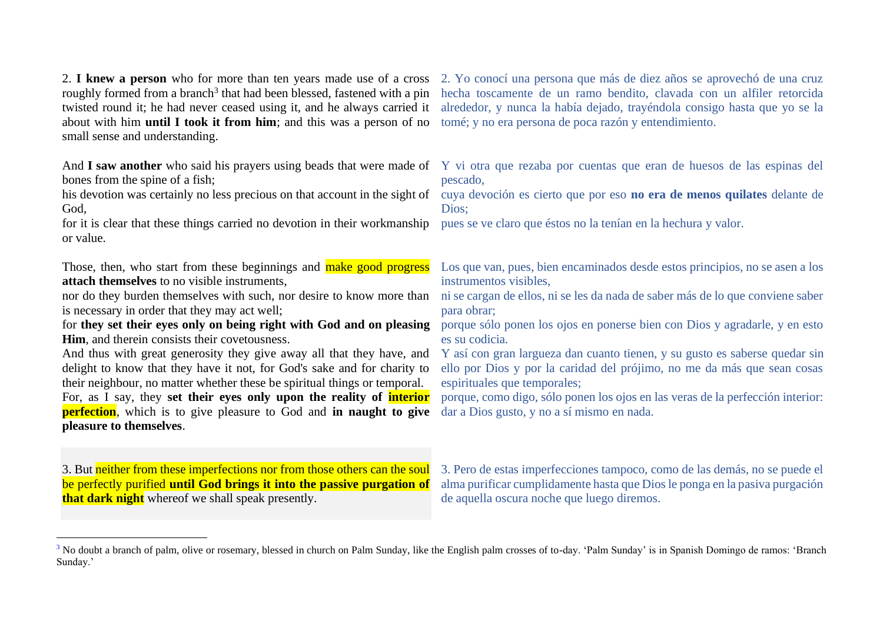2. **I knew a person** who for more than ten years made use of a cross roughly formed from a branch[3] that had been blessed, fastened with a pin twisted round it; he had never ceased using it, and he always carried it about with him **until I took it from him**; and this was a person of no small sense and understanding.

2. Yo conocí una persona que más de diez años se aprovechó de una cruz hecha toscamente de un ramo bendito, clavada con un alfiler retorcida alrededor, y nunca la había dejado, trayéndola consigo hasta que yo se la tomé; y no era persona de poca razón y entendimiento.

And **I saw another** who said his prayers using beads that were made of bones from the spine of a fish;
his devotion was certainly no less precious on that account in the sight of God,
for it is clear that these things carried no devotion in their workmanship or value.

Y vi otra que rezaba por cuentas que eran de huesos de las espinas del pescado,
cuya devoción es cierto que por eso **no era de menos quilates** delante de Dios;
pues se ve claro que éstos no la tenían en la hechura y valor.

Those, then, who start from these beginnings and make good progress **attach themselves** to no visible instruments,
nor do they burden themselves with such, nor desire to know more than is necessary in order that they may act well;
for **they set their eyes only on being right with God and on pleasing Him**, and therein consists their covetousness.
And thus with great generosity they give away all that they have, and delight to know that they have it not, for God's sake and for charity to their neighbour, no matter whether these be spiritual things or temporal.
For, as I say, they **set their eyes only upon the reality of interior perfection**, which is to give pleasure to God and **in naught to give pleasure to themselves**.

Los que van, pues, bien encaminados desde estos principios, no se asen a los instrumentos visibles,
ni se cargan de ellos, ni se les da nada de saber más de lo que conviene saber para obrar;
porque sólo ponen los ojos en ponerse bien con Dios y agradarle, y en esto es su codicia.
Y así con gran largueza dan cuanto tienen, y su gusto es saberse quedar sin ello por Dios y por la caridad del prójimo, no me da más que sean cosas espirituales que temporales;
porque, como digo, sólo ponen los ojos en las veras de la perfección interior: dar a Dios gusto, y no a sí mismo en nada.

3. But neither from these imperfections nor from those others can the soul be perfectly purified **until God brings it into the passive purgation of that dark night** whereof we shall speak presently.

3. Pero de estas imperfecciones tampoco, como de las demás, no se puede el alma purificar cumplidamente hasta que Dios le ponga en la pasiva purgación de aquella oscura noche que luego diremos.

[3] No doubt a branch of palm, olive or rosemary, blessed in church on Palm Sunday, like the English palm crosses of to-day. 'Palm Sunday' is in Spanish Domingo de ramos: 'Branch Sunday.'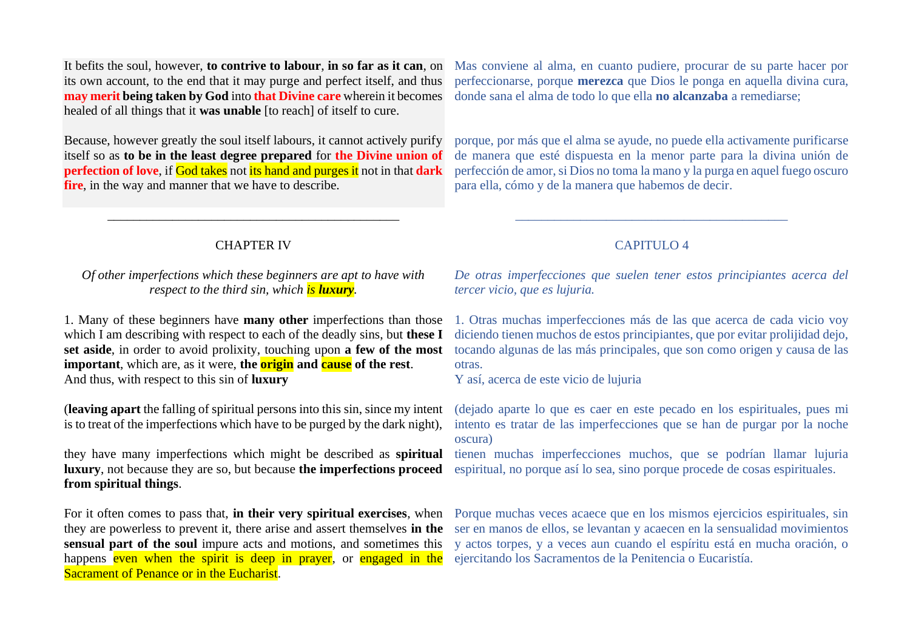It befits the soul, however, **to contrive to labour**, **in so far as it can**, on its own account, to the end that it may purge and perfect itself, and thus **may merit being taken by God** into **that Divine care** wherein it becomes healed of all things that it **was unable** [to reach] of itself to cure.

Mas conviene al alma, en cuanto pudiere, procurar de su parte hacer por perfeccionarse, porque **merezca** que Dios le ponga en aquella divina cura, donde sana el alma de todo lo que ella **no alcanzaba** a remediarse;

Because, however greatly the soul itself labours, it cannot actively purify itself so as **to be in the least degree prepared** for **the Divine union of perfection of love**, if God takes not its hand and purges it not in that **dark fire**, in the way and manner that we have to describe.

porque, por más que el alma se ayude, no puede ella activamente purificarse de manera que esté dispuesta en la menor parte para la divina unión de perfección de amor, si Dios no toma la mano y la purga en aquel fuego oscuro para ella, cómo y de la manera que habemos de decir.

---

## CHAPTER IV

## CAPITULO 4

*Of other imperfections which these beginners are apt to have with respect to the third sin, which **is luxury**.*

*De otras imperfecciones que suelen tener estos principiantes acerca del tercer vicio, que es lujuria.*

1. Many of these beginners have **many other** imperfections than those which I am describing with respect to each of the deadly sins, but **these I set aside**, in order to avoid prolixity, touching upon **a few of the most important**, which are, as it were, **the origin and cause of the rest**.
And thus, with respect to this sin of **luxury**

1. Otras muchas imperfecciones más de las que acerca de cada vicio voy diciendo tienen muchos de estos principiantes, que por evitar prolijidad dejo, tocando algunas de las más principales, que son como origen y causa de las otras.
Y así, acerca de este vicio de lujuria

(**leaving apart** the falling of spiritual persons into this sin, since my intent is to treat of the imperfections which have to be purged by the dark night),

(dejado aparte lo que es caer en este pecado en los espirituales, pues mi intento es tratar de las imperfecciones que se han de purgar por la noche oscura)

they have many imperfections which might be described as **spiritual luxury**, not because they are so, but because **the imperfections proceed from spiritual things**.

tienen muchas imperfecciones muchos, que se podrían llamar lujuria espiritual, no porque así lo sea, sino porque procede de cosas espirituales.

For it often comes to pass that, **in their very spiritual exercises**, when they are powerless to prevent it, there arise and assert themselves **in the sensual part of the soul** impure acts and motions, and sometimes this happens even when the spirit is deep in prayer, or engaged in the Sacrament of Penance or in the Eucharist.

Porque muchas veces acaece que en los mismos ejercicios espirituales, sin ser en manos de ellos, se levantan y acaecen en la sensualidad movimientos y actos torpes, y a veces aun cuando el espíritu está en mucha oración, o ejercitando los Sacramentos de la Penitencia o Eucaristía.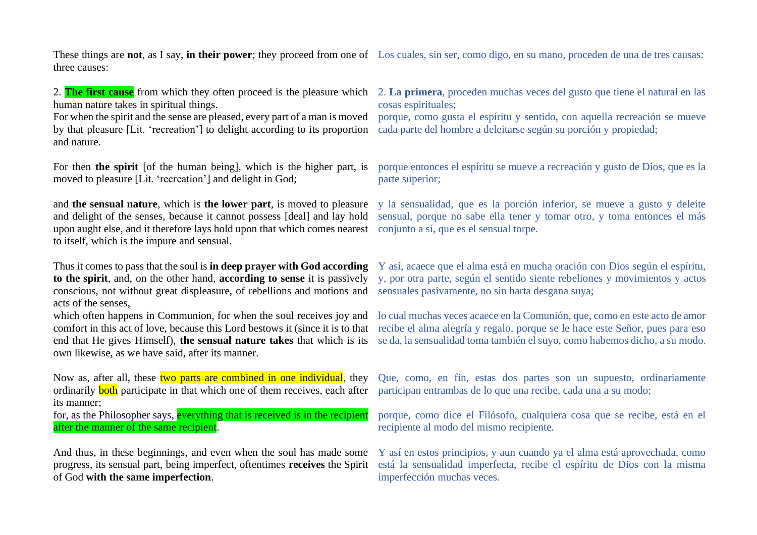These things are **not**, as I say, **in their power**; they proceed from one of three causes:

Los cuales, sin ser, como digo, en su mano, proceden de una de tres causas:

2. **The first cause** from which they often proceed is the pleasure which human nature takes in spiritual things.
For when the spirit and the sense are pleased, every part of a man is moved by that pleasure [Lit. 'recreation'] to delight according to its proportion and nature.

2. **La primera**, proceden muchas veces del gusto que tiene el natural en las cosas espirituales;
porque, como gusta el espíritu y sentido, con aquella recreación se mueve cada parte del hombre a deleitarse según su porción y propiedad;

For then **the spirit** [of the human being], which is the higher part, is moved to pleasure [Lit. 'recreation'] and delight in God;

porque entonces el espíritu se mueve a recreación y gusto de Dios, que es la parte superior;

and **the sensual nature**, which is **the lower part**, is moved to pleasure and delight of the senses, because it cannot possess [deal] and lay hold upon aught else, and it therefore lays hold upon that which comes nearest to itself, which is the impure and sensual.

y la sensualidad, que es la porción inferior, se mueve a gusto y deleite sensual, porque no sabe ella tener y tomar otro, y toma entonces el más conjunto a sí, que es el sensual torpe.

Thus it comes to pass that the soul is **in deep prayer with God according to the spirit**, and, on the other hand, **according to sense** it is passively conscious, not without great displeasure, of rebellions and motions and acts of the senses,
which often happens in Communion, for when the soul receives joy and comfort in this act of love, because this Lord bestows it (since it is to that end that He gives Himself), **the sensual nature takes** that which is its own likewise, as we have said, after its manner.

Y así, acaece que el alma está en mucha oración con Dios según el espíritu, y, por otra parte, según el sentido siente rebeliones y movimientos y actos sensuales pasivamente, no sin harta desgana suya;
lo cual muchas veces acaece en la Comunión, que, como en este acto de amor recibe el alma alegría y regalo, porque se le hace este Señor, pues para eso se da, la sensualidad toma también el suyo, como habemos dicho, a su modo.

Now as, after all, these two parts are combined in one individual, they ordinarily both participate in that which one of them receives, each after its manner;
for, as the Philosopher says, everything that is received is in the recipient after the manner of the same recipient.

Que, como, en fin, estas dos partes son un supuesto, ordinariamente participan entrambas de lo que una recibe, cada una a su modo;
porque, como dice el Filósofo, cualquiera cosa que se recibe, está en el recipiente al modo del mismo recipiente.

And thus, in these beginnings, and even when the soul has made some progress, its sensual part, being imperfect, oftentimes **receives** the Spirit of God **with the same imperfection**.

Y así en estos principios, y aun cuando ya el alma está aprovechada, como está la sensualidad imperfecta, recibe el espíritu de Dios con la misma imperfección muchas veces.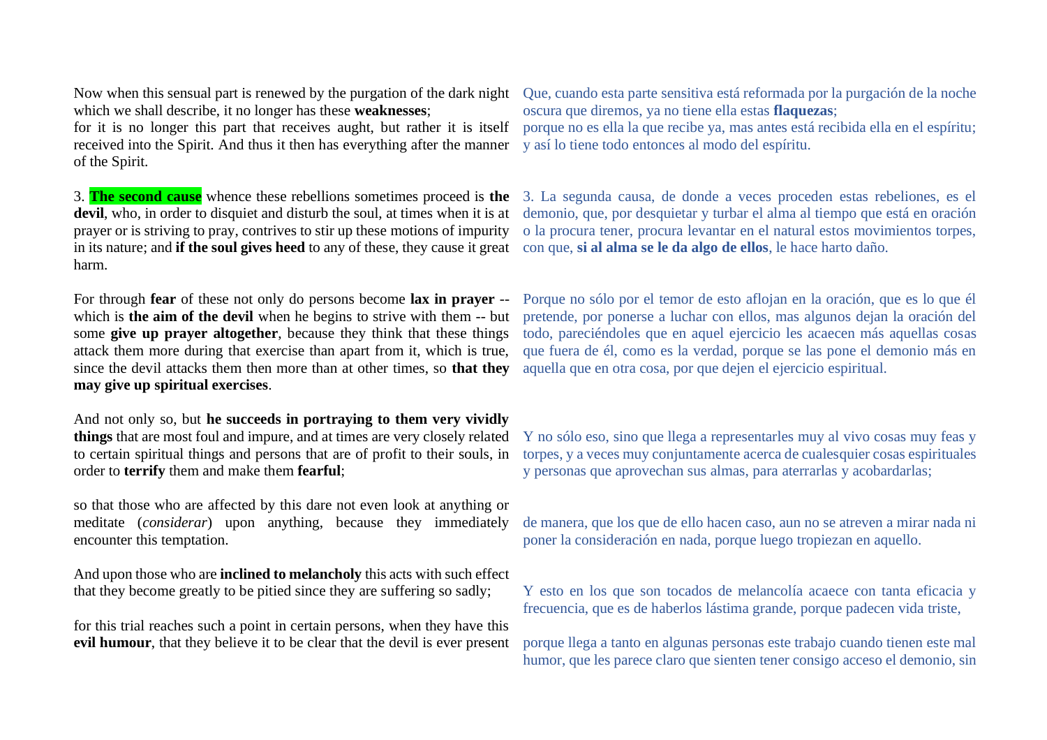Now when this sensual part is renewed by the purgation of the dark night which we shall describe, it no longer has these **weaknesses**;
for it is no longer this part that receives aught, but rather it is itself received into the Spirit. And thus it then has everything after the manner of the Spirit.

Que, cuando esta parte sensitiva está reformada por la purgación de la noche oscura que diremos, ya no tiene ella estas **flaquezas**;
porque no es ella la que recibe ya, mas antes está recibida ella en el espíritu; y así lo tiene todo entonces al modo del espíritu.

3. **The second cause** whence these rebellions sometimes proceed is **the devil**, who, in order to disquiet and disturb the soul, at times when it is at prayer or is striving to pray, contrives to stir up these motions of impurity in its nature; and **if the soul gives heed** to any of these, they cause it great harm.

3. La segunda causa, de donde a veces proceden estas rebeliones, es el demonio, que, por desquietar y turbar el alma al tiempo que está en oración o la procura tener, procura levantar en el natural estos movimientos torpes, con que, **si al alma se le da algo de ellos**, le hace harto daño.

For through **fear** of these not only do persons become **lax in prayer** -- which is **the aim of the devil** when he begins to strive with them -- but some **give up prayer altogether**, because they think that these things attack them more during that exercise than apart from it, which is true, since the devil attacks them then more than at other times, so **that they may give up spiritual exercises**.

Porque no sólo por el temor de esto aflojan en la oración, que es lo que él pretende, por ponerse a luchar con ellos, mas algunos dejan la oración del todo, pareciéndoles que en aquel ejercicio les acaecen más aquellas cosas que fuera de él, como es la verdad, porque se las pone el demonio más en aquella que en otra cosa, por que dejen el ejercicio espiritual.

And not only so, but **he succeeds in portraying to them very vividly things** that are most foul and impure, and at times are very closely related to certain spiritual things and persons that are of profit to their souls, in order to **terrify** them and make them **fearful**;

Y no sólo eso, sino que llega a representarles muy al vivo cosas muy feas y torpes, y a veces muy conjuntamente acerca de cualesquier cosas espirituales y personas que aprovechan sus almas, para aterrarlas y acobardarlas;

so that those who are affected by this dare not even look at anything or meditate (*considerar*) upon anything, because they immediately encounter this temptation.

de manera, que los que de ello hacen caso, aun no se atreven a mirar nada ni poner la consideración en nada, porque luego tropiezan en aquello.

And upon those who are **inclined to melancholy** this acts with such effect that they become greatly to be pitied since they are suffering so sadly;

Y esto en los que son tocados de melancolía acaece con tanta eficacia y frecuencia, que es de haberlos lástima grande, porque padecen vida triste,

for this trial reaches such a point in certain persons, when they have this **evil humour**, that they believe it to be clear that the devil is ever present

porque llega a tanto en algunas personas este trabajo cuando tienen este mal humor, que les parece claro que sienten tener consigo acceso el demonio, sin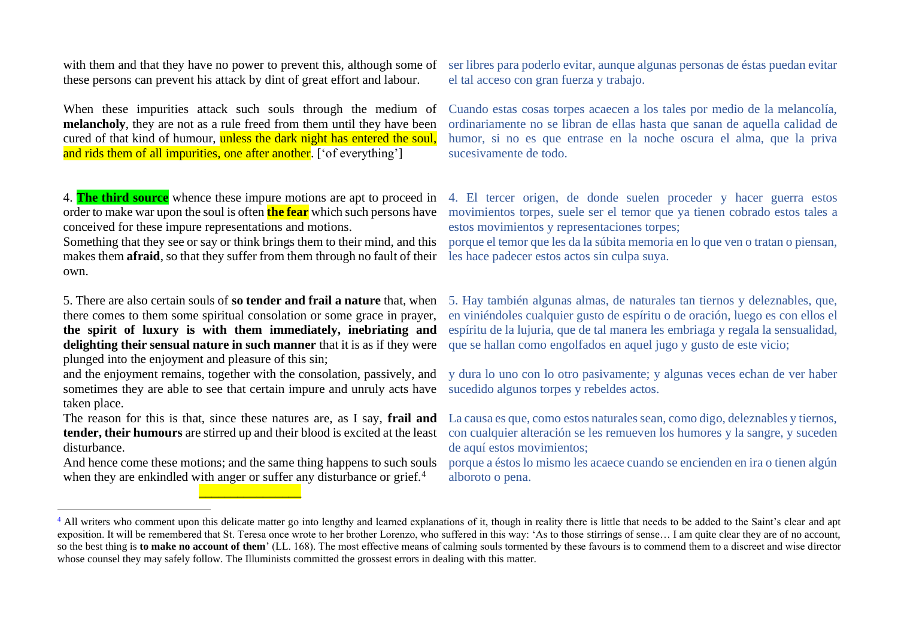with them and that they have no power to prevent this, although some of these persons can prevent his attack by dint of great effort and labour.

ser libres para poderlo evitar, aunque algunas personas de éstas puedan evitar el tal acceso con gran fuerza y trabajo.

When these impurities attack such souls through the medium of **melancholy**, they are not as a rule freed from them until they have been cured of that kind of humour, unless the dark night has entered the soul, and rids them of all impurities, one after another. ['of everything']

Cuando estas cosas torpes acaecen a los tales por medio de la melancolía, ordinariamente no se libran de ellas hasta que sanan de aquella calidad de humor, si no es que entrase en la noche oscura el alma, que la priva sucesivamente de todo.

4. **The third source** whence these impure motions are apt to proceed in order to make war upon the soul is often **the fear** which such persons have conceived for these impure representations and motions.
Something that they see or say or think brings them to their mind, and this makes them **afraid**, so that they suffer from them through no fault of their own.

4. El tercer origen, de donde suelen proceder y hacer guerra estos movimientos torpes, suele ser el temor que ya tienen cobrado estos tales a estos movimientos y representaciones torpes;
porque el temor que les da la súbita memoria en lo que ven o tratan o piensan, les hace padecer estos actos sin culpa suya.

5. There are also certain souls of **so tender and frail a nature** that, when there comes to them some spiritual consolation or some grace in prayer, **the spirit of luxury is with them immediately, inebriating and delighting their sensual nature in such manner** that it is as if they were plunged into the enjoyment and pleasure of this sin;
and the enjoyment remains, together with the consolation, passively, and sometimes they are able to see that certain impure and unruly acts have taken place.
The reason for this is that, since these natures are, as I say, **frail and tender, their humours** are stirred up and their blood is excited at the least disturbance.
And hence come these motions; and the same thing happens to such souls when they are enkindled with anger or suffer any disturbance or grief.[4]

5. Hay también algunas almas, de naturales tan tiernos y deleznables, que, en viniéndoles cualquier gusto de espíritu o de oración, luego es con ellos el espíritu de la lujuria, que de tal manera les embriaga y regala la sensualidad, que se hallan como engolfados en aquel jugo y gusto de este vicio;
y dura lo uno con lo otro pasivamente; y algunas veces echan de ver haber sucedido algunos torpes y rebeldes actos.
La causa es que, como estos naturales sean, como digo, deleznables y tiernos, con cualquier alteración se les remueven los humores y la sangre, y suceden de aquí estos movimientos;
porque a éstos lo mismo les acaece cuando se encienden en ira o tienen algún alboroto o pena.

[4] All writers who comment upon this delicate matter go into lengthy and learned explanations of it, though in reality there is little that needs to be added to the Saint's clear and apt exposition. It will be remembered that St. Teresa once wrote to her brother Lorenzo, who suffered in this way: 'As to those stirrings of sense… I am quite clear they are of no account, so the best thing is **to make no account of them**' (LL. 168). The most effective means of calming souls tormented by these favours is to commend them to a discreet and wise director whose counsel they may safely follow. The Illuminists committed the grossest errors in dealing with this matter.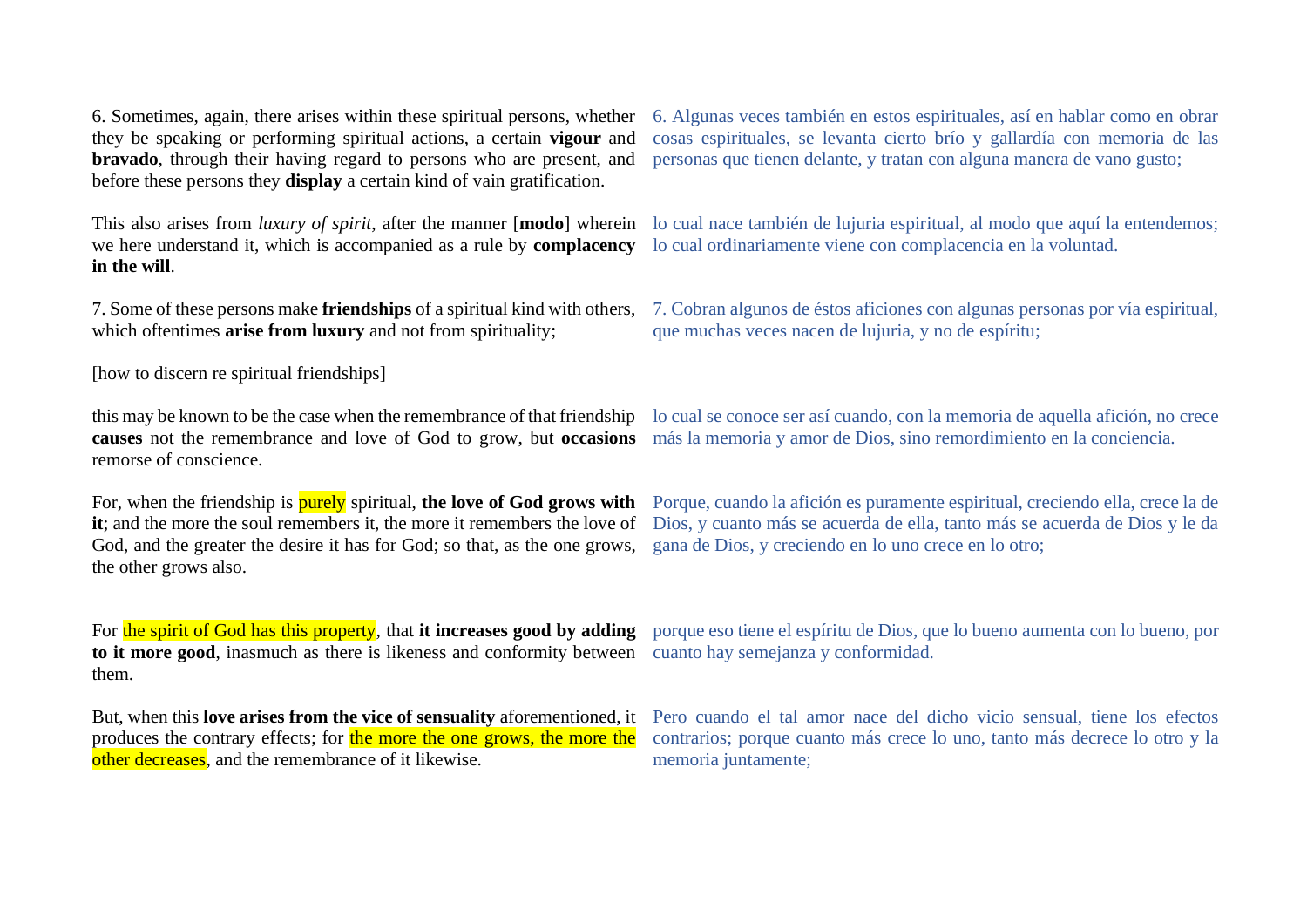6. Sometimes, again, there arises within these spiritual persons, whether they be speaking or performing spiritual actions, a certain **vigour** and **bravado**, through their having regard to persons who are present, and before these persons they **display** a certain kind of vain gratification.

6. Algunas veces también en estos espirituales, así en hablar como en obrar cosas espirituales, se levanta cierto brío y gallardía con memoria de las personas que tienen delante, y tratan con alguna manera de vano gusto;

This also arises from *luxury of spirit*, after the manner [**modo**] wherein we here understand it, which is accompanied as a rule by **complacency in the will**.

lo cual nace también de lujuria espiritual, al modo que aquí la entendemos; lo cual ordinariamente viene con complacencia en la voluntad.

7. Some of these persons make **friendships** of a spiritual kind with others, which oftentimes **arise from luxury** and not from spirituality;

7. Cobran algunos de éstos aficiones con algunas personas por vía espiritual, que muchas veces nacen de lujuria, y no de espíritu;

[how to discern re spiritual friendships]

this may be known to be the case when the remembrance of that friendship **causes** not the remembrance and love of God to grow, but **occasions** remorse of conscience.

lo cual se conoce ser así cuando, con la memoria de aquella afición, no crece más la memoria y amor de Dios, sino remordimiento en la conciencia.

For, when the friendship is purely spiritual, **the love of God grows with it**; and the more the soul remembers it, the more it remembers the love of God, and the greater the desire it has for God; so that, as the one grows, the other grows also.

Porque, cuando la afición es puramente espiritual, creciendo ella, crece la de Dios, y cuanto más se acuerda de ella, tanto más se acuerda de Dios y le da gana de Dios, y creciendo en lo uno crece en lo otro;

For the spirit of God has this property, that **it increases good by adding to it more good**, inasmuch as there is likeness and conformity between them.

porque eso tiene el espíritu de Dios, que lo bueno aumenta con lo bueno, por cuanto hay semejanza y conformidad.

But, when this **love arises from the vice of sensuality** aforementioned, it produces the contrary effects; for the more the one grows, the more the other decreases, and the remembrance of it likewise.

Pero cuando el tal amor nace del dicho vicio sensual, tiene los efectos contrarios; porque cuanto más crece lo uno, tanto más decrece lo otro y la memoria juntamente;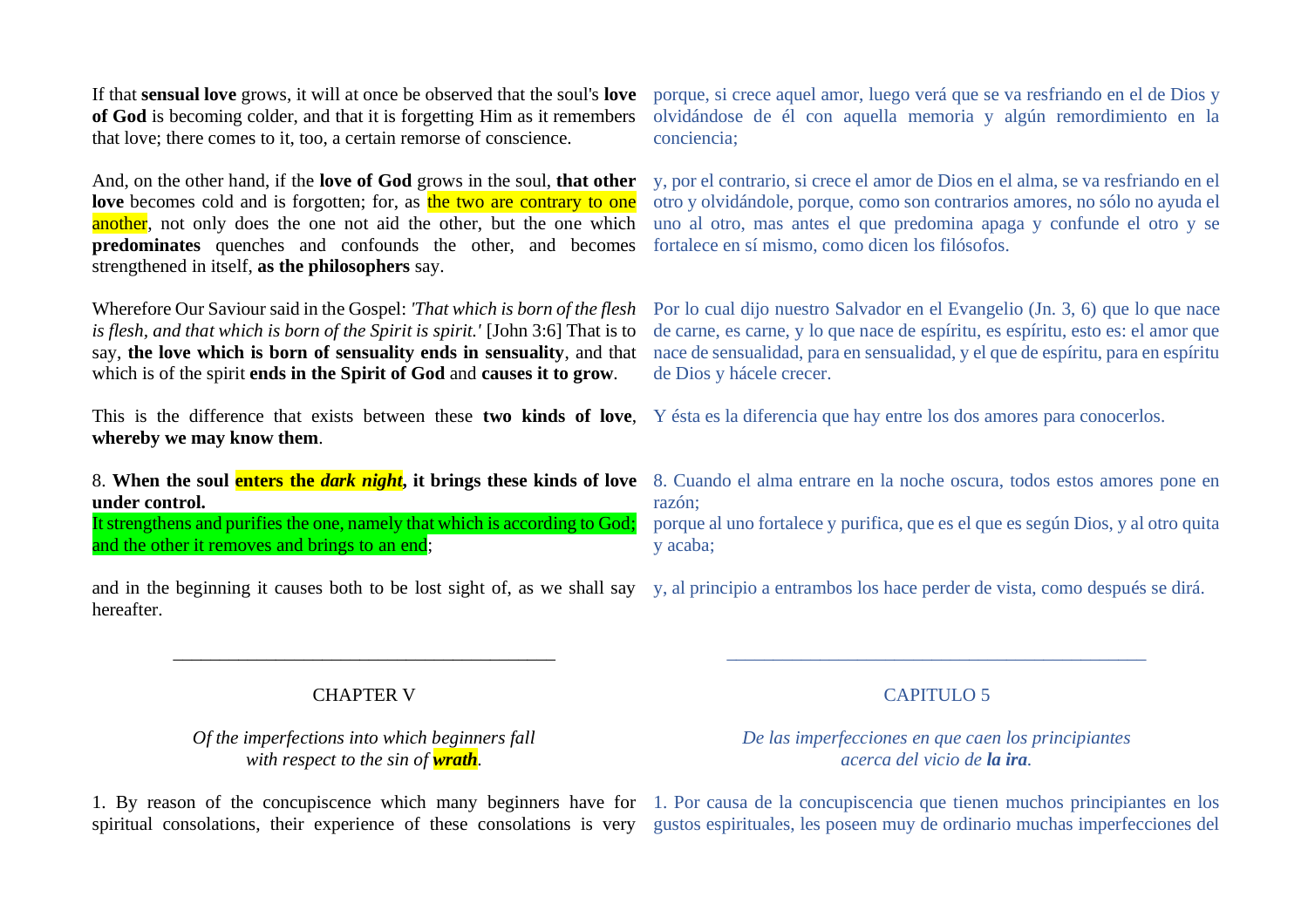If that **sensual love** grows, it will at once be observed that the soul's **love of God** is becoming colder, and that it is forgetting Him as it remembers that love; there comes to it, too, a certain remorse of conscience.

porque, si crece aquel amor, luego verá que se va resfriando en el de Dios y olvidándose de él con aquella memoria y algún remordimiento en la conciencia;

And, on the other hand, if the **love of God** grows in the soul, **that other love** becomes cold and is forgotten; for, as the two are contrary to one another, not only does the one not aid the other, but the one which **predominates** quenches and confounds the other, and becomes strengthened in itself, **as the philosophers** say.

y, por el contrario, si crece el amor de Dios en el alma, se va resfriando en el otro y olvidándole, porque, como son contrarios amores, no sólo no ayuda el uno al otro, mas antes el que predomina apaga y confunde el otro y se fortalece en sí mismo, como dicen los filósofos.

Wherefore Our Saviour said in the Gospel: *'That which is born of the flesh is flesh, and that which is born of the Spirit is spirit.'* [John 3:6] That is to say, **the love which is born of sensuality ends in sensuality**, and that which is of the spirit **ends in the Spirit of God** and **causes it to grow**.

Por lo cual dijo nuestro Salvador en el Evangelio (Jn. 3, 6) que lo que nace de carne, es carne, y lo que nace de espíritu, es espíritu, esto es: el amor que nace de sensualidad, para en sensualidad, y el que de espíritu, para en espíritu de Dios y hácele crecer.

This is the difference that exists between these **two kinds of love**, **whereby we may know them**.

Y ésta es la diferencia que hay entre los dos amores para conocerlos.

8. **When the soul enters the *dark night*, it brings these kinds of love under control.**
It strengthens and purifies the one, namely that which is according to God; and the other it removes and brings to an end;

8. Cuando el alma entrare en la noche oscura, todos estos amores pone en razón;
porque al uno fortalece y purifica, que es el que es según Dios, y al otro quita y acaba;

and in the beginning it causes both to be lost sight of, as we shall say hereafter.

y, al principio a entrambos los hace perder de vista, como después se dirá.

---

## CHAPTER V

*Of the imperfections into which beginners fall with respect to the sin of **wrath**.*

## CAPITULO 5

*De las imperfecciones en que caen los principiantes acerca del vicio de **la ira**.*

1. By reason of the concupiscence which many beginners have for spiritual consolations, their experience of these consolations is very

1. Por causa de la concupiscencia que tienen muchos principiantes en los gustos espirituales, les poseen muy de ordinario muchas imperfecciones del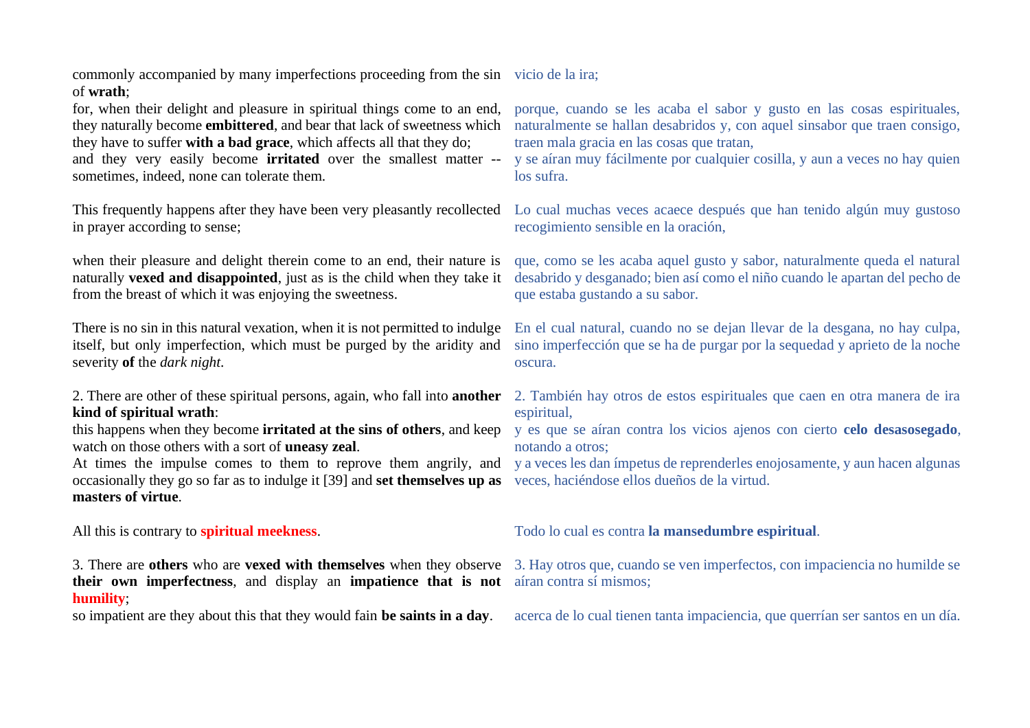commonly accompanied by many imperfections proceeding from the sin of **wrath**;

vicio de la ira;

for, when their delight and pleasure in spiritual things come to an end, they naturally become **embittered**, and bear that lack of sweetness which they have to suffer **with a bad grace**, which affects all that they do;

porque, cuando se les acaba el sabor y gusto en las cosas espirituales, naturalmente se hallan desabridos y, con aquel sinsabor que traen consigo, traen mala gracia en las cosas que tratan,

and they very easily become **irritated** over the smallest matter -- sometimes, indeed, none can tolerate them.

y se aíran muy fácilmente por cualquier cosilla, y aun a veces no hay quien los sufra.

This frequently happens after they have been very pleasantly recollected in prayer according to sense;

Lo cual muchas veces acaece después que han tenido algún muy gustoso recogimiento sensible en la oración,

when their pleasure and delight therein come to an end, their nature is naturally **vexed and disappointed**, just as is the child when they take it from the breast of which it was enjoying the sweetness.

que, como se les acaba aquel gusto y sabor, naturalmente queda el natural desabrido y desganado; bien así como el niño cuando le apartan del pecho de que estaba gustando a su sabor.

There is no sin in this natural vexation, when it is not permitted to indulge itself, but only imperfection, which must be purged by the aridity and severity **of** the *dark night*.

En el cual natural, cuando no se dejan llevar de la desgana, no hay culpa, sino imperfección que se ha de purgar por la sequedad y aprieto de la noche oscura.

2. There are other of these spiritual persons, again, who fall into **another kind of spiritual wrath**:

2. También hay otros de estos espirituales que caen en otra manera de ira espiritual,

this happens when they become **irritated at the sins of others**, and keep watch on those others with a sort of **uneasy zeal**.

y es que se aíran contra los vicios ajenos con cierto **celo desasosegado**, notando a otros;

At times the impulse comes to them to reprove them angrily, and occasionally they go so far as to indulge it [39] and **set themselves up as masters of virtue**.

y a veces les dan ímpetus de reprenderles enojosamente, y aun hacen algunas veces, haciéndose ellos dueños de la virtud.

All this is contrary to **spiritual meekness**.

Todo lo cual es contra **la mansedumbre espiritual**.

3. There are **others** who are **vexed with themselves** when they observe **their own imperfectness**, and display an **impatience that is not humility**;

3. Hay otros que, cuando se ven imperfectos, con impaciencia no humilde se aíran contra sí mismos;

so impatient are they about this that they would fain **be saints in a day**.

acerca de lo cual tienen tanta impaciencia, que querrían ser santos en un día.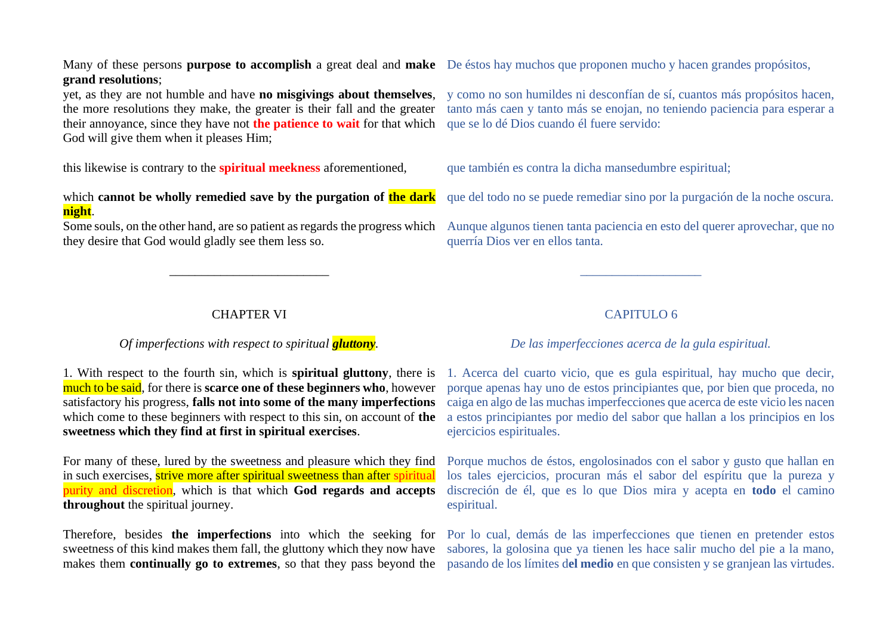Many of these persons **purpose to accomplish** a great deal and **make grand resolutions**;

De éstos hay muchos que proponen mucho y hacen grandes propósitos,

yet, as they are not humble and have **no misgivings about themselves**, the more resolutions they make, the greater is their fall and the greater their annoyance, since they have not **the patience to wait** for that which God will give them when it pleases Him;

y como no son humildes ni desconfían de sí, cuantos más propósitos hacen, tanto más caen y tanto más se enojan, no teniendo paciencia para esperar a que se lo dé Dios cuando él fuere servido:

this likewise is contrary to the **spiritual meekness** aforementioned,

que también es contra la dicha mansedumbre espiritual;

which **cannot be wholly remedied save by the purgation of the dark night**.

que del todo no se puede remediar sino por la purgación de la noche oscura.

Some souls, on the other hand, are so patient as regards the progress which they desire that God would gladly see them less so.

Aunque algunos tienen tanta paciencia en esto del querer aprovechar, que no querría Dios ver en ellos tanta.

---

## CHAPTER VI

*Of imperfections with respect to spiritual **gluttony**.*

## CAPITULO 6

*De las imperfecciones acerca de la gula espiritual.*

1. With respect to the fourth sin, which is **spiritual gluttony**, there is much to be said, for there is **scarce one of these beginners who**, however satisfactory his progress, **falls not into some of the many imperfections** which come to these beginners with respect to this sin, on account of **the sweetness which they find at first in spiritual exercises**.

1. Acerca del cuarto vicio, que es gula espiritual, hay mucho que decir, porque apenas hay uno de estos principiantes que, por bien que proceda, no caiga en algo de las muchas imperfecciones que acerca de este vicio les nacen a estos principiantes por medio del sabor que hallan a los principios en los ejercicios espirituales.

For many of these, lured by the sweetness and pleasure which they find in such exercises, strive more after spiritual sweetness than after spiritual purity and discretion, which is that which **God regards and accepts throughout** the spiritual journey.

Porque muchos de éstos, engolosinados con el sabor y gusto que hallan en los tales ejercicios, procuran más el sabor del espíritu que la pureza y discreción de él, que es lo que Dios mira y acepta en **todo** el camino espiritual.

Therefore, besides **the imperfections** into which the seeking for sweetness of this kind makes them fall, the gluttony which they now have makes them **continually go to extremes**, so that they pass beyond the

Por lo cual, demás de las imperfecciones que tienen en pretender estos sabores, la golosina que ya tienen les hace salir mucho del pie a la mano, pasando de los límites d**el medio** en que consisten y se granjean las virtudes.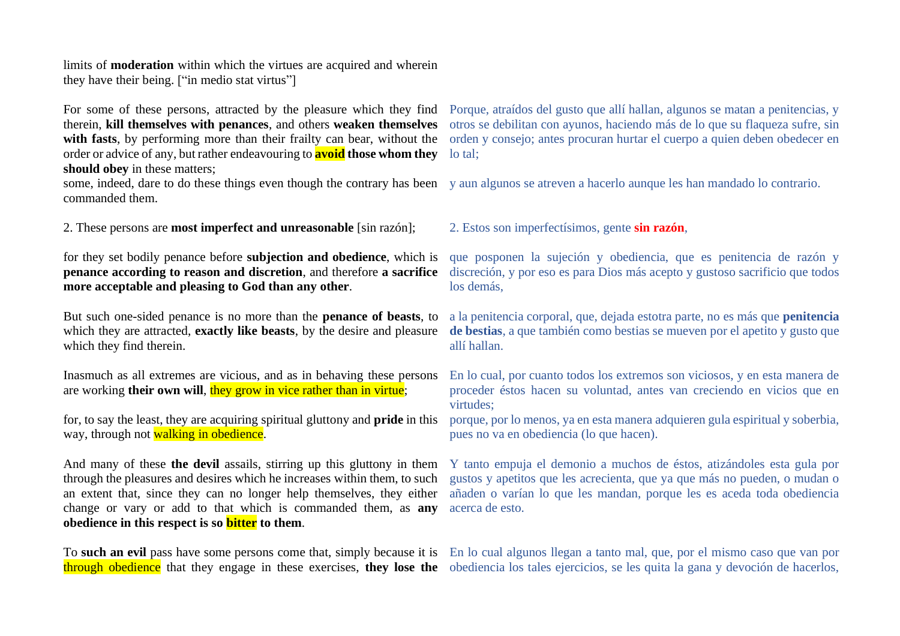limits of **moderation** within which the virtues are acquired and wherein they have their being. ["in medio stat virtus"]

For some of these persons, attracted by the pleasure which they find therein, **kill themselves with penances**, and others **weaken themselves with fasts**, by performing more than their frailty can bear, without the order or advice of any, but rather endeavouring to **avoid those whom they should obey** in these matters;

Porque, atraídos del gusto que allí hallan, algunos se matan a penitencias, y otros se debilitan con ayunos, haciendo más de lo que su flaqueza sufre, sin orden y consejo; antes procuran hurtar el cuerpo a quien deben obedecer en lo tal;

some, indeed, dare to do these things even though the contrary has been commanded them.

y aun algunos se atreven a hacerlo aunque les han mandado lo contrario.

2. These persons are **most imperfect and unreasonable** [sin razón];

2. Estos son imperfectísimos, gente **sin razón**,

for they set bodily penance before **subjection and obedience**, which is **penance according to reason and discretion**, and therefore **a sacrifice more acceptable and pleasing to God than any other**.

que posponen la sujeción y obediencia, que es penitencia de razón y discreción, y por eso es para Dios más acepto y gustoso sacrificio que todos los demás,

But such one-sided penance is no more than the **penance of beasts**, to which they are attracted, **exactly like beasts**, by the desire and pleasure which they find therein.

a la penitencia corporal, que, dejada estotra parte, no es más que **penitencia de bestias**, a que también como bestias se mueven por el apetito y gusto que allí hallan.

Inasmuch as all extremes are vicious, and as in behaving these persons are working **their own will**, they grow in vice rather than in virtue;

En lo cual, por cuanto todos los extremos son viciosos, y en esta manera de proceder éstos hacen su voluntad, antes van creciendo en vicios que en virtudes;

for, to say the least, they are acquiring spiritual gluttony and **pride** in this way, through not walking in obedience.

porque, por lo menos, ya en esta manera adquieren gula espiritual y soberbia, pues no va en obediencia (lo que hacen).

And many of these **the devil** assails, stirring up this gluttony in them through the pleasures and desires which he increases within them, to such an extent that, since they can no longer help themselves, they either change or vary or add to that which is commanded them, as **any obedience in this respect is so bitter to them**.

Y tanto empuja el demonio a muchos de éstos, atizándoles esta gula por gustos y apetitos que les acrecienta, que ya que más no pueden, o mudan o añaden o varían lo que les mandan, porque les es aceda toda obediencia acerca de esto.

To **such an evil** pass have some persons come that, simply because it is through obedience that they engage in these exercises, **they lose the**

En lo cual algunos llegan a tanto mal, que, por el mismo caso que van por obediencia los tales ejercicios, se les quita la gana y devoción de hacerlos,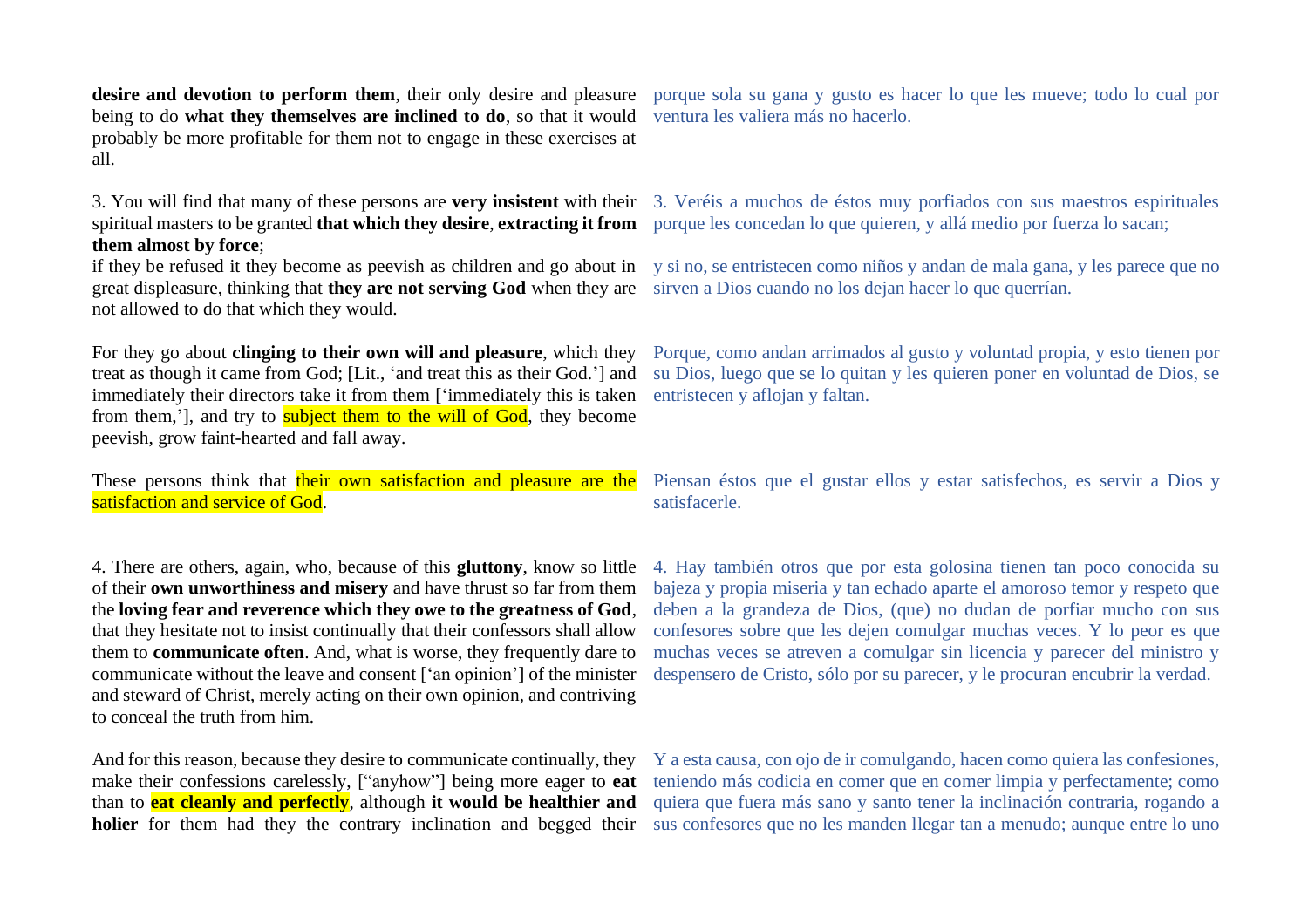| | |
|---|---|
| **desire and devotion to perform them**, their only desire and pleasure being to do **what they themselves are inclined to do**, so that it would probably be more profitable for them not to engage in these exercises at all. | porque sola su gana y gusto es hacer lo que les mueve; todo lo cual por ventura les valiera más no hacerlo. |
| 3. You will find that many of these persons are **very insistent** with their spiritual masters to be granted **that which they desire**, **extracting it from them almost by force**; | 3. Veréis a muchos de éstos muy porfiados con sus maestros espirituales porque les concedan lo que quieren, y allá medio por fuerza lo sacan; |
| if they be refused it they become as peevish as children and go about in great displeasure, thinking that **they are not serving God** when they are not allowed to do that which they would. | y si no, se entristecen como niños y andan de mala gana, y les parece que no sirven a Dios cuando no los dejan hacer lo que querrían. |
| For they go about **clinging to their own will and pleasure**, which they treat as though it came from God; [Lit., 'and treat this as their God.'] and immediately their directors take it from them ['immediately this is taken from them,'], and try to subject them to the will of God, they become peevish, grow faint-hearted and fall away. | Porque, como andan arrimados al gusto y voluntad propia, y esto tienen por su Dios, luego que se lo quitan y les quieren poner en voluntad de Dios, se entristecen y aflojan y faltan. |
| These persons think that their own satisfaction and pleasure are the satisfaction and service of God. | Piensan éstos que el gustar ellos y estar satisfechos, es servir a Dios y satisfacerle. |
| 4. There are others, again, who, because of this **gluttony**, know so little of their **own unworthiness and misery** and have thrust so far from them the **loving fear and reverence which they owe to the greatness of God**, that they hesitate not to insist continually that their confessors shall allow them to **communicate often**. And, what is worse, they frequently dare to communicate without the leave and consent ['an opinion'] of the minister and steward of Christ, merely acting on their own opinion, and contriving to conceal the truth from him. | 4. Hay también otros que por esta golosina tienen tan poco conocida su bajeza y propia miseria y tan echado aparte el amoroso temor y respeto que deben a la grandeza de Dios, (que) no dudan de porfiar mucho con sus confesores sobre que les dejen comulgar muchas veces. Y lo peor es que muchas veces se atreven a comulgar sin licencia y parecer del ministro y despensero de Cristo, sólo por su parecer, y le procuran encubrir la verdad. |
| And for this reason, because they desire to communicate continually, they make their confessions carelessly, ["anyhow"] being more eager to **eat** than to **eat cleanly and perfectly**, although **it would be healthier and holier** for them had they the contrary inclination and begged their | Y a esta causa, con ojo de ir comulgando, hacen como quiera las confesiones, teniendo más codicia en comer que en comer limpia y perfectamente; como quiera que fuera más sano y santo tener la inclinación contraria, rogando a sus confesores que no les manden llegar tan a menudo; aunque entre lo uno |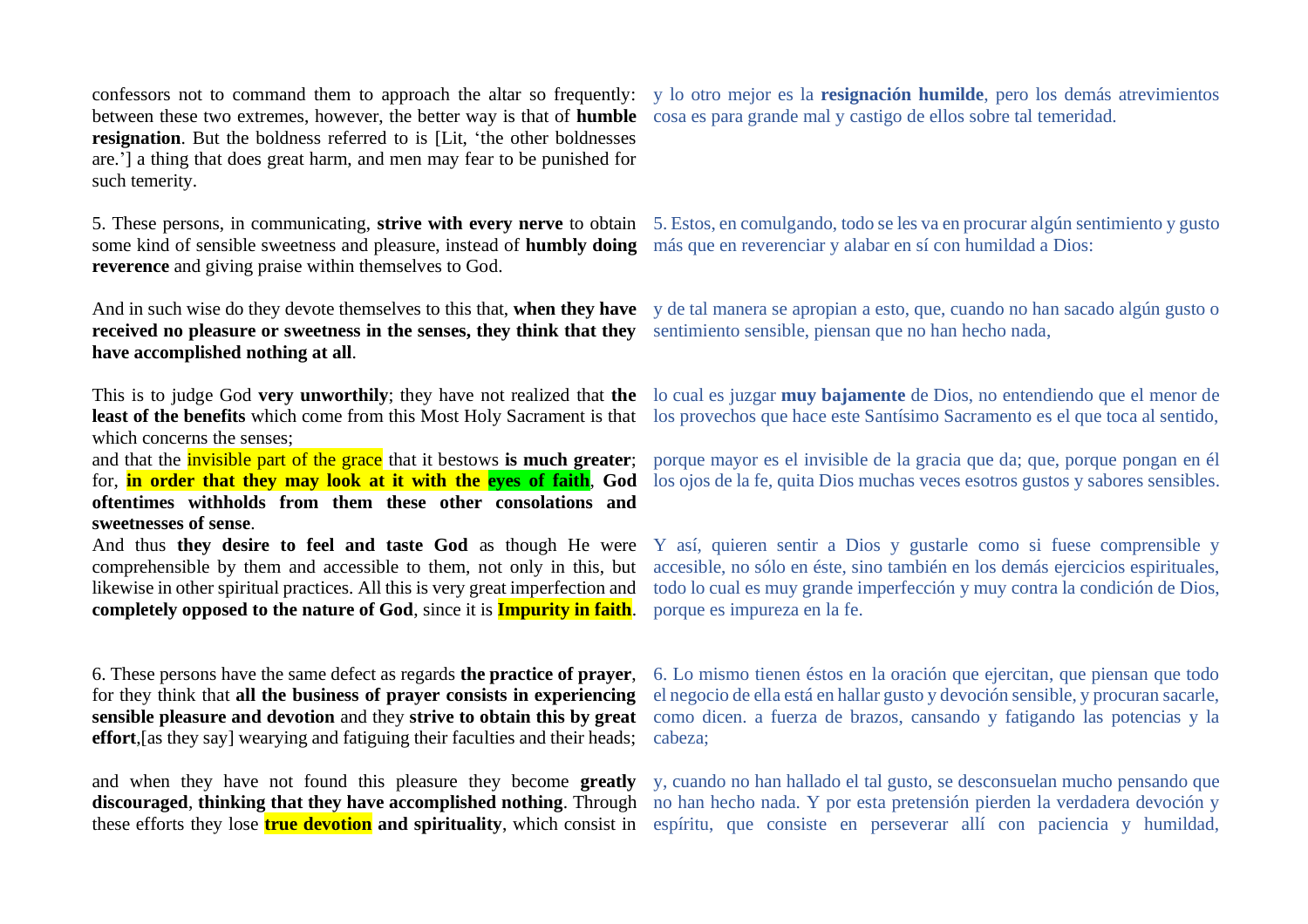confessors not to command them to approach the altar so frequently: between these two extremes, however, the better way is that of **humble resignation**. But the boldness referred to is [Lit, 'the other boldnesses are.'] a thing that does great harm, and men may fear to be punished for such temerity.

y lo otro mejor es la **resignación humilde**, pero los demás atrevimientos cosa es para grande mal y castigo de ellos sobre tal temeridad.

5. These persons, in communicating, **strive with every nerve** to obtain some kind of sensible sweetness and pleasure, instead of **humbly doing reverence** and giving praise within themselves to God.

5. Estos, en comulgando, todo se les va en procurar algún sentimiento y gusto más que en reverenciar y alabar en sí con humildad a Dios:

And in such wise do they devote themselves to this that, **when they have received no pleasure or sweetness in the senses, they think that they have accomplished nothing at all**.

y de tal manera se apropian a esto, que, cuando no han sacado algún gusto o sentimiento sensible, piensan que no han hecho nada,

This is to judge God **very unworthily**; they have not realized that **the least of the benefits** which come from this Most Holy Sacrament is that which concerns the senses;

lo cual es juzgar **muy bajamente** de Dios, no entendiendo que el menor de los provechos que hace este Santísimo Sacramento es el que toca al sentido,

and that the invisible part of the grace that it bestows **is much greater**; for, **in order that they may look at it with the eyes of faith**, **God oftentimes withholds from them these other consolations and sweetnesses of sense**.

porque mayor es el invisible de la gracia que da; que, porque pongan en él los ojos de la fe, quita Dios muchas veces esotros gustos y sabores sensibles.

And thus **they desire to feel and taste God** as though He were comprehensible by them and accessible to them, not only in this, but likewise in other spiritual practices. All this is very great imperfection and **completely opposed to the nature of God**, since it is **Impurity in faith**.

Y así, quieren sentir a Dios y gustarle como si fuese comprensible y accesible, no sólo en éste, sino también en los demás ejercicios espirituales, todo lo cual es muy grande imperfección y muy contra la condición de Dios, porque es impureza en la fe.

6. These persons have the same defect as regards **the practice of prayer**, for they think that **all the business of prayer consists in experiencing sensible pleasure and devotion** and they **strive to obtain this by great effort**,[as they say] wearying and fatiguing their faculties and their heads;

6. Lo mismo tienen éstos en la oración que ejercitan, que piensan que todo el negocio de ella está en hallar gusto y devoción sensible, y procuran sacarle, como dicen. a fuerza de brazos, cansando y fatigando las potencias y la cabeza;

and when they have not found this pleasure they become **greatly discouraged**, **thinking that they have accomplished nothing**. Through these efforts they lose **true devotion and spirituality**, which consist in

y, cuando no han hallado el tal gusto, se desconsuelan mucho pensando que no han hecho nada. Y por esta pretensión pierden la verdadera devoción y espíritu, que consiste en perseverar allí con paciencia y humildad,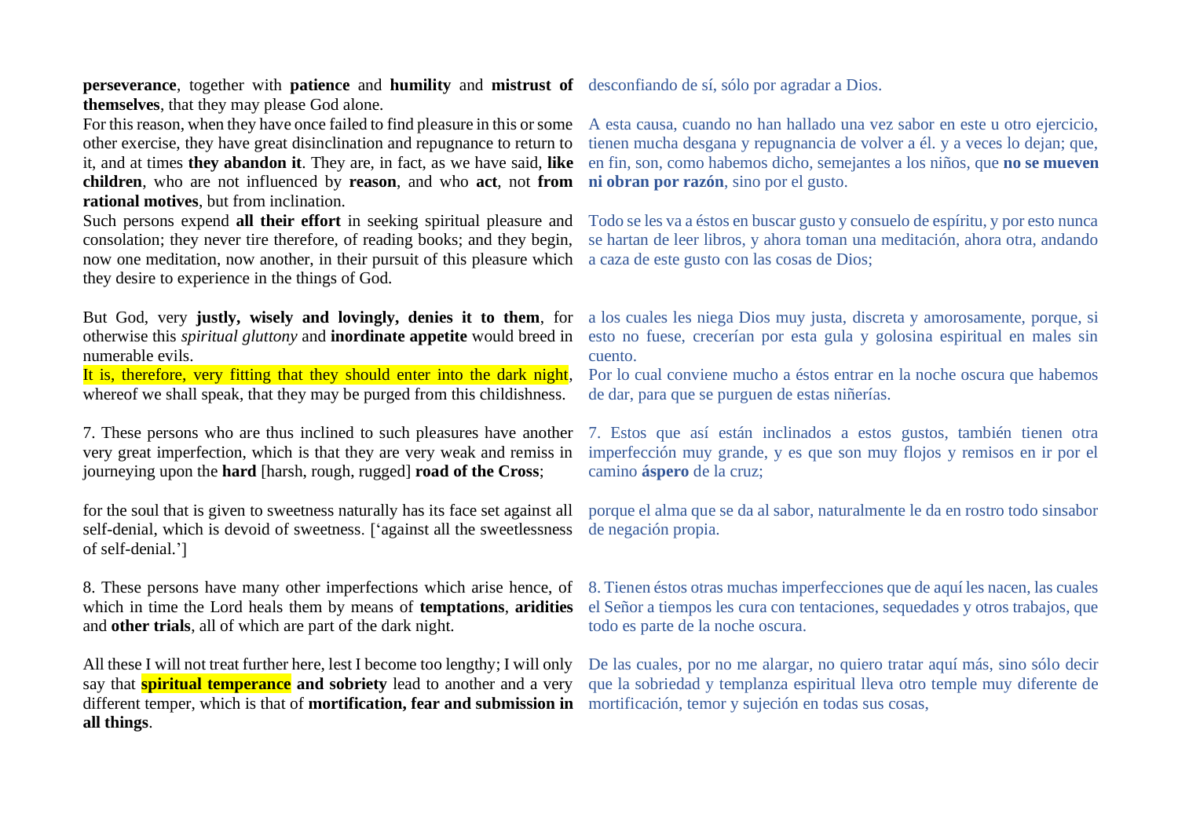**perseverance**, together with **patience** and **humility** and **mistrust of themselves**, that they may please God alone.

desconfiando de sí, sólo por agradar a Dios.

For this reason, when they have once failed to find pleasure in this or some other exercise, they have great disinclination and repugnance to return to it, and at times **they abandon it**. They are, in fact, as we have said, **like children**, who are not influenced by **reason**, and who **act**, not **from rational motives**, but from inclination.

A esta causa, cuando no han hallado una vez sabor en este u otro ejercicio, tienen mucha desgana y repugnancia de volver a él. y a veces lo dejan; que, en fin, son, como habemos dicho, semejantes a los niños, que **no se mueven ni obran por razón**, sino por el gusto.

Such persons expend **all their effort** in seeking spiritual pleasure and consolation; they never tire therefore, of reading books; and they begin, now one meditation, now another, in their pursuit of this pleasure which they desire to experience in the things of God.

Todo se les va a éstos en buscar gusto y consuelo de espíritu, y por esto nunca se hartan de leer libros, y ahora toman una meditación, ahora otra, andando a caza de este gusto con las cosas de Dios;

But God, very **justly, wisely and lovingly, denies it to them**, for otherwise this *spiritual gluttony* and **inordinate appetite** would breed in numerable evils.

a los cuales les niega Dios muy justa, discreta y amorosamente, porque, si esto no fuese, crecerían por esta gula y golosina espiritual en males sin cuento.

It is, therefore, very fitting that they should enter into the dark night, whereof we shall speak, that they may be purged from this childishness.

Por lo cual conviene mucho a éstos entrar en la noche oscura que habemos de dar, para que se purguen de estas niñerías.

7. These persons who are thus inclined to such pleasures have another very great imperfection, which is that they are very weak and remiss in journeying upon the **hard** [harsh, rough, rugged] **road of the Cross**;

7. Estos que así están inclinados a estos gustos, también tienen otra imperfección muy grande, y es que son muy flojos y remisos en ir por el camino **áspero** de la cruz;

for the soul that is given to sweetness naturally has its face set against all self-denial, which is devoid of sweetness. ['against all the sweetlessness of self-denial.']

porque el alma que se da al sabor, naturalmente le da en rostro todo sinsabor de negación propia.

8. These persons have many other imperfections which arise hence, of which in time the Lord heals them by means of **temptations**, **aridities** and **other trials**, all of which are part of the dark night.

8. Tienen éstos otras muchas imperfecciones que de aquí les nacen, las cuales el Señor a tiempos les cura con tentaciones, sequedades y otros trabajos, que todo es parte de la noche oscura.

All these I will not treat further here, lest I become too lengthy; I will only say that **spiritual temperance and sobriety** lead to another and a very different temper, which is that of **mortification, fear and submission in all things**.

De las cuales, por no me alargar, no quiero tratar aquí más, sino sólo decir que la sobriedad y templanza espiritual lleva otro temple muy diferente de mortificación, temor y sujeción en todas sus cosas,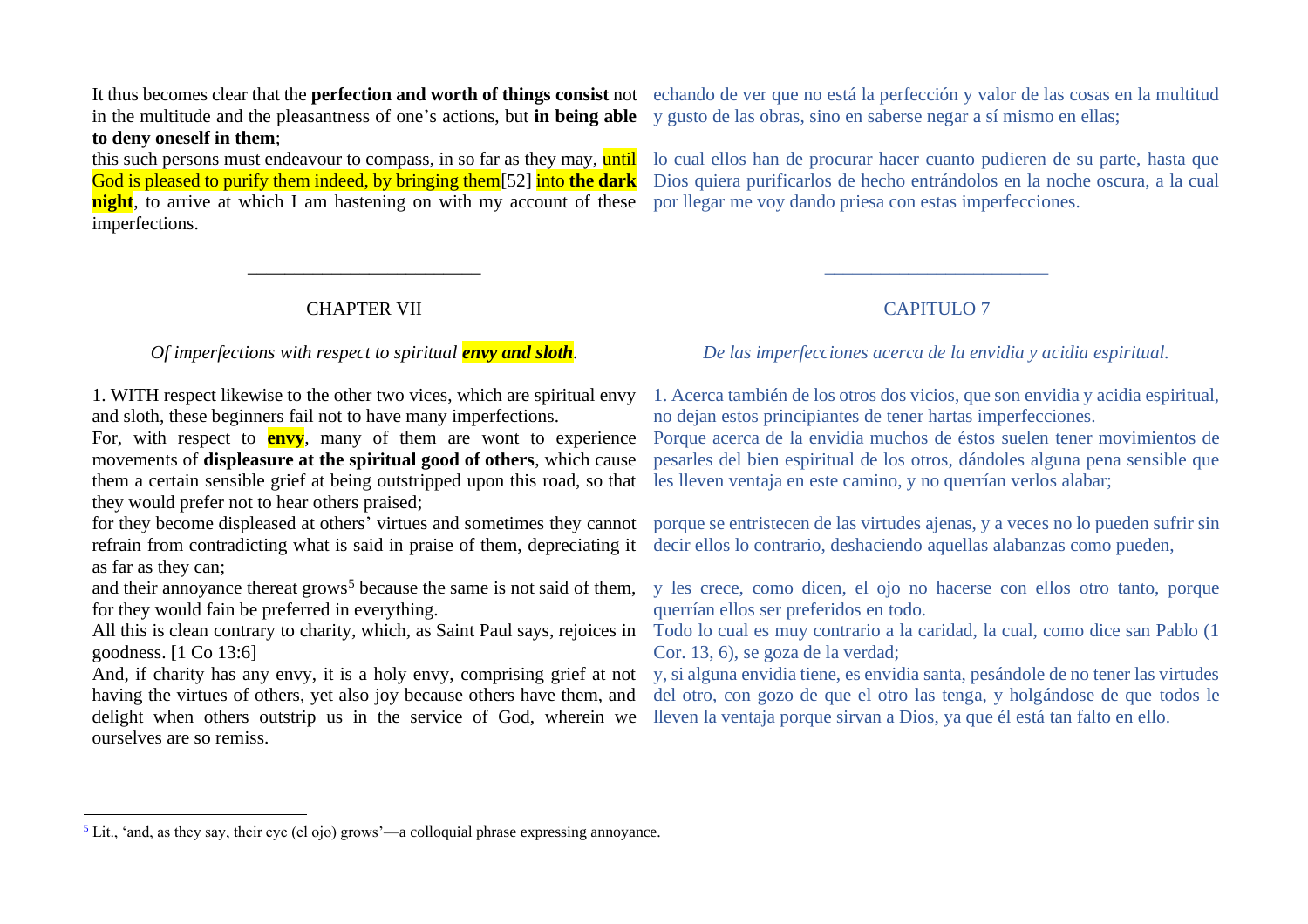It thus becomes clear that the **perfection and worth of things consist** not in the multitude and the pleasantness of one's actions, but **in being able to deny oneself in them**;

echando de ver que no está la perfección y valor de las cosas en la multitud y gusto de las obras, sino en saberse negar a sí mismo en ellas;

this such persons must endeavour to compass, in so far as they may, until God is pleased to purify them indeed, by bringing them[52] into **the dark night**, to arrive at which I am hastening on with my account of these imperfections.

lo cual ellos han de procurar hacer cuanto pudieren de su parte, hasta que Dios quiera purificarlos de hecho entrándolos en la noche oscura, a la cual por llegar me voy dando priesa con estas imperfecciones.

---

## CHAPTER VII

*Of imperfections with respect to spiritual* ***envy and sloth****.*

## CAPITULO 7

*De las imperfecciones acerca de la envidia y acidia espiritual.*

1. WITH respect likewise to the other two vices, which are spiritual envy and sloth, these beginners fail not to have many imperfections.

1. Acerca también de los otros dos vicios, que son envidia y acidia espiritual, no dejan estos principiantes de tener hartas imperfecciones.

For, with respect to **envy**, many of them are wont to experience movements of **displeasure at the spiritual good of others**, which cause them a certain sensible grief at being outstripped upon this road, so that they would prefer not to hear others praised;

Porque acerca de la envidia muchos de éstos suelen tener movimientos de pesarles del bien espiritual de los otros, dándoles alguna pena sensible que les lleven ventaja en este camino, y no querrían verlos alabar;

for they become displeased at others' virtues and sometimes they cannot refrain from contradicting what is said in praise of them, depreciating it as far as they can;

porque se entristecen de las virtudes ajenas, y a veces no lo pueden sufrir sin decir ellos lo contrario, deshaciendo aquellas alabanzas como pueden,

and their annoyance thereat grows[5] because the same is not said of them, for they would fain be preferred in everything.

y les crece, como dicen, el ojo no hacerse con ellos otro tanto, porque querrían ellos ser preferidos en todo.

All this is clean contrary to charity, which, as Saint Paul says, rejoices in goodness. [1 Co 13:6]

Todo lo cual es muy contrario a la caridad, la cual, como dice san Pablo (1 Cor. 13, 6), se goza de la verdad;

And, if charity has any envy, it is a holy envy, comprising grief at not having the virtues of others, yet also joy because others have them, and delight when others outstrip us in the service of God, wherein we ourselves are so remiss.

y, si alguna envidia tiene, es envidia santa, pesándole de no tener las virtudes del otro, con gozo de que el otro las tenga, y holgándose de que todos le lleven la ventaja porque sirvan a Dios, ya que él está tan falto en ello.

---

[5] Lit., 'and, as they say, their eye (el ojo) grows'—a colloquial phrase expressing annoyance.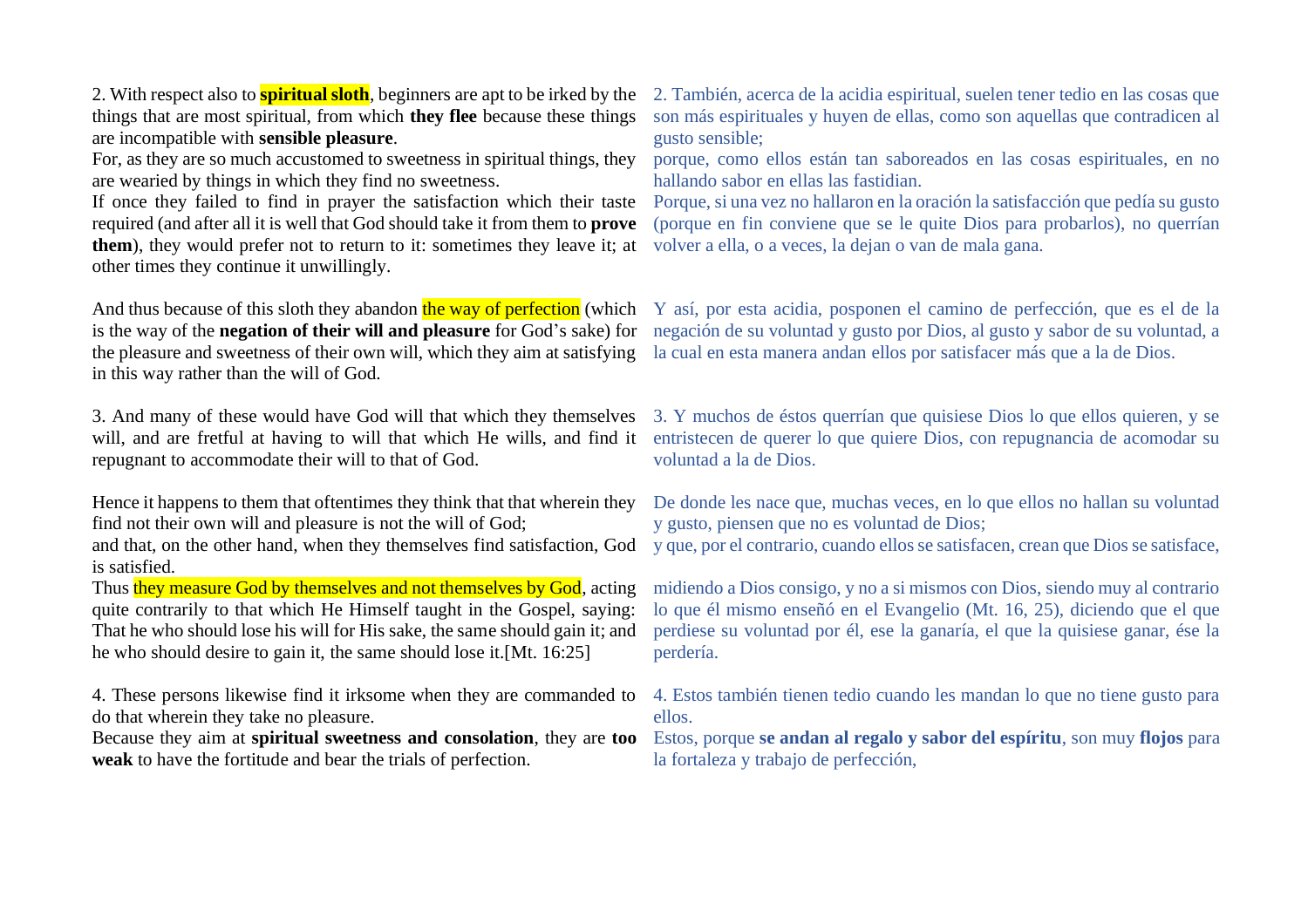2. With respect also to **spiritual sloth**, beginners are apt to be irked by the things that are most spiritual, from which **they flee** because these things are incompatible with **sensible pleasure**.
For, as they are so much accustomed to sweetness in spiritual things, they are wearied by things in which they find no sweetness.
If once they failed to find in prayer the satisfaction which their taste required (and after all it is well that God should take it from them to **prove them**), they would prefer not to return to it: sometimes they leave it; at other times they continue it unwillingly.

2. También, acerca de la acidia espiritual, suelen tener tedio en las cosas que son más espirituales y huyen de ellas, como son aquellas que contradicen al gusto sensible;
porque, como ellos están tan saboreados en las cosas espirituales, en no hallando sabor en ellas las fastidian.
Porque, si una vez no hallaron en la oración la satisfacción que pedía su gusto (porque en fin conviene que se le quite Dios para probarlos), no querrían volver a ella, o a veces, la dejan o van de mala gana.

And thus because of this sloth they abandon the way of perfection (which is the way of the **negation of their will and pleasure** for God's sake) for the pleasure and sweetness of their own will, which they aim at satisfying in this way rather than the will of God.

Y así, por esta acidia, posponen el camino de perfección, que es el de la negación de su voluntad y gusto por Dios, al gusto y sabor de su voluntad, a la cual en esta manera andan ellos por satisfacer más que a la de Dios.

3. And many of these would have God will that which they themselves will, and are fretful at having to will that which He wills, and find it repugnant to accommodate their will to that of God.

3. Y muchos de éstos querrían que quisiese Dios lo que ellos quieren, y se entristecen de querer lo que quiere Dios, con repugnancia de acomodar su voluntad a la de Dios.

Hence it happens to them that oftentimes they think that that wherein they find not their own will and pleasure is not the will of God;
and that, on the other hand, when they themselves find satisfaction, God is satisfied.
Thus they measure God by themselves and not themselves by God, acting quite contrarily to that which He Himself taught in the Gospel, saying: That he who should lose his will for His sake, the same should gain it; and he who should desire to gain it, the same should lose it.[Mt. 16:25]

De donde les nace que, muchas veces, en lo que ellos no hallan su voluntad y gusto, piensen que no es voluntad de Dios;
y que, por el contrario, cuando ellos se satisfacen, crean que Dios se satisface,
midiendo a Dios consigo, y no a si mismos con Dios, siendo muy al contrario lo que él mismo enseñó en el Evangelio (Mt. 16, 25), diciendo que el que perdiese su voluntad por él, ese la ganaría, el que la quisiese ganar, ése la perdería.

4. These persons likewise find it irksome when they are commanded to do that wherein they take no pleasure.
Because they aim at **spiritual sweetness and consolation**, they are **too weak** to have the fortitude and bear the trials of perfection.

4. Estos también tienen tedio cuando les mandan lo que no tiene gusto para ellos.
Estos, porque **se andan al regalo y sabor del espíritu**, son muy **flojos** para la fortaleza y trabajo de perfección,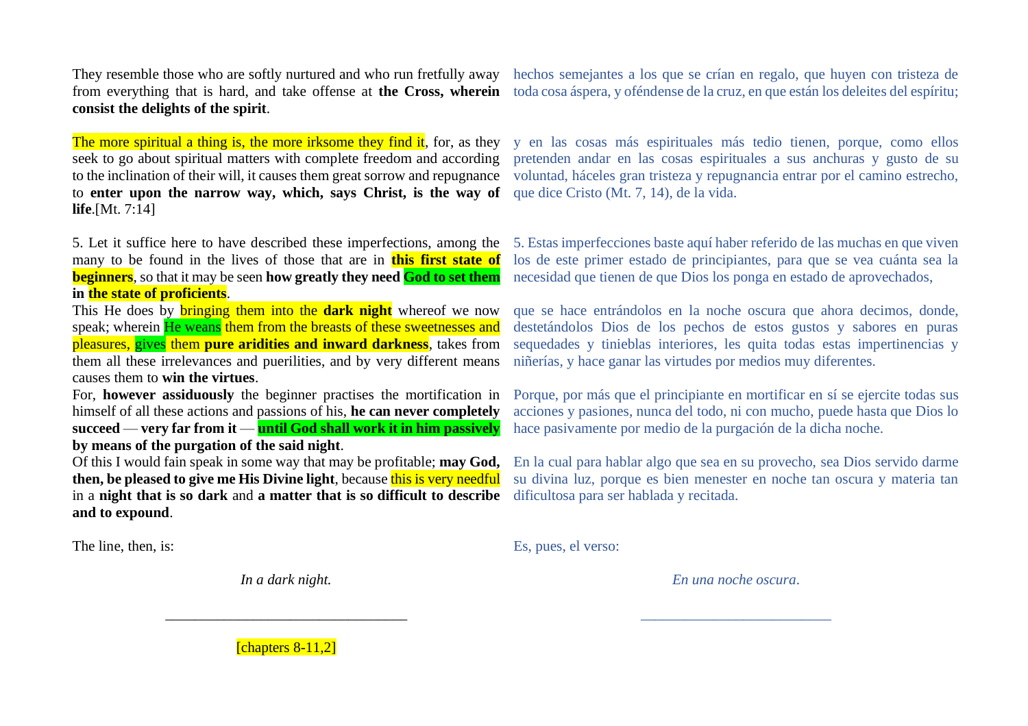They resemble those who are softly nurtured and who run fretfully away from everything that is hard, and take offense at **the Cross, wherein consist the delights of the spirit**.

hechos semejantes a los que se crían en regalo, que huyen con tristeza de toda cosa áspera, y oféndense de la cruz, en que están los deleites del espíritu;

The more spiritual a thing is, the more irksome they find it, for, as they seek to go about spiritual matters with complete freedom and according to the inclination of their will, it causes them great sorrow and repugnance to **enter upon the narrow way, which, says Christ, is the way of life**.[Mt. 7:14]

y en las cosas más espirituales más tedio tienen, porque, como ellos pretenden andar en las cosas espirituales a sus anchuras y gusto de su voluntad, háceles gran tristeza y repugnancia entrar por el camino estrecho, que dice Cristo (Mt. 7, 14), de la vida.

5. Let it suffice here to have described these imperfections, among the many to be found in the lives of those that are in **this first state of beginners**, so that it may be seen **how greatly they need God to set them in the state of proficients**.

5. Estas imperfecciones baste aquí haber referido de las muchas en que viven los de este primer estado de principiantes, para que se vea cuánta sea la necesidad que tienen de que Dios los ponga en estado de aprovechados,

This He does by bringing them into the **dark night** whereof we now speak; wherein He weans them from the breasts of these sweetnesses and pleasures, gives them **pure aridities and inward darkness**, takes from them all these irrelevances and puerilities, and by very different means causes them to **win the virtues**.

que se hace entrándolos en la noche oscura que ahora decimos, donde, destetándolos Dios de los pechos de estos gustos y sabores en puras sequedades y tinieblas interiores, les quita todas estas impertinencias y niñerías, y hace ganar las virtudes por medios muy diferentes.

For, **however assiduously** the beginner practises the mortification in himself of all these actions and passions of his, **he can never completely succeed — very far from it — until God shall work it in him passively by means of the purgation of the said night**.

Porque, por más que el principiante en mortificar en sí se ejercite todas sus acciones y pasiones, nunca del todo, ni con mucho, puede hasta que Dios lo hace pasivamente por medio de la purgación de la dicha noche.

Of this I would fain speak in some way that may be profitable; **may God, then, be pleased to give me His Divine light**, because this is very needful in a **night that is so dark** and **a matter that is so difficult to describe and to expound**.

En la cual para hablar algo que sea en su provecho, sea Dios servido darme su divina luz, porque es bien menester en noche tan oscura y materia tan dificultosa para ser hablada y recitada.

The line, then, is:

Es, pues, el verso:

*In a dark night.*

*En una noche oscura*.

---

[chapters 8-11,2]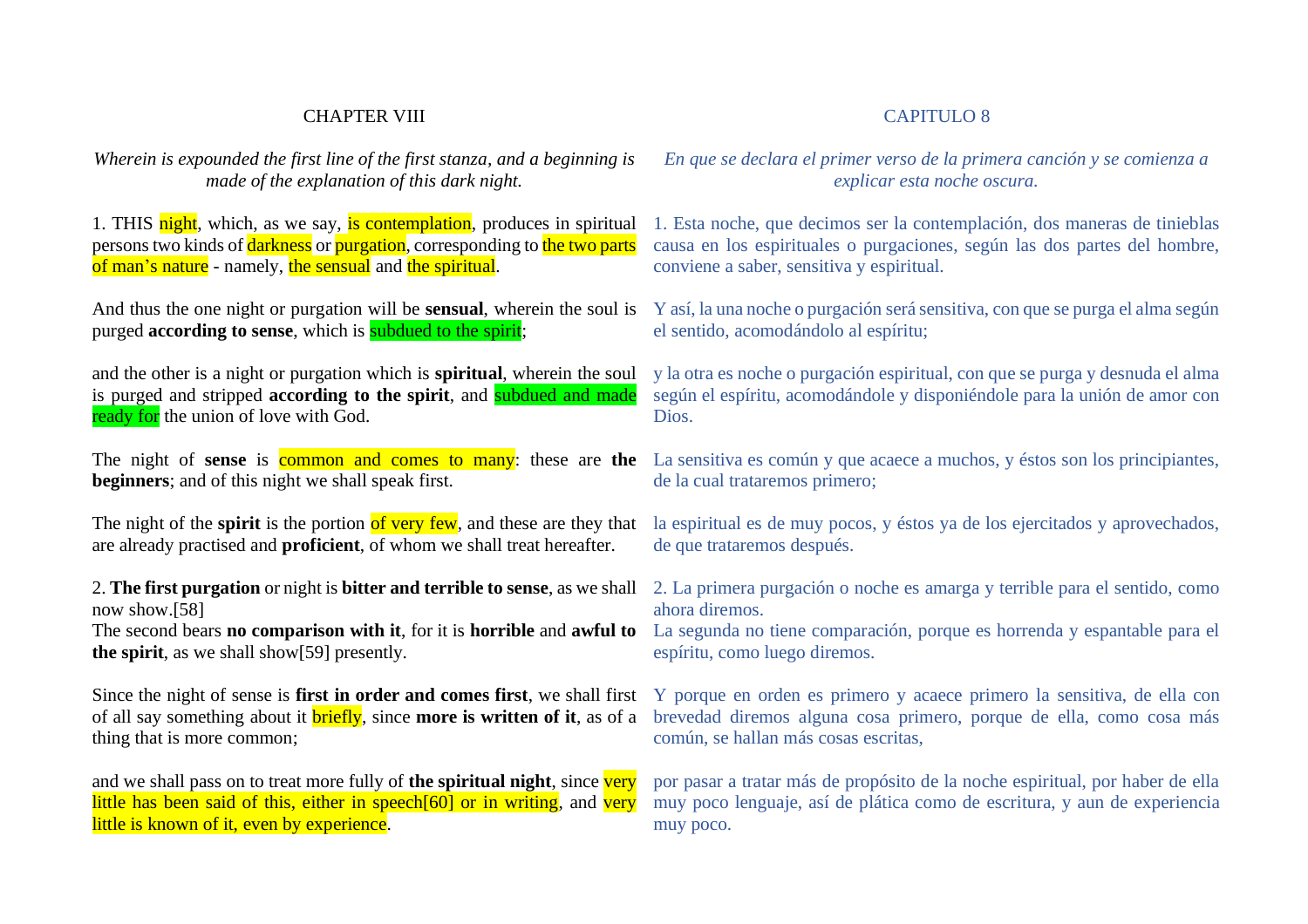# CHAPTER VIII

*Wherein is expounded the first line of the first stanza, and a beginning is made of the explanation of this dark night.*

1. THIS night, which, as we say, is contemplation, produces in spiritual persons two kinds of darkness or purgation, corresponding to the two parts of man's nature - namely, the sensual and the spiritual.

And thus the one night or purgation will be **sensual**, wherein the soul is purged **according to sense**, which is subdued to the spirit;

and the other is a night or purgation which is **spiritual**, wherein the soul is purged and stripped **according to the spirit**, and subdued and made ready for the union of love with God.

The night of **sense** is common and comes to many: these are **the beginners**; and of this night we shall speak first.

The night of the **spirit** is the portion of very few, and these are they that are already practised and **proficient**, of whom we shall treat hereafter.

2. **The first purgation** or night is **bitter and terrible to sense**, as we shall now show.[58]
The second bears **no comparison with it**, for it is **horrible** and **awful to the spirit**, as we shall show[59] presently.

Since the night of sense is **first in order and comes first**, we shall first of all say something about it briefly, since **more is written of it**, as of a thing that is more common;

and we shall pass on to treat more fully of **the spiritual night**, since very little has been said of this, either in speech[60] or in writing, and very little is known of it, even by experience.

# CAPITULO 8

*En que se declara el primer verso de la primera canción y se comienza a explicar esta noche oscura.*

1. Esta noche, que decimos ser la contemplación, dos maneras de tinieblas causa en los espirituales o purgaciones, según las dos partes del hombre, conviene a saber, sensitiva y espiritual.

Y así, la una noche o purgación será sensitiva, con que se purga el alma según el sentido, acomodándolo al espíritu;

y la otra es noche o purgación espiritual, con que se purga y desnuda el alma según el espíritu, acomodándole y disponiéndole para la unión de amor con Dios.

La sensitiva es común y que acaece a muchos, y éstos son los principiantes, de la cual trataremos primero;

la espiritual es de muy pocos, y éstos ya de los ejercitados y aprovechados, de que trataremos después.

2. La primera purgación o noche es amarga y terrible para el sentido, como ahora diremos.
La segunda no tiene comparación, porque es horrenda y espantable para el espíritu, como luego diremos.

Y porque en orden es primero y acaece primero la sensitiva, de ella con brevedad diremos alguna cosa primero, porque de ella, como cosa más común, se hallan más cosas escritas,

por pasar a tratar más de propósito de la noche espiritual, por haber de ella muy poco lenguaje, así de plática como de escritura, y aun de experiencia muy poco.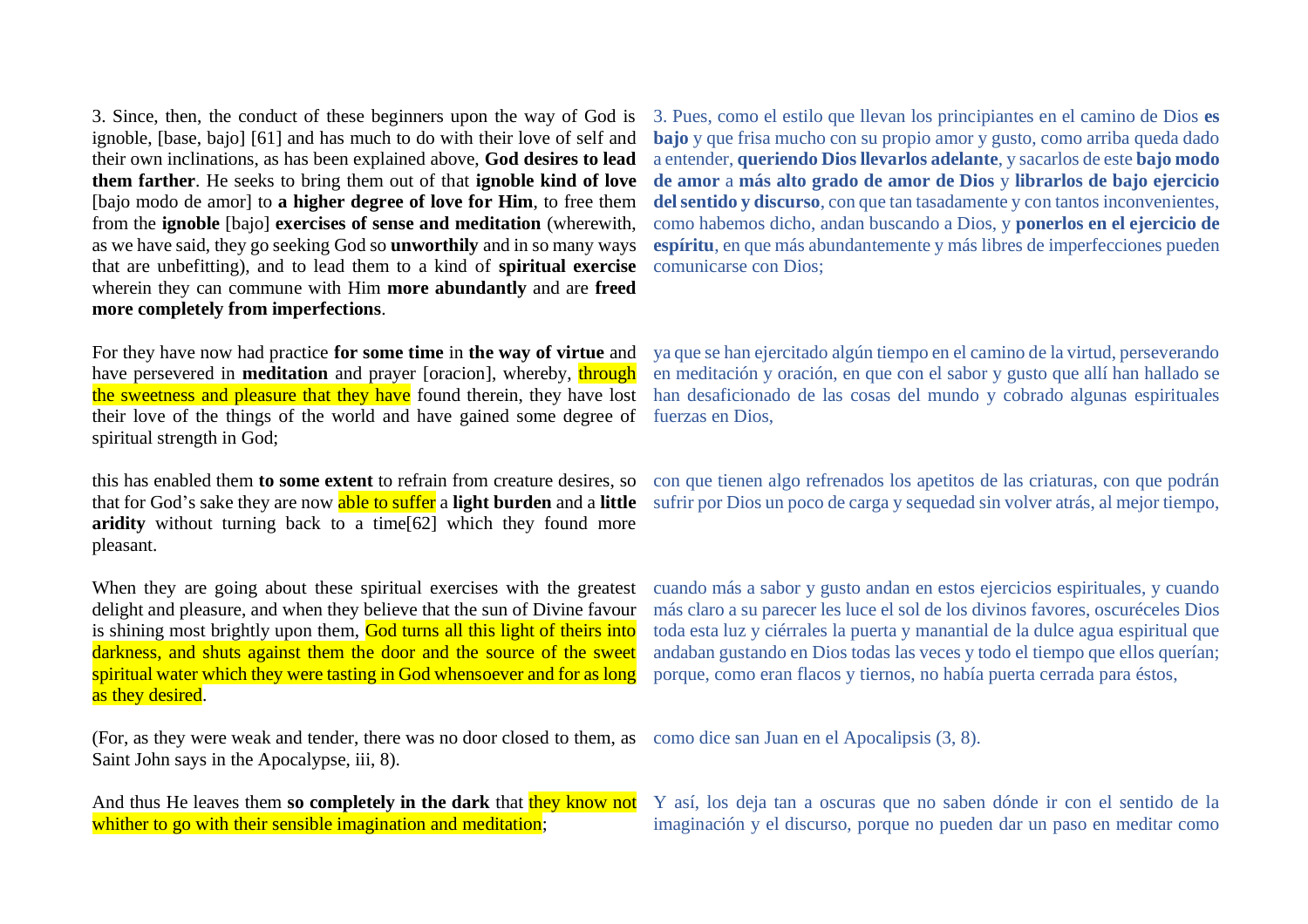3. Since, then, the conduct of these beginners upon the way of God is ignoble, [base, bajo] [61] and has much to do with their love of self and their own inclinations, as has been explained above, **God desires to lead them farther**. He seeks to bring them out of that **ignoble kind of love** [bajo modo de amor] to **a higher degree of love for Him**, to free them from the **ignoble** [bajo] **exercises of sense and meditation** (wherewith, as we have said, they go seeking God so **unworthily** and in so many ways that are unbefitting), and to lead them to a kind of **spiritual exercise** wherein they can commune with Him **more abundantly** and are **freed more completely from imperfections**.

3. Pues, como el estilo que llevan los principiantes en el camino de Dios **es bajo** y que frisa mucho con su propio amor y gusto, como arriba queda dado a entender, **queriendo Dios llevarlos adelante**, y sacarlos de este **bajo modo de amor** a **más alto grado de amor de Dios** y **librarlos de bajo ejercicio del sentido y discurso**, con que tan tasadamente y con tantos inconvenientes, como habemos dicho, andan buscando a Dios, y **ponerlos en el ejercicio de espíritu**, en que más abundantemente y más libres de imperfecciones pueden comunicarse con Dios;

For they have now had practice **for some time** in **the way of virtue** and have persevered in **meditation** and prayer [oracion], whereby, through the sweetness and pleasure that they have found therein, they have lost their love of the things of the world and have gained some degree of spiritual strength in God;

ya que se han ejercitado algún tiempo en el camino de la virtud, perseverando en meditación y oración, en que con el sabor y gusto que allí han hallado se han desaficionado de las cosas del mundo y cobrado algunas espirituales fuerzas en Dios,

this has enabled them **to some extent** to refrain from creature desires, so that for God's sake they are now able to suffer a **light burden** and a **little aridity** without turning back to a time[62] which they found more pleasant.

con que tienen algo refrenados los apetitos de las criaturas, con que podrán sufrir por Dios un poco de carga y sequedad sin volver atrás, al mejor tiempo,

When they are going about these spiritual exercises with the greatest delight and pleasure, and when they believe that the sun of Divine favour is shining most brightly upon them, God turns all this light of theirs into darkness, and shuts against them the door and the source of the sweet spiritual water which they were tasting in God whensoever and for as long as they desired.

cuando más a sabor y gusto andan en estos ejercicios espirituales, y cuando más claro a su parecer les luce el sol de los divinos favores, oscuréceles Dios toda esta luz y ciérrales la puerta y manantial de la dulce agua espiritual que andaban gustando en Dios todas las veces y todo el tiempo que ellos querían; porque, como eran flacos y tiernos, no había puerta cerrada para éstos,

(For, as they were weak and tender, there was no door closed to them, as Saint John says in the Apocalypse, iii, 8).

como dice san Juan en el Apocalipsis (3, 8).

And thus He leaves them **so completely in the dark** that they know not whither to go with their sensible imagination and meditation;

Y así, los deja tan a oscuras que no saben dónde ir con el sentido de la imaginación y el discurso, porque no pueden dar un paso en meditar como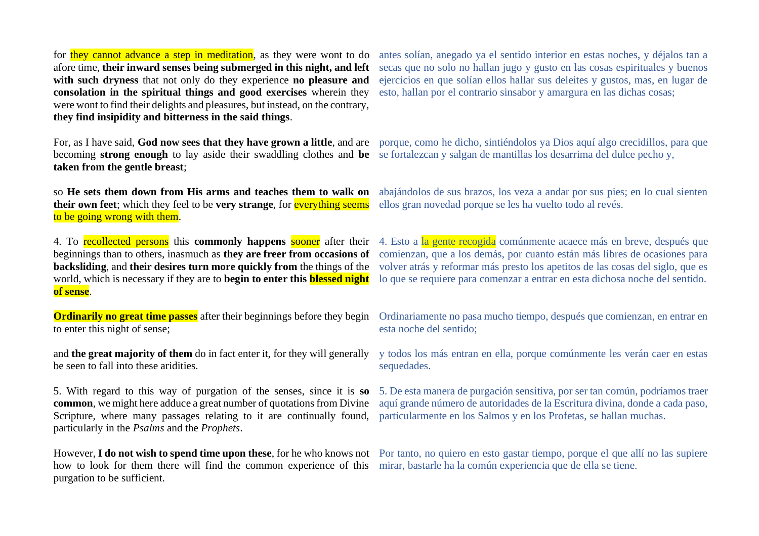for they cannot advance a step in meditation, as they were wont to do afore time, **their inward senses being submerged in this night, and left with such dryness** that not only do they experience **no pleasure and consolation in the spiritual things and good exercises** wherein they were wont to find their delights and pleasures, but instead, on the contrary, **they find insipidity and bitterness in the said things**.

antes solían, anegado ya el sentido interior en estas noches, y déjalos tan a secas que no solo no hallan jugo y gusto en las cosas espirituales y buenos ejercicios en que solían ellos hallar sus deleites y gustos, mas, en lugar de esto, hallan por el contrario sinsabor y amargura en las dichas cosas;

For, as I have said, **God now sees that they have grown a little**, and are becoming **strong enough** to lay aside their swaddling clothes and **be taken from the gentle breast**;

porque, como he dicho, sintiéndolos ya Dios aquí algo crecidillos, para que se fortalezcan y salgan de mantillas los desarrima del dulce pecho y,

so **He sets them down from His arms and teaches them to walk on their own feet**; which they feel to be **very strange**, for everything seems to be going wrong with them.

abajándolos de sus brazos, los veza a andar por sus pies; en lo cual sienten ellos gran novedad porque se les ha vuelto todo al revés.

4. To recollected persons this **commonly happens** sooner after their beginnings than to others, inasmuch as **they are freer from occasions of backsliding**, and **their desires turn more quickly from** the things of the world, which is necessary if they are to **begin to enter this blessed night of sense**.

4. Esto a la gente recogida comúnmente acaece más en breve, después que comienzan, que a los demás, por cuanto están más libres de ocasiones para volver atrás y reformar más presto los apetitos de las cosas del siglo, que es lo que se requiere para comenzar a entrar en esta dichosa noche del sentido.

**Ordinarily no great time passes** after their beginnings before they begin to enter this night of sense;

Ordinariamente no pasa mucho tiempo, después que comienzan, en entrar en esta noche del sentido;

and **the great majority of them** do in fact enter it, for they will generally be seen to fall into these aridities.

y todos los más entran en ella, porque comúnmente les verán caer en estas sequedades.

5. With regard to this way of purgation of the senses, since it is **so common**, we might here adduce a great number of quotations from Divine Scripture, where many passages relating to it are continually found, particularly in the *Psalms* and the *Prophets*.

5. De esta manera de purgación sensitiva, por ser tan común, podríamos traer aquí grande número de autoridades de la Escritura divina, donde a cada paso, particularmente en los Salmos y en los Profetas, se hallan muchas.

However, **I do not wish to spend time upon these**, for he who knows not how to look for them there will find the common experience of this purgation to be sufficient.

Por tanto, no quiero en esto gastar tiempo, porque el que allí no las supiere mirar, bastarle ha la común experiencia que de ella se tiene.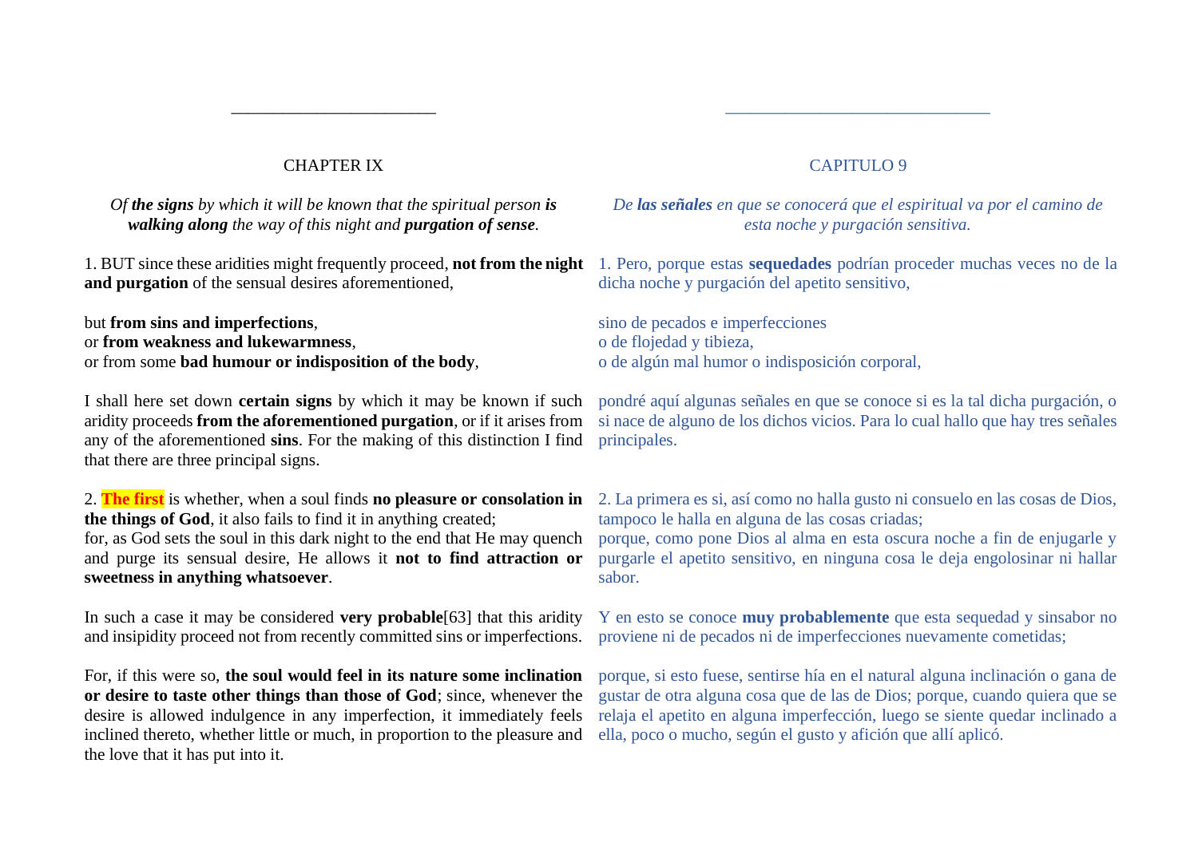## CHAPTER IX

*Of **the signs** by which it will be known that the spiritual person **is walking along** the way of this night and **purgation of sense**.*

1. BUT since these aridities might frequently proceed, **not from the night and purgation** of the sensual desires aforementioned,

but **from sins and imperfections**,
or **from weakness and lukewarmness**,
or from some **bad humour or indisposition of the body**,

I shall here set down **certain signs** by which it may be known if such aridity proceeds **from the aforementioned purgation**, or if it arises from any of the aforementioned **sins**. For the making of this distinction I find that there are three principal signs.

2. **The first** is whether, when a soul finds **no pleasure or consolation in the things of God**, it also fails to find it in anything created;
for, as God sets the soul in this dark night to the end that He may quench and purge its sensual desire, He allows it **not to find attraction or sweetness in anything whatsoever**.

In such a case it may be considered **very probable**[63] that this aridity and insipidity proceed not from recently committed sins or imperfections.

For, if this were so, **the soul would feel in its nature some inclination or desire to taste other things than those of God**; since, whenever the desire is allowed indulgence in any imperfection, it immediately feels inclined thereto, whether little or much, in proportion to the pleasure and the love that it has put into it.

## CAPITULO 9

*De **las señales** en que se conocerá que el espiritual va por el camino de esta noche y purgación sensitiva.*

1. Pero, porque estas **sequedades** podrían proceder muchas veces no de la dicha noche y purgación del apetito sensitivo,

sino de pecados e imperfecciones
o de flojedad y tibieza,
o de algún mal humor o indisposición corporal,

pondré aquí algunas señales en que se conoce si es la tal dicha purgación, o si nace de alguno de los dichos vicios. Para lo cual hallo que hay tres señales principales.

2. La primera es si, así como no halla gusto ni consuelo en las cosas de Dios, tampoco le halla en alguna de las cosas criadas;
porque, como pone Dios al alma en esta oscura noche a fin de enjugarle y purgarle el apetito sensitivo, en ninguna cosa le deja engolosinar ni hallar sabor.

Y en esto se conoce **muy probablemente** que esta sequedad y sinsabor no proviene ni de pecados ni de imperfecciones nuevamente cometidas;

porque, si esto fuese, sentirse hía en el natural alguna inclinación o gana de gustar de otra alguna cosa que de las de Dios; porque, cuando quiera que se relaja el apetito en alguna imperfección, luego se siente quedar inclinado a ella, poco o mucho, según el gusto y afición que allí aplicó.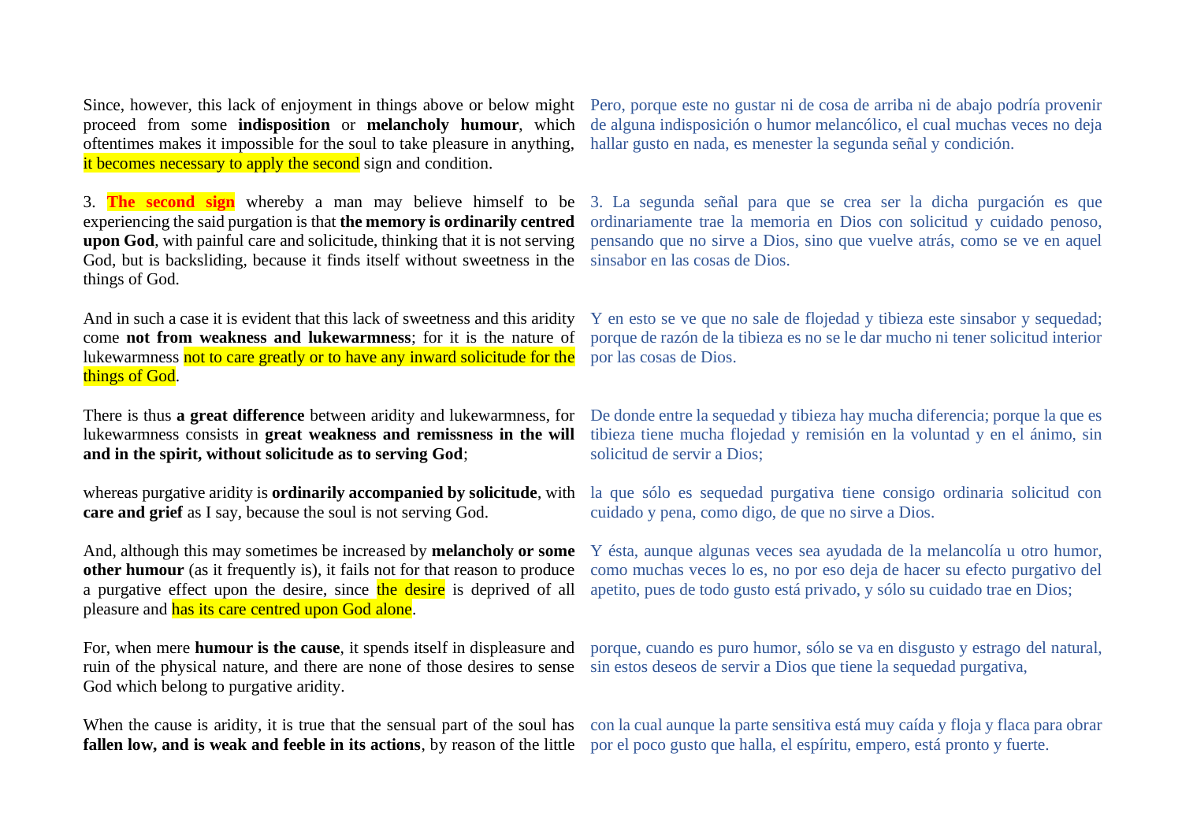Since, however, this lack of enjoyment in things above or below might proceed from some **indisposition** or **melancholy humour**, which oftentimes makes it impossible for the soul to take pleasure in anything, it becomes necessary to apply the second sign and condition.

Pero, porque este no gustar ni de cosa de arriba ni de abajo podría provenir de alguna indisposición o humor melancólico, el cual muchas veces no deja hallar gusto en nada, es menester la segunda señal y condición.

3. **The second sign** whereby a man may believe himself to be experiencing the said purgation is that **the memory is ordinarily centred upon God**, with painful care and solicitude, thinking that it is not serving God, but is backsliding, because it finds itself without sweetness in the things of God.

3. La segunda señal para que se crea ser la dicha purgación es que ordinariamente trae la memoria en Dios con solicitud y cuidado penoso, pensando que no sirve a Dios, sino que vuelve atrás, como se ve en aquel sinsabor en las cosas de Dios.

And in such a case it is evident that this lack of sweetness and this aridity come **not from weakness and lukewarmness**; for it is the nature of lukewarmness not to care greatly or to have any inward solicitude for the things of God.

Y en esto se ve que no sale de flojedad y tibieza este sinsabor y sequedad; porque de razón de la tibieza es no se le dar mucho ni tener solicitud interior por las cosas de Dios.

There is thus **a great difference** between aridity and lukewarmness, for lukewarmness consists in **great weakness and remissness in the will and in the spirit, without solicitude as to serving God**;

De donde entre la sequedad y tibieza hay mucha diferencia; porque la que es tibieza tiene mucha flojedad y remisión en la voluntad y en el ánimo, sin solicitud de servir a Dios;

whereas purgative aridity is **ordinarily accompanied by solicitude**, with **care and grief** as I say, because the soul is not serving God.

la que sólo es sequedad purgativa tiene consigo ordinaria solicitud con cuidado y pena, como digo, de que no sirve a Dios.

And, although this may sometimes be increased by **melancholy or some other humour** (as it frequently is), it fails not for that reason to produce a purgative effect upon the desire, since the desire is deprived of all pleasure and has its care centred upon God alone.

Y ésta, aunque algunas veces sea ayudada de la melancolía u otro humor, como muchas veces lo es, no por eso deja de hacer su efecto purgativo del apetito, pues de todo gusto está privado, y sólo su cuidado trae en Dios;

For, when mere **humour is the cause**, it spends itself in displeasure and ruin of the physical nature, and there are none of those desires to sense God which belong to purgative aridity.

porque, cuando es puro humor, sólo se va en disgusto y estrago del natural, sin estos deseos de servir a Dios que tiene la sequedad purgativa,

When the cause is aridity, it is true that the sensual part of the soul has **fallen low, and is weak and feeble in its actions**, by reason of the little

con la cual aunque la parte sensitiva está muy caída y floja y flaca para obrar por el poco gusto que halla, el espíritu, empero, está pronto y fuerte.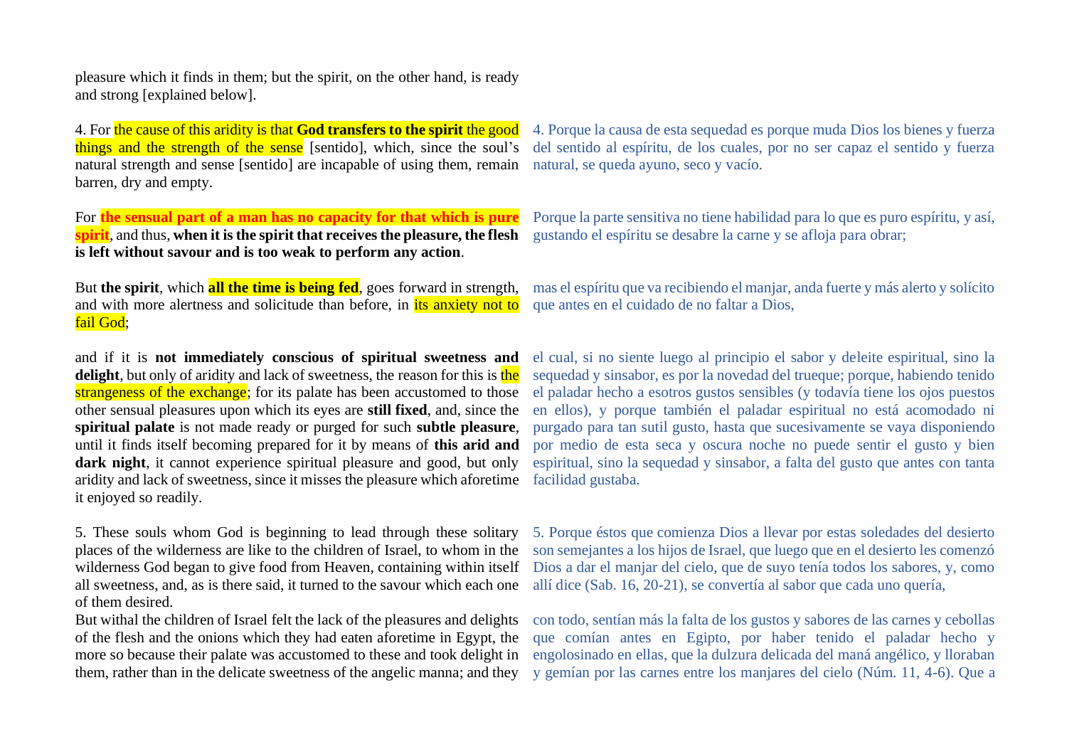pleasure which it finds in them; but the spirit, on the other hand, is ready and strong [explained below].

4. For the cause of this aridity is that **God transfers to the spirit** the good things and the strength of the sense [sentido], which, since the soul's natural strength and sense [sentido] are incapable of using them, remain barren, dry and empty.

4. Porque la causa de esta sequedad es porque muda Dios los bienes y fuerza del sentido al espíritu, de los cuales, por no ser capaz el sentido y fuerza natural, se queda ayuno, seco y vacío.

For **the sensual part of a man has no capacity for that which is pure spirit**, and thus, **when it is the spirit that receives the pleasure, the flesh is left without savour and is too weak to perform any action**.

Porque la parte sensitiva no tiene habilidad para lo que es puro espíritu, y así, gustando el espíritu se desabre la carne y se afloja para obrar;

But **the spirit**, which **all the time is being fed**, goes forward in strength, and with more alertness and solicitude than before, in its anxiety not to fail God;

mas el espíritu que va recibiendo el manjar, anda fuerte y más alerto y solícito que antes en el cuidado de no faltar a Dios,

and if it is **not immediately conscious of spiritual sweetness and delight**, but only of aridity and lack of sweetness, the reason for this is the strangeness of the exchange; for its palate has been accustomed to those other sensual pleasures upon which its eyes are **still fixed**, and, since the **spiritual palate** is not made ready or purged for such **subtle pleasure**, until it finds itself becoming prepared for it by means of **this arid and dark night**, it cannot experience spiritual pleasure and good, but only aridity and lack of sweetness, since it misses the pleasure which aforetime it enjoyed so readily.

el cual, si no siente luego al principio el sabor y deleite espiritual, sino la sequedad y sinsabor, es por la novedad del trueque; porque, habiendo tenido el paladar hecho a esotros gustos sensibles (y todavía tiene los ojos puestos en ellos), y porque también el paladar espiritual no está acomodado ni purgado para tan sutil gusto, hasta que sucesivamente se vaya disponiendo por medio de esta seca y oscura noche no puede sentir el gusto y bien espiritual, sino la sequedad y sinsabor, a falta del gusto que antes con tanta facilidad gustaba.

5. These souls whom God is beginning to lead through these solitary places of the wilderness are like to the children of Israel, to whom in the wilderness God began to give food from Heaven, containing within itself all sweetness, and, as is there said, it turned to the savour which each one of them desired.

5. Porque éstos que comienza Dios a llevar por estas soledades del desierto son semejantes a los hijos de Israel, que luego que en el desierto les comenzó Dios a dar el manjar del cielo, que de suyo tenía todos los sabores, y, como allí dice (Sab. 16, 20-21), se convertía al sabor que cada uno quería,

But withal the children of Israel felt the lack of the pleasures and delights of the flesh and the onions which they had eaten aforetime in Egypt, the more so because their palate was accustomed to these and took delight in them, rather than in the delicate sweetness of the angelic manna; and they

con todo, sentían más la falta de los gustos y sabores de las carnes y cebollas que comían antes en Egipto, por haber tenido el paladar hecho y engolosinado en ellas, que la dulzura delicada del maná angélico, y lloraban y gemían por las carnes entre los manjares del cielo (Núm. 11, 4-6). Que a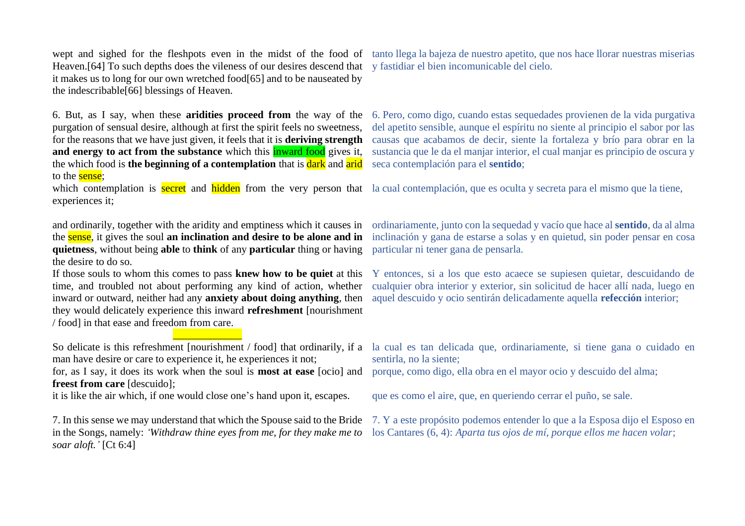wept and sighed for the fleshpots even in the midst of the food of Heaven.[64] To such depths does the vileness of our desires descend that it makes us to long for our own wretched food[65] and to be nauseated by the indescribable[66] blessings of Heaven.

tanto llega la bajeza de nuestro apetito, que nos hace llorar nuestras miserias y fastidiar el bien incomunicable del cielo.

6. But, as I say, when these **aridities proceed from** the way of the purgation of sensual desire, although at first the spirit feels no sweetness, for the reasons that we have just given, it feels that it is **deriving strength and energy to act from the substance** which this inward food gives it, the which food is **the beginning of a contemplation** that is dark and arid to the sense;

6. Pero, como digo, cuando estas sequedades provienen de la vida purgativa del apetito sensible, aunque el espíritu no siente al principio el sabor por las causas que acabamos de decir, siente la fortaleza y brío para obrar en la sustancia que le da el manjar interior, el cual manjar es principio de oscura y seca contemplación para el **sentido**;

which contemplation is secret and hidden from the very person that experiences it;

la cual contemplación, que es oculta y secreta para el mismo que la tiene,

and ordinarily, together with the aridity and emptiness which it causes in the sense, it gives the soul **an inclination and desire to be alone and in quietness**, without being **able** to **think** of any **particular** thing or having the desire to do so.

ordinariamente, junto con la sequedad y vacío que hace al **sentido**, da al alma inclinación y gana de estarse a solas y en quietud, sin poder pensar en cosa particular ni tener gana de pensarla.

If those souls to whom this comes to pass **knew how to be quiet** at this time, and troubled not about performing any kind of action, whether inward or outward, neither had any **anxiety about doing anything**, then they would delicately experience this inward **refreshment** [nourishment / food] in that ease and freedom from care.

Y entonces, si a los que esto acaece se supiesen quietar, descuidando de cualquier obra interior y exterior, sin solicitud de hacer allí nada, luego en aquel descuido y ocio sentirán delicadamente aquella **refección** interior;

So delicate is this refreshment [nourishment / food] that ordinarily, if a man have desire or care to experience it, he experiences it not;

la cual es tan delicada que, ordinariamente, si tiene gana o cuidado en sentirla, no la siente;

for, as I say, it does its work when the soul is **most at ease** [ocio] and **freest from care** [descuido];

porque, como digo, ella obra en el mayor ocio y descuido del alma;

it is like the air which, if one would close one's hand upon it, escapes.

que es como el aire, que, en queriendo cerrar el puño, se sale.

7. In this sense we may understand that which the Spouse said to the Bride in the Songs, namely: *'Withdraw thine eyes from me, for they make me to soar aloft.'* [Ct 6:4]

7. Y a este propósito podemos entender lo que a la Esposa dijo el Esposo en los Cantares (6, 4): *Aparta tus ojos de mí, porque ellos me hacen volar*;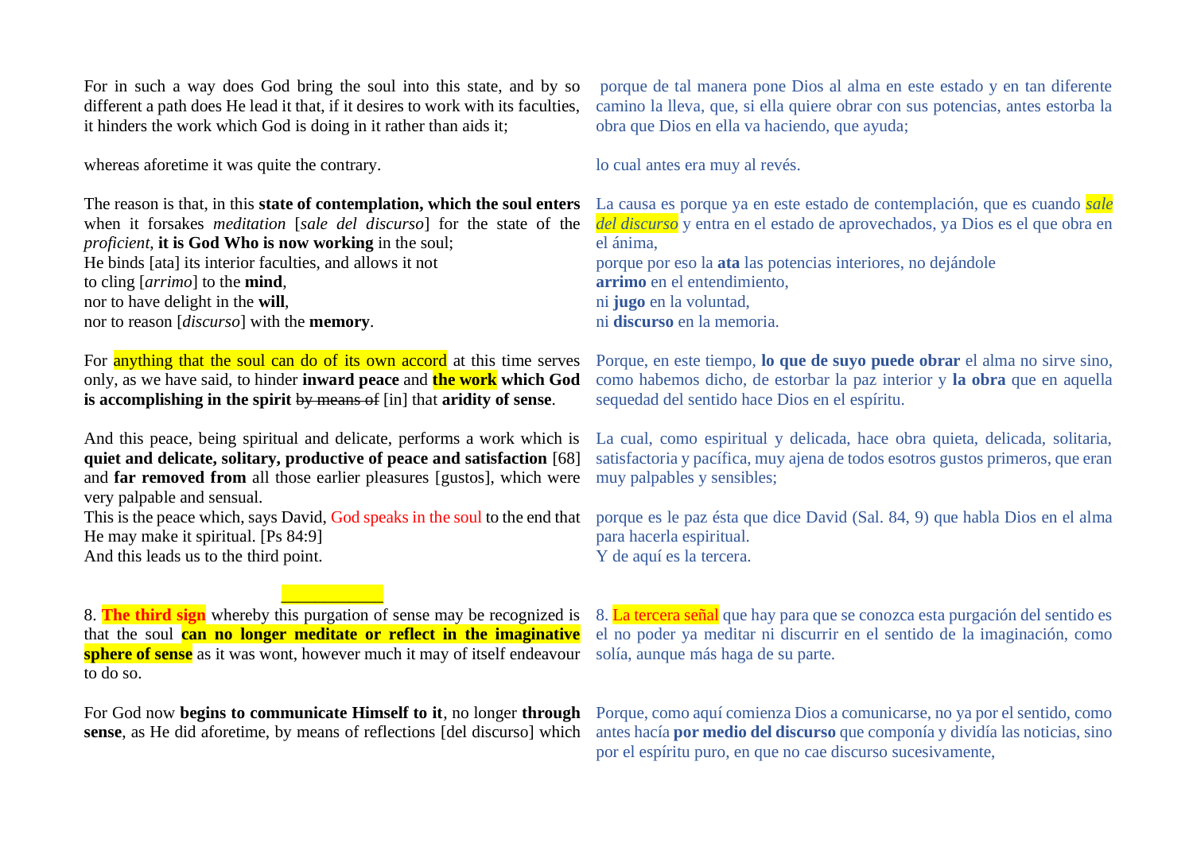For in such a way does God bring the soul into this state, and by so different a path does He lead it that, if it desires to work with its faculties, it hinders the work which God is doing in it rather than aids it;

porque de tal manera pone Dios al alma en este estado y en tan diferente camino la lleva, que, si ella quiere obrar con sus potencias, antes estorba la obra que Dios en ella va haciendo, que ayuda;

whereas aforetime it was quite the contrary.

lo cual antes era muy al revés.

The reason is that, in this **state of contemplation, which the soul enters** when it forsakes *meditation* [*sale del discurso*] for the state of the *proficient*, **it is God Who is now working** in the soul;
He binds [ata] its interior faculties, and allows it not
to cling [*arrimo*] to the **mind**,
nor to have delight in the **will**,
nor to reason [*discurso*] with the **memory**.

La causa es porque ya en este estado de contemplación, que es cuando *sale del discurso* y entra en el estado de aprovechados, ya Dios es el que obra en el ánima,
porque por eso la **ata** las potencias interiores, no dejándole
**arrimo** en el entendimiento,
ni **jugo** en la voluntad,
ni **discurso** en la memoria.

For anything that the soul can do of its own accord at this time serves only, as we have said, to hinder **inward peace** and **the work which God is accomplishing in the spirit** ~~by means of~~ [in] that **aridity of sense**.

Porque, en este tiempo, **lo que de suyo puede obrar** el alma no sirve sino, como habemos dicho, de estorbar la paz interior y **la obra** que en aquella sequedad del sentido hace Dios en el espíritu.

And this peace, being spiritual and delicate, performs a work which is **quiet and delicate, solitary, productive of peace and satisfaction** [68] and **far removed from** all those earlier pleasures [gustos], which were very palpable and sensual.
This is the peace which, says David, God speaks in the soul to the end that He may make it spiritual. [Ps 84:9]
And this leads us to the third point.

La cual, como espiritual y delicada, hace obra quieta, delicada, solitaria, satisfactoria y pacífica, muy ajena de todos esotros gustos primeros, que eran muy palpables y sensibles;

porque es le paz ésta que dice David (Sal. 84, 9) que habla Dios en el alma para hacerla espiritual.
Y de aquí es la tercera.

8. **The third sign** whereby this purgation of sense may be recognized is that the soul **can no longer meditate or reflect in the imaginative sphere of sense** as it was wont, however much it may of itself endeavour to do so.

8. La tercera señal que hay para que se conozca esta purgación del sentido es el no poder ya meditar ni discurrir en el sentido de la imaginación, como solía, aunque más haga de su parte.

For God now **begins to communicate Himself to it**, no longer **through sense**, as He did aforetime, by means of reflections [del discurso] which

Porque, como aquí comienza Dios a comunicarse, no ya por el sentido, como antes hacía **por medio del discurso** que componía y dividía las noticias, sino por el espíritu puro, en que no cae discurso sucesivamente,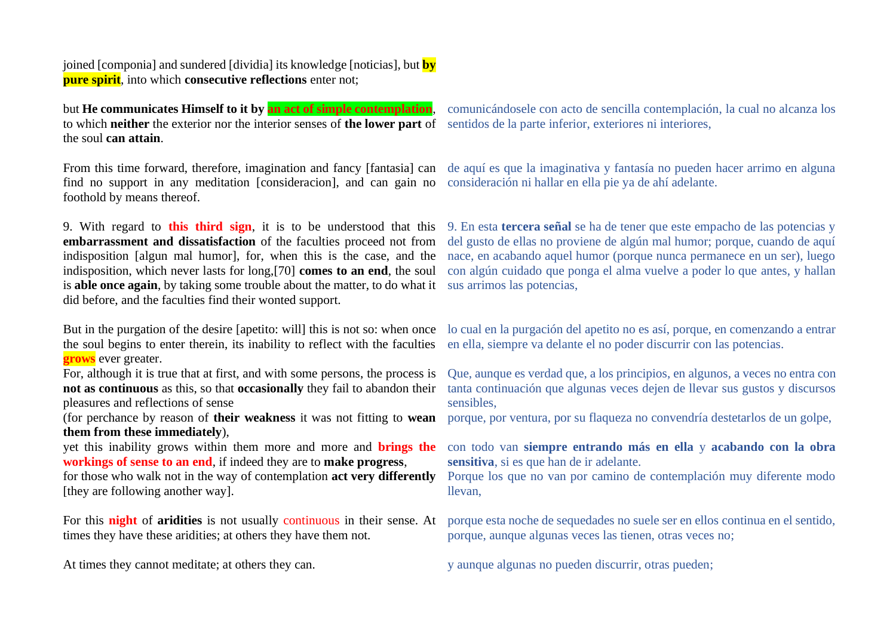joined [componia] and sundered [dividia] its knowledge [noticias], but **by pure spirit**, into which **consecutive reflections** enter not;

but **He communicates Himself to it by an act of simple contemplation**, to which **neither** the exterior nor the interior senses of **the lower part** of the soul **can attain**.

comunicándosele con acto de sencilla contemplación, la cual no alcanza los sentidos de la parte inferior, exteriores ni interiores,

From this time forward, therefore, imagination and fancy [fantasia] can find no support in any meditation [consideracion], and can gain no foothold by means thereof.

de aquí es que la imaginativa y fantasía no pueden hacer arrimo en alguna consideración ni hallar en ella pie ya de ahí adelante.

9. With regard to **this third sign**, it is to be understood that this **embarrassment and dissatisfaction** of the faculties proceed not from indisposition [algun mal humor], for, when this is the case, and the indisposition, which never lasts for long,[70] **comes to an end**, the soul is **able once again**, by taking some trouble about the matter, to do what it did before, and the faculties find their wonted support.

9. En esta **tercera señal** se ha de tener que este empacho de las potencias y del gusto de ellas no proviene de algún mal humor; porque, cuando de aquí nace, en acabando aquel humor (porque nunca permanece en un ser), luego con algún cuidado que ponga el alma vuelve a poder lo que antes, y hallan sus arrimos las potencias,

But in the purgation of the desire [apetito: will] this is not so: when once the soul begins to enter therein, its inability to reflect with the faculties **grows** ever greater.

lo cual en la purgación del apetito no es así, porque, en comenzando a entrar en ella, siempre va delante el no poder discurrir con las potencias.

For, although it is true that at first, and with some persons, the process is **not as continuous** as this, so that **occasionally** they fail to abandon their pleasures and reflections of sense

Que, aunque es verdad que, a los principios, en algunos, a veces no entra con tanta continuación que algunas veces dejen de llevar sus gustos y discursos sensibles,

(for perchance by reason of **their weakness** it was not fitting to **wean them from these immediately**),

porque, por ventura, por su flaqueza no convendría destetarlos de un golpe,

yet this inability grows within them more and more and **brings the workings of sense to an end**, if indeed they are to **make progress**,

con todo van **siempre entrando más en ella** y **acabando con la obra sensitiva**, si es que han de ir adelante.

for those who walk not in the way of contemplation **act very differently** [they are following another way].

Porque los que no van por camino de contemplación muy diferente modo llevan,

For this **night** of **aridities** is not usually continuous in their sense. At times they have these aridities; at others they have them not.

porque esta noche de sequedades no suele ser en ellos continua en el sentido, porque, aunque algunas veces las tienen, otras veces no;

At times they cannot meditate; at others they can.

y aunque algunas no pueden discurrir, otras pueden;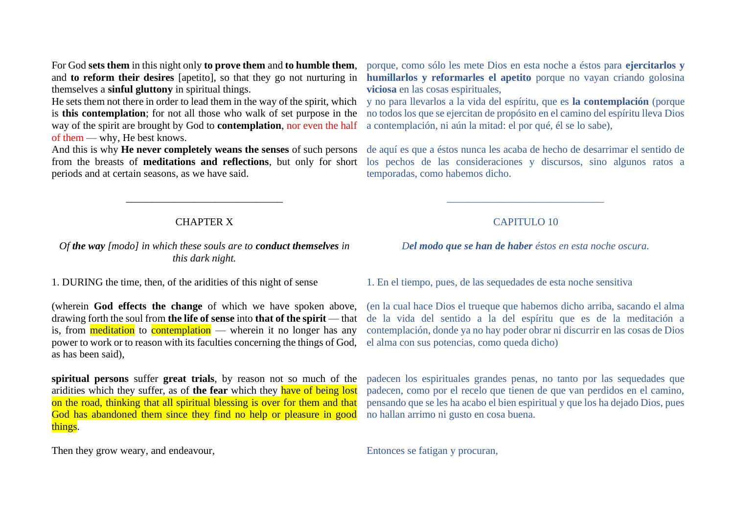For God **sets them** in this night only **to prove them** and **to humble them**, and **to reform their desires** [apetito], so that they go not nurturing in themselves a **sinful gluttony** in spiritual things.

He sets them not there in order to lead them in the way of the spirit, which is **this contemplation**; for not all those who walk of set purpose in the way of the spirit are brought by God to **contemplation**, nor even the half of them — why, He best knows.

And this is why **He never completely weans the senses** of such persons from the breasts of **meditations and reflections**, but only for short periods and at certain seasons, as we have said.

porque, como sólo les mete Dios en esta noche a éstos para **ejercitarlos y humillarlos y reformarles el apetito** porque no vayan criando golosina **viciosa** en las cosas espirituales,

y no para llevarlos a la vida del espíritu, que es **la contemplación** (porque no todos los que se ejercitan de propósito en el camino del espíritu lleva Dios a contemplación, ni aún la mitad: el por qué, él se lo sabe),

de aquí es que a éstos nunca les acaba de hecho de desarrimar el sentido de los pechos de las consideraciones y discursos, sino algunos ratos a temporadas, como habemos dicho.

______________________________

## CHAPTER X

## CAPITULO 10

*Of **the way** [modo] in which these souls are to **conduct themselves** in this dark night.*

*D**el modo que se han de haber** éstos en esta noche oscura.*

1. DURING the time, then, of the aridities of this night of sense

1. En el tiempo, pues, de las sequedades de esta noche sensitiva

(wherein **God effects the change** of which we have spoken above, drawing forth the soul from **the life of sense** into **that of the spirit** — that is, from meditation to contemplation — wherein it no longer has any power to work or to reason with its faculties concerning the things of God, as has been said),

(en la cual hace Dios el trueque que habemos dicho arriba, sacando el alma de la vida del sentido a la del espíritu que es de la meditación a contemplación, donde ya no hay poder obrar ni discurrir en las cosas de Dios el alma con sus potencias, como queda dicho)

**spiritual persons** suffer **great trials**, by reason not so much of the aridities which they suffer, as of **the fear** which they have of being lost on the road, thinking that all spiritual blessing is over for them and that God has abandoned them since they find no help or pleasure in good things.

padecen los espirituales grandes penas, no tanto por las sequedades que padecen, como por el recelo que tienen de que van perdidos en el camino, pensando que se les ha acabo el bien espiritual y que los ha dejado Dios, pues no hallan arrimo ni gusto en cosa buena.

Then they grow weary, and endeavour,

Entonces se fatigan y procuran,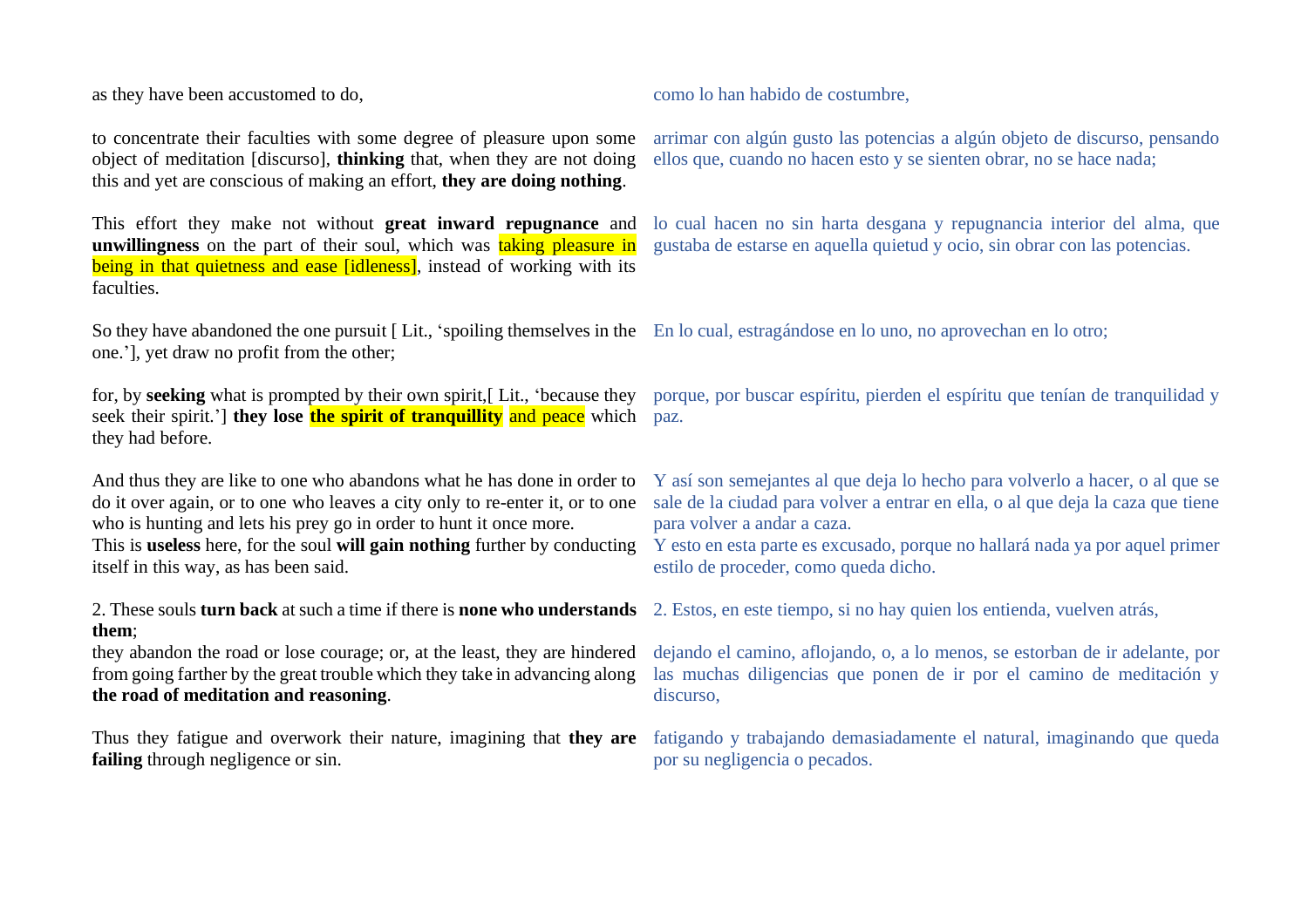| | |
|---|---|
| as they have been accustomed to do, | como lo han habido de costumbre, |
| to concentrate their faculties with some degree of pleasure upon some object of meditation [discurso], **thinking** that, when they are not doing this and yet are conscious of making an effort, **they are doing nothing**. | arrimar con algún gusto las potencias a algún objeto de discurso, pensando ellos que, cuando no hacen esto y se sienten obrar, no se hace nada; |
| This effort they make not without **great inward repugnance** and **unwillingness** on the part of their soul, which was taking pleasure in being in that quietness and ease [idleness], instead of working with its faculties. | lo cual hacen no sin harta desgana y repugnancia interior del alma, que gustaba de estarse en aquella quietud y ocio, sin obrar con las potencias. |
| So they have abandoned the one pursuit [ Lit., 'spoiling themselves in the one.'], yet draw no profit from the other; | En lo cual, estragándose en lo uno, no aprovechan en lo otro; |
| for, by **seeking** what is prompted by their own spirit,[ Lit., 'because they seek their spirit.'] **they lose the spirit of tranquillity** and peace which they had before. | porque, por buscar espíritu, pierden el espíritu que tenían de tranquilidad y paz. |
| And thus they are like to one who abandons what he has done in order to do it over again, or to one who leaves a city only to re-enter it, or to one who is hunting and lets his prey go in order to hunt it once more. This is **useless** here, for the soul **will gain nothing** further by conducting itself in this way, as has been said. | Y así son semejantes al que deja lo hecho para volverlo a hacer, o al que se sale de la ciudad para volver a entrar en ella, o al que deja la caza que tiene para volver a andar a caza. Y esto en esta parte es excusado, porque no hallará nada ya por aquel primer estilo de proceder, como queda dicho. |
| 2. These souls **turn back** at such a time if there is **none who understands them**; | 2. Estos, en este tiempo, si no hay quien los entienda, vuelven atrás, |
| they abandon the road or lose courage; or, at the least, they are hindered from going farther by the great trouble which they take in advancing along **the road of meditation and reasoning**. | dejando el camino, aflojando, o, a lo menos, se estorban de ir adelante, por las muchas diligencias que ponen de ir por el camino de meditación y discurso, |
| Thus they fatigue and overwork their nature, imagining that **they are failing** through negligence or sin. | fatigando y trabajando demasiadamente el natural, imaginando que queda por su negligencia o pecados. |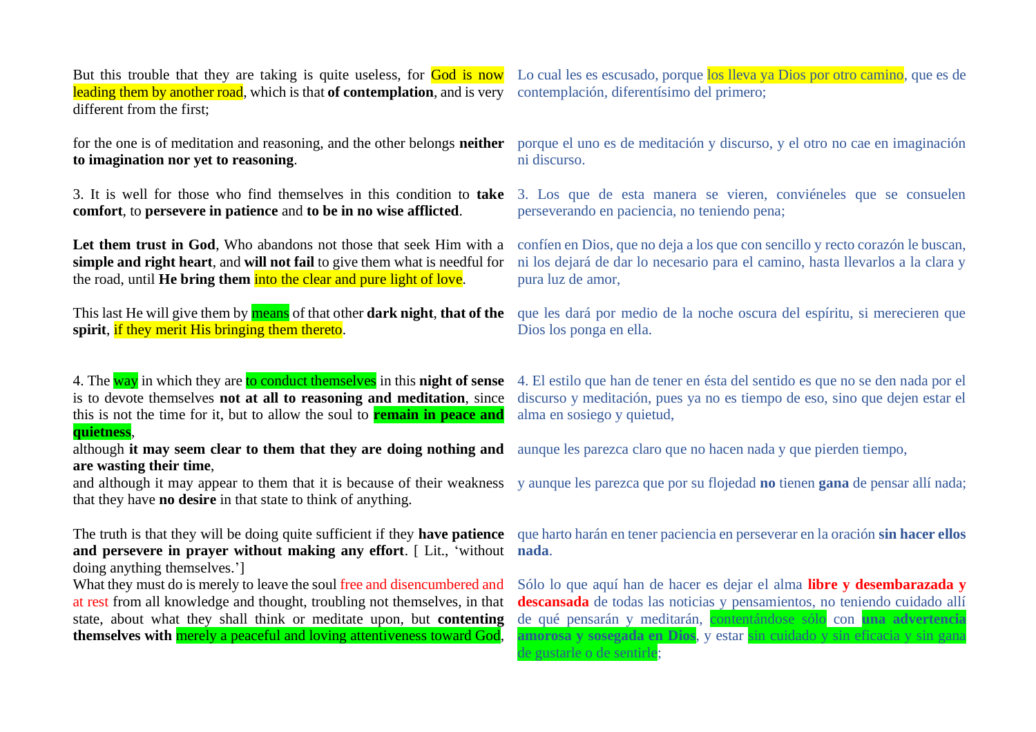| | |
|---|---|
| But this trouble that they are taking is quite useless, for God is now leading them by another road, which is that **of contemplation**, and is very different from the first; | Lo cual les es escusado, porque los lleva ya Dios por otro camino, que es de contemplación, diferentísimo del primero; |
| for the one is of meditation and reasoning, and the other belongs **neither to imagination nor yet to reasoning**. | porque el uno es de meditación y discurso, y el otro no cae en imaginación ni discurso. |
| 3. It is well for those who find themselves in this condition to **take comfort**, to **persevere in patience** and **to be in no wise afflicted**. | 3. Los que de esta manera se vieren, conviéneles que se consuelen perseverando en paciencia, no teniendo pena; |
| **Let them trust in God**, Who abandons not those that seek Him with a **simple and right heart**, and **will not fail** to give them what is needful for the road, until **He bring them** into the clear and pure light of love. | confíen en Dios, que no deja a los que con sencillo y recto corazón le buscan, ni los dejará de dar lo necesario para el camino, hasta llevarlos a la clara y pura luz de amor, |
| This last He will give them by means of that other **dark night**, **that of the spirit**, if they merit His bringing them thereto. | que les dará por medio de la noche oscura del espíritu, si merecieren que Dios los ponga en ella. |
| 4. The way in which they are to conduct themselves in this **night of sense** is to devote themselves **not at all to reasoning and meditation**, since this is not the time for it, but to allow the soul to **remain in peace and quietness**, | 4. El estilo que han de tener en ésta del sentido es que no se den nada por el discurso y meditación, pues ya no es tiempo de eso, sino que dejen estar el alma en sosiego y quietud, |
| although **it may seem clear to them that they are doing nothing and are wasting their time**, | aunque les parezca claro que no hacen nada y que pierden tiempo, |
| and although it may appear to them that it is because of their weakness that they have **no desire** in that state to think of anything. | y aunque les parezca que por su flojedad **no** tienen **gana** de pensar allí nada; |
| The truth is that they will be doing quite sufficient if they **have patience and persevere in prayer without making any effort**. [ Lit., 'without doing anything themselves.'] | que harto harán en tener paciencia en perseverar en la oración **sin hacer ellos nada**. |
| What they must do is merely to leave the soul free and disencumbered and at rest from all knowledge and thought, troubling not themselves, in that state, about what they shall think or meditate upon, but **contenting themselves with** merely a peaceful and loving attentiveness toward God, | Sólo lo que aquí han de hacer es dejar el alma **libre y desembarazada y descansada** de todas las noticias y pensamientos, no teniendo cuidado allí de qué pensarán y meditarán, contentándose sólo con **una advertencia amorosa y sosegada en Dios**, y estar sin cuidado y sin eficacia y sin gana de gustarle o de sentirle; |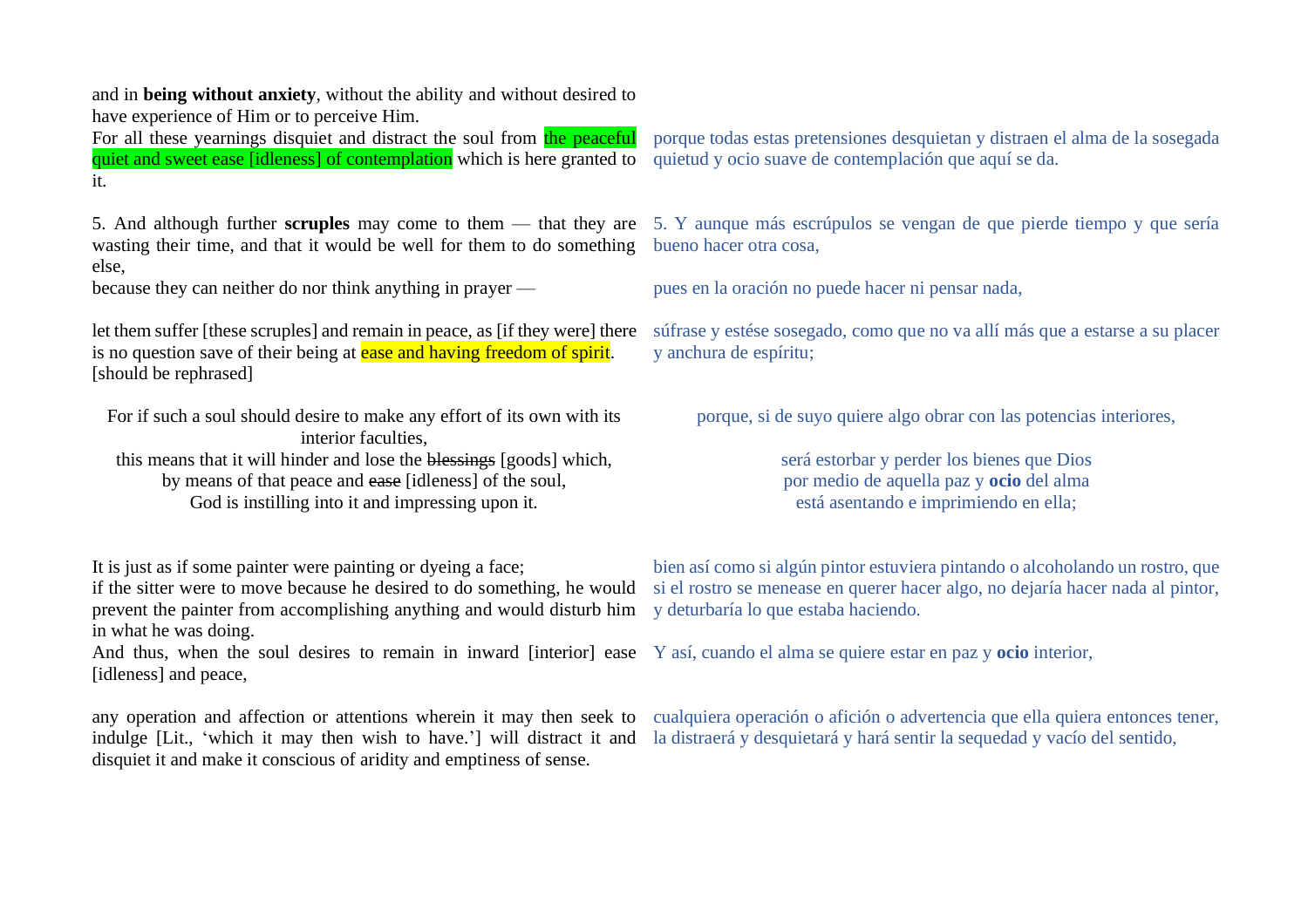and in **being without anxiety**, without the ability and without desired to have experience of Him or to perceive Him.

For all these yearnings disquiet and distract the soul from the peaceful quiet and sweet ease [idleness] of contemplation which is here granted to it.

porque todas estas pretensiones desquietan y distraen el alma de la sosegada quietud y ocio suave de contemplación que aquí se da.

5. And although further **scruples** may come to them — that they are wasting their time, and that it would be well for them to do something else,

5. Y aunque más escrúpulos se vengan de que pierde tiempo y que sería bueno hacer otra cosa,

because they can neither do nor think anything in prayer —

pues en la oración no puede hacer ni pensar nada,

let them suffer [these scruples] and remain in peace, as [if they were] there is no question save of their being at ease and having freedom of spirit. [should be rephrased]

súfrase y estése sosegado, como que no va allí más que a estarse a su placer y anchura de espíritu;

For if such a soul should desire to make any effort of its own with its interior faculties,
this means that it will hinder and lose the ~~blessings~~ [goods] which,
by means of that peace and ~~ease~~ [idleness] of the soul,
God is instilling into it and impressing upon it.

porque, si de suyo quiere algo obrar con las potencias interiores,
será estorbar y perder los bienes que Dios
por medio de aquella paz y **ocio** del alma
está asentando e imprimiendo en ella;

It is just as if some painter were painting or dyeing a face;
if the sitter were to move because he desired to do something, he would prevent the painter from accomplishing anything and would disturb him in what he was doing.

bien así como si algún pintor estuviera pintando o alcoholando un rostro, que si el rostro se menease en querer hacer algo, no dejaría hacer nada al pintor, y deturbaría lo que estaba haciendo.

And thus, when the soul desires to remain in inward [interior] ease [idleness] and peace,

Y así, cuando el alma se quiere estar en paz y **ocio** interior,

any operation and affection or attentions wherein it may then seek to indulge [Lit., 'which it may then wish to have.'] will distract it and disquiet it and make it conscious of aridity and emptiness of sense.

cualquiera operación o afición o advertencia que ella quiera entonces tener, la distraerá y desquietará y hará sentir la sequedad y vacío del sentido,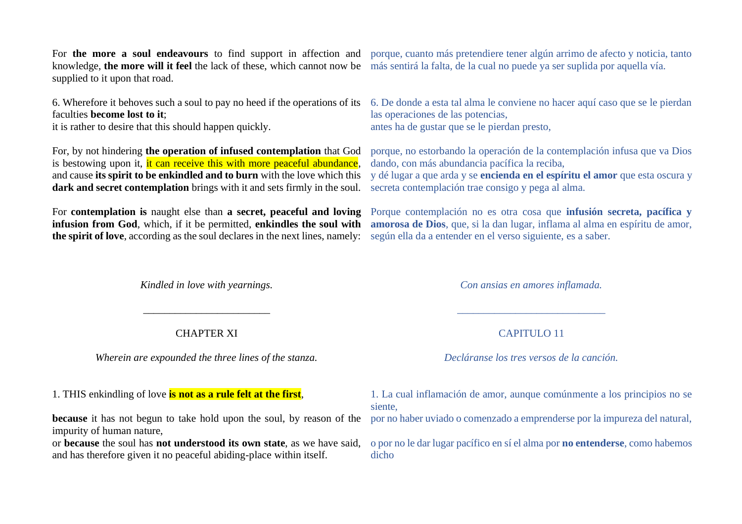For **the more a soul endeavours** to find support in affection and knowledge, **the more will it feel** the lack of these, which cannot now be supplied to it upon that road.

porque, cuanto más pretendiere tener algún arrimo de afecto y noticia, tanto más sentirá la falta, de la cual no puede ya ser suplida por aquella vía.

6. Wherefore it behoves such a soul to pay no heed if the operations of its faculties **become lost to it**;
it is rather to desire that this should happen quickly.

6. De donde a esta tal alma le conviene no hacer aquí caso que se le pierdan las operaciones de las potencias,
antes ha de gustar que se le pierdan presto,

For, by not hindering **the operation of infused contemplation** that God is bestowing upon it, it can receive this with more peaceful abundance, and cause **its spirit to be enkindled and to burn** with the love which this **dark and secret contemplation** brings with it and sets firmly in the soul.

porque, no estorbando la operación de la contemplación infusa que va Dios dando, con más abundancia pacífica la reciba,
y dé lugar a que arda y se **encienda en el espíritu el amor** que esta oscura y secreta contemplación trae consigo y pega al alma.

For **contemplation is** naught else than **a secret, peaceful and loving infusion from God**, which, if it be permitted, **enkindles the soul with the spirit of love**, according as the soul declares in the next lines, namely:

Porque contemplación no es otra cosa que **infusión secreta, pacífica y amorosa de Dios**, que, si la dan lugar, inflama al alma en espíritu de amor, según ella da a entender en el verso siguiente, es a saber.

*Kindled in love with yearnings.*

*Con ansias en amores inflamada.*

---

## CHAPTER XI

*Wherein are expounded the three lines of the stanza.*

## CAPITULO 11

*Declár­anse los tres versos de la canción.*

1. THIS enkindling of love **is not as a rule felt at the first**,

**because** it has not begun to take hold upon the soul, by reason of the impurity of human nature,
or **because** the soul has **not understood its own state**, as we have said, and has therefore given it no peaceful abiding-place within itself.

1. La cual inflamación de amor, aunque comúnmente a los principios no se siente,
por no haber uviado o comenzado a emprenderse por la impureza del natural,
o por no le dar lugar pacífico en sí el alma por **no entenderse**, como habemos dicho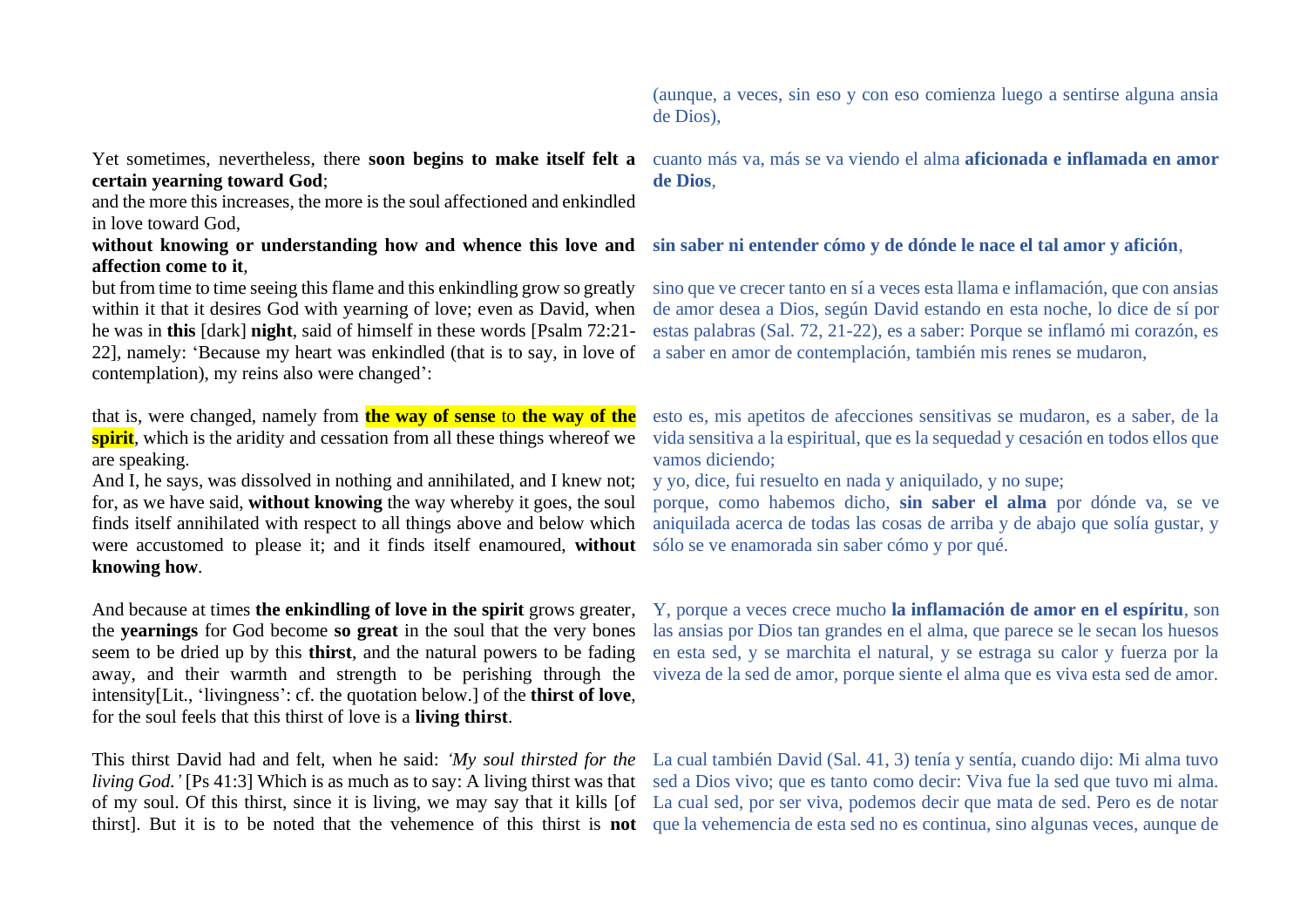(aunque, a veces, sin eso y con eso comienza luego a sentirse alguna ansia de Dios),

Yet sometimes, nevertheless, there **soon begins to make itself felt a certain yearning toward God**;
and the more this increases, the more is the soul affectioned and enkindled in love toward God,

cuanto más va, más se va viendo el alma **aficionada e inflamada en amor de Dios**,

**without knowing or understanding how and whence this love and affection come to it**,

**sin saber ni entender cómo y de dónde le nace el tal amor y afición**,

but from time to time seeing this flame and this enkindling grow so greatly within it that it desires God with yearning of love; even as David, when he was in **this** [dark] **night**, said of himself in these words [Psalm 72:21-22], namely: 'Because my heart was enkindled (that is to say, in love of contemplation), my reins also were changed':

sino que ve crecer tanto en sí a veces esta llama e inflamación, que con ansias de amor desea a Dios, según David estando en esta noche, lo dice de sí por estas palabras (Sal. 72, 21-22), es a saber: Porque se inflamó mi corazón, es a saber en amor de contemplación, también mis renes se mudaron,

that is, were changed, namely from **the way of sense** to **the way of the spirit**, which is the aridity and cessation from all these things whereof we are speaking.
And I, he says, was dissolved in nothing and annihilated, and I knew not; for, as we have said, **without knowing** the way whereby it goes, the soul finds itself annihilated with respect to all things above and below which were accustomed to please it; and it finds itself enamoured, **without knowing how**.

esto es, mis apetitos de afecciones sensitivas se mudaron, es a saber, de la vida sensitiva a la espiritual, que es la sequedad y cesación en todos ellos que vamos diciendo;
y yo, dice, fui resuelto en nada y aniquilado, y no supe;
porque, como habemos dicho, **sin saber el alma** por dónde va, se ve aniquilada acerca de todas las cosas de arriba y de abajo que solía gustar, y sólo se ve enamorada sin saber cómo y por qué.

And because at times **the enkindling of love in the spirit** grows greater, the **yearnings** for God become **so great** in the soul that the very bones seem to be dried up by this **thirst**, and the natural powers to be fading away, and their warmth and strength to be perishing through the intensity[Lit., 'livingness': cf. the quotation below.] of the **thirst of love**, for the soul feels that this thirst of love is a **living thirst**.

Y, porque a veces crece mucho **la inflamación de amor en el espíritu**, son las ansias por Dios tan grandes en el alma, que parece se le secan los huesos en esta sed, y se marchita el natural, y se estraga su calor y fuerza por la viveza de la sed de amor, porque siente el alma que es viva esta sed de amor.

This thirst David had and felt, when he said: *'My soul thirsted for the living God.'* [Ps 41:3] Which is as much as to say: A living thirst was that of my soul. Of this thirst, since it is living, we may say that it kills [of thirst]. But it is to be noted that the vehemence of this thirst is **not**

La cual también David (Sal. 41, 3) tenía y sentía, cuando dijo: Mi alma tuvo sed a Dios vivo; que es tanto como decir: Viva fue la sed que tuvo mi alma. La cual sed, por ser viva, podemos decir que mata de sed. Pero es de notar que la vehemencia de esta sed no es continua, sino algunas veces, aunque de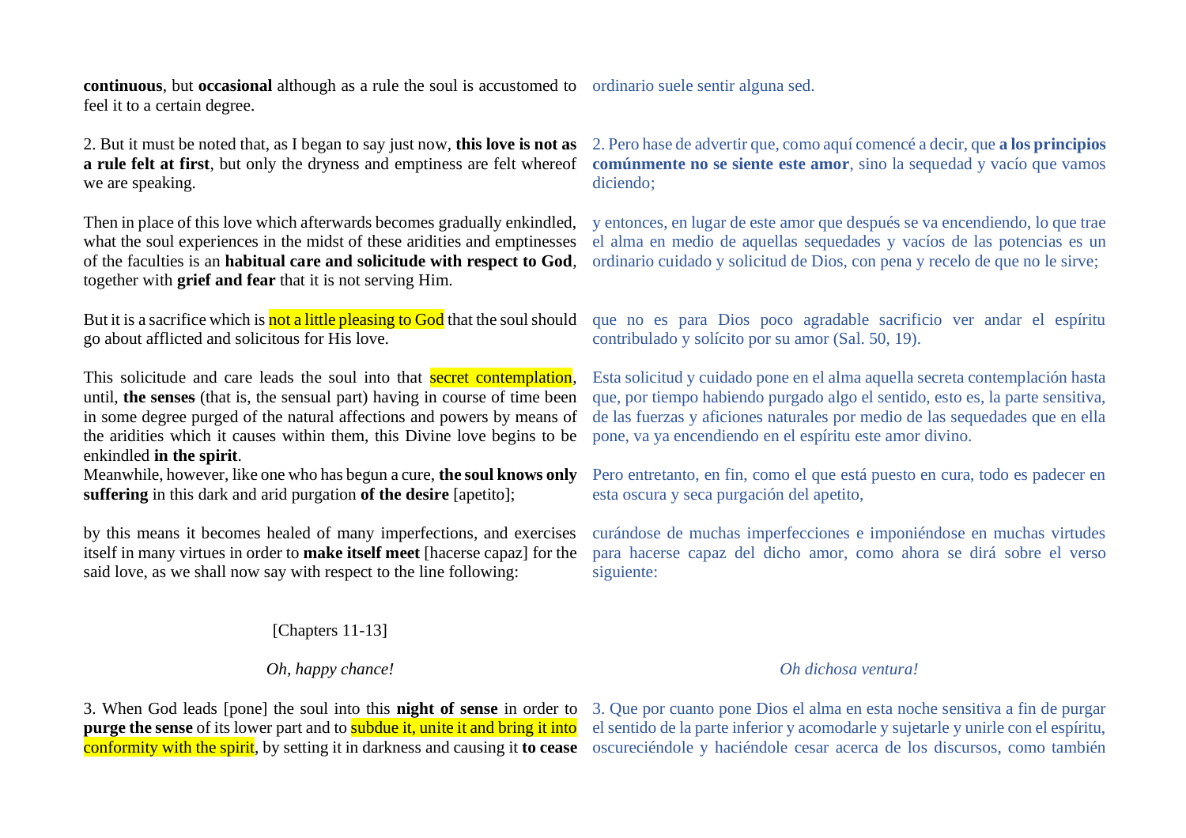**continuous**, but **occasional** although as a rule the soul is accustomed to feel it to a certain degree.

ordinario suele sentir alguna sed.

2. But it must be noted that, as I began to say just now, **this love is not as a rule felt at first**, but only the dryness and emptiness are felt whereof we are speaking.

2. Pero hase de advertir que, como aquí comencé a decir, que **a los principios comúnmente no se siente este amor**, sino la sequedad y vacío que vamos diciendo;

Then in place of this love which afterwards becomes gradually enkindled, what the soul experiences in the midst of these aridities and emptinesses of the faculties is an **habitual care and solicitude with respect to God**, together with **grief and fear** that it is not serving Him.

y entonces, en lugar de este amor que después se va encendiendo, lo que trae el alma en medio de aquellas sequedades y vacíos de las potencias es un ordinario cuidado y solicitud de Dios, con pena y recelo de que no le sirve;

But it is a sacrifice which is not a little pleasing to God that the soul should go about afflicted and solicitous for His love.

que no es para Dios poco agradable sacrificio ver andar el espíritu contribulado y solícito por su amor (Sal. 50, 19).

This solicitude and care leads the soul into that secret contemplation, until, **the senses** (that is, the sensual part) having in course of time been in some degree purged of the natural affections and powers by means of the aridities which it causes within them, this Divine love begins to be enkindled **in the spirit**.

Esta solicitud y cuidado pone en el alma aquella secreta contemplación hasta que, por tiempo habiendo purgado algo el sentido, esto es, la parte sensitiva, de las fuerzas y aficiones naturales por medio de las sequedades que en ella pone, va ya encendiendo en el espíritu este amor divino.

Meanwhile, however, like one who has begun a cure, **the soul knows only suffering** in this dark and arid purgation **of the desire** [apetito];

Pero entretanto, en fin, como el que está puesto en cura, todo es padecer en esta oscura y seca purgación del apetito,

by this means it becomes healed of many imperfections, and exercises itself in many virtues in order to **make itself meet** [hacerse capaz] for the said love, as we shall now say with respect to the line following:

curándose de muchas imperfecciones e imponiéndose en muchas virtudes para hacerse capaz del dicho amor, como ahora se dirá sobre el verso siguiente:

[Chapters 11-13]

*Oh, happy chance!*

*Oh dichosa ventura!*

3. When God leads [pone] the soul into this **night of sense** in order to **purge the sense** of its lower part and to subdue it, unite it and bring it into conformity with the spirit, by setting it in darkness and causing it **to cease**

3. Que por cuanto pone Dios el alma en esta noche sensitiva a fin de purgar el sentido de la parte inferior y acomodarle y sujetarle y unirle con el espíritu, oscureciéndole y haciéndole cesar acerca de los discursos, como también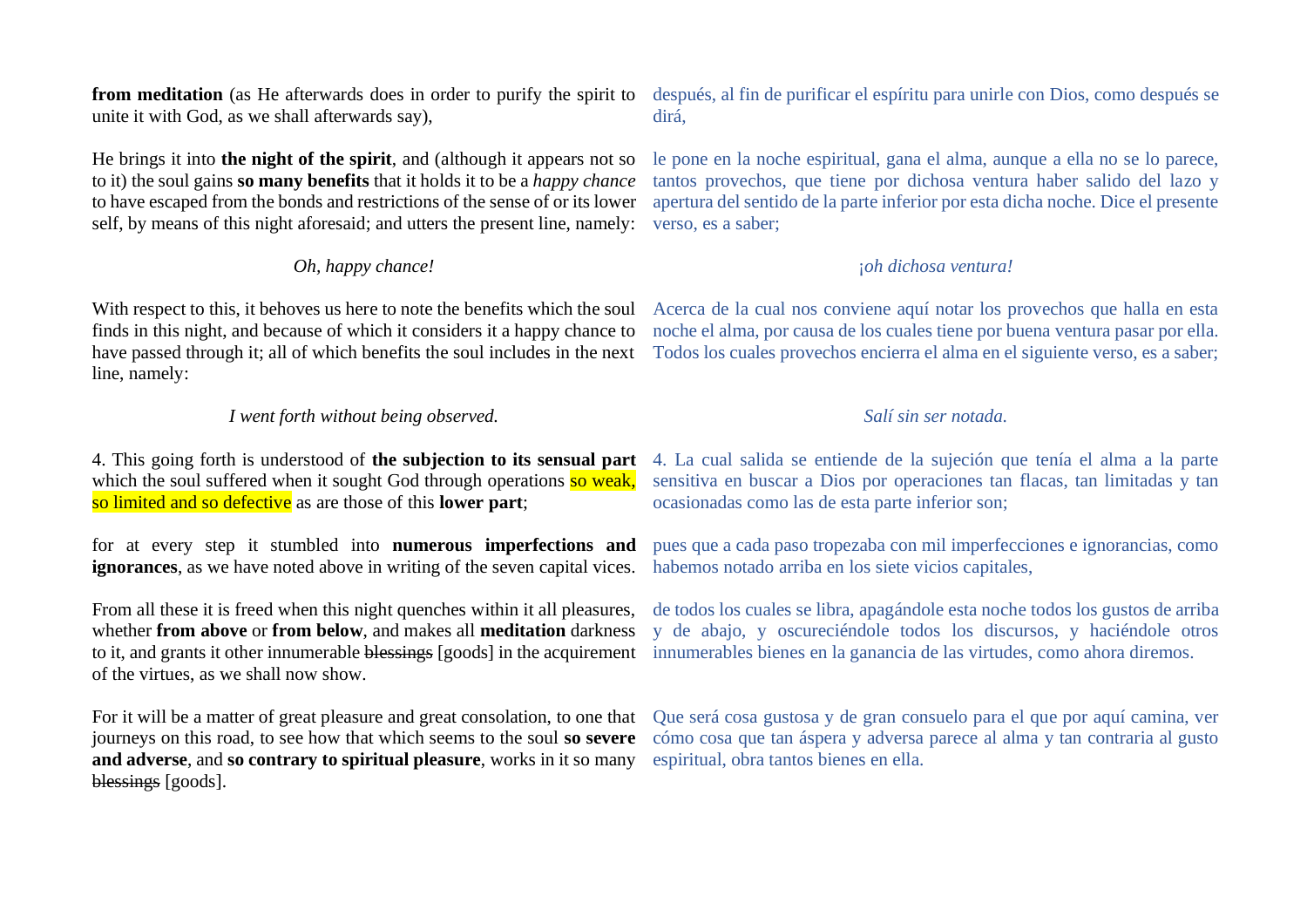**from meditation** (as He afterwards does in order to purify the spirit to unite it with God, as we shall afterwards say),

después, al fin de purificar el espíritu para unirle con Dios, como después se dirá,

He brings it into **the night of the spirit**, and (although it appears not so to it) the soul gains **so many benefits** that it holds it to be a *happy chance* to have escaped from the bonds and restrictions of the sense of or its lower self, by means of this night aforesaid; and utters the present line, namely:

le pone en la noche espiritual, gana el alma, aunque a ella no se lo parece, tantos provechos, que tiene por dichosa ventura haber salido del lazo y apertura del sentido de la parte inferior por esta dicha noche. Dice el presente verso, es a saber;

*Oh, happy chance!*

*¡oh dichosa ventura!*

With respect to this, it behoves us here to note the benefits which the soul finds in this night, and because of which it considers it a happy chance to have passed through it; all of which benefits the soul includes in the next line, namely:

Acerca de la cual nos conviene aquí notar los provechos que halla en esta noche el alma, por causa de los cuales tiene por buena ventura pasar por ella. Todos los cuales provechos encierra el alma en el siguiente verso, es a saber;

*I went forth without being observed.*

*Salí sin ser notada.*

4. This going forth is understood of **the subjection to its sensual part** which the soul suffered when it sought God through operations so weak, so limited and so defective as are those of this **lower part**;

4. La cual salida se entiende de la sujeción que tenía el alma a la parte sensitiva en buscar a Dios por operaciones tan flacas, tan limitadas y tan ocasionadas como las de esta parte inferior son;

for at every step it stumbled into **numerous imperfections and ignorances**, as we have noted above in writing of the seven capital vices.

pues que a cada paso tropezaba con mil imperfecciones e ignorancias, como habemos notado arriba en los siete vicios capitales,

From all these it is freed when this night quenches within it all pleasures, whether **from above** or **from below**, and makes all **meditation** darkness to it, and grants it other innumerable ~~blessings~~ [goods] in the acquirement of the virtues, as we shall now show.

de todos los cuales se libra, apagándole esta noche todos los gustos de arriba y de abajo, y oscureciéndole todos los discursos, y haciéndole otros innumerables bienes en la ganancia de las virtudes, como ahora diremos.

For it will be a matter of great pleasure and great consolation, to one that journeys on this road, to see how that which seems to the soul **so severe and adverse**, and **so contrary to spiritual pleasure**, works in it so many ~~blessings~~ [goods].

Que será cosa gustosa y de gran consuelo para el que por aquí camina, ver cómo cosa que tan áspera y adversa parece al alma y tan contraria al gusto espiritual, obra tantos bienes en ella.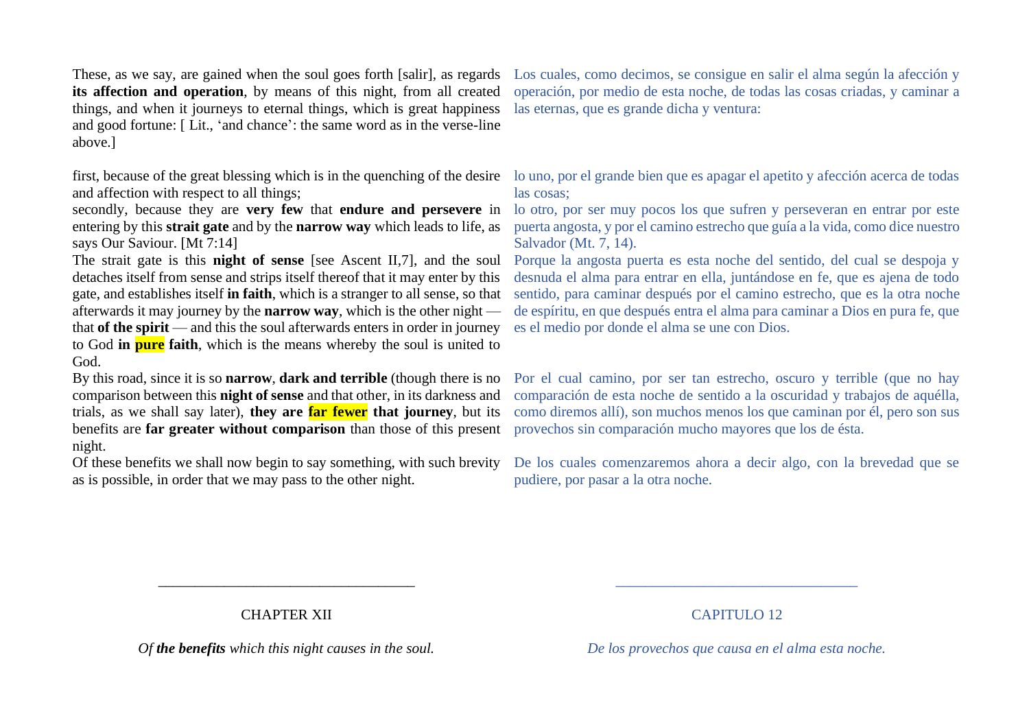These, as we say, are gained when the soul goes forth [salir], as regards **its affection and operation**, by means of this night, from all created things, and when it journeys to eternal things, which is great happiness and good fortune: [ Lit., 'and chance': the same word as in the verse-line above.]

Los cuales, como decimos, se consigue en salir el alma según la afección y operación, por medio de esta noche, de todas las cosas criadas, y caminar a las eternas, que es grande dicha y ventura:

first, because of the great blessing which is in the quenching of the desire and affection with respect to all things;

lo uno, por el grande bien que es apagar el apetito y afección acerca de todas las cosas;

secondly, because they are **very few** that **endure and persevere** in entering by this **strait gate** and by the **narrow way** which leads to life, as says Our Saviour. [Mt 7:14]

lo otro, por ser muy pocos los que sufren y perseveran en entrar por este puerta angosta, y por el camino estrecho que guía a la vida, como dice nuestro Salvador (Mt. 7, 14).

The strait gate is this **night of sense** [see Ascent II,7], and the soul detaches itself from sense and strips itself thereof that it may enter by this gate, and establishes itself **in faith**, which is a stranger to all sense, so that afterwards it may journey by the **narrow way**, which is the other night — that **of the spirit** — and this the soul afterwards enters in order in journey to God **in pure faith**, which is the means whereby the soul is united to God.

Porque la angosta puerta es esta noche del sentido, del cual se despoja y desnuda el alma para entrar en ella, juntándose en fe, que es ajena de todo sentido, para caminar después por el camino estrecho, que es la otra noche de espíritu, en que después entra el alma para caminar a Dios en pura fe, que es el medio por donde el alma se une con Dios.

By this road, since it is so **narrow**, **dark and terrible** (though there is no comparison between this **night of sense** and that other, in its darkness and trials, as we shall say later), **they are far fewer that journey**, but its benefits are **far greater without comparison** than those of this present night.

Por el cual camino, por ser tan estrecho, oscuro y terrible (que no hay comparación de esta noche de sentido a la oscuridad y trabajos de aquélla, como diremos allí), son muchos menos los que caminan por él, pero son sus provechos sin comparación mucho mayores que los de ésta.

Of these benefits we shall now begin to say something, with such brevity as is possible, in order that we may pass to the other night.

De los cuales comenzaremos ahora a decir algo, con la brevedad que se pudiere, por pasar a la otra noche.

---

## CHAPTER XII

*Of **the benefits** which this night causes in the soul.*

## CAPITULO 12

*De los provechos que causa en el alma esta noche.*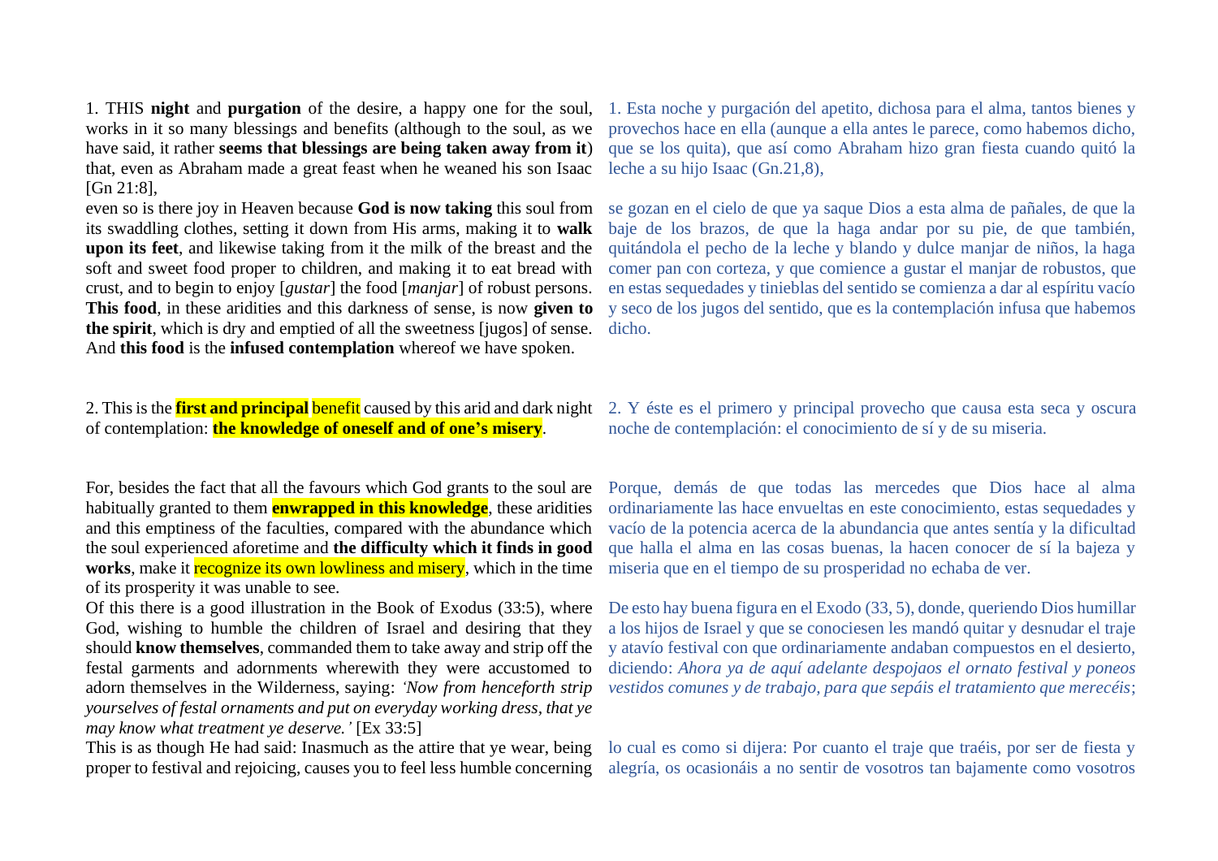1. THIS **night** and **purgation** of the desire, a happy one for the soul, works in it so many blessings and benefits (although to the soul, as we have said, it rather **seems that blessings are being taken away from it**) that, even as Abraham made a great feast when he weaned his son Isaac [Gn 21:8],

1. Esta noche y purgación del apetito, dichosa para el alma, tantos bienes y provechos hace en ella (aunque a ella antes le parece, como habemos dicho, que se los quita), que así como Abraham hizo gran fiesta cuando quitó la leche a su hijo Isaac (Gn.21,8),

even so is there joy in Heaven because **God is now taking** this soul from its swaddling clothes, setting it down from His arms, making it to **walk upon its feet**, and likewise taking from it the milk of the breast and the soft and sweet food proper to children, and making it to eat bread with crust, and to begin to enjoy [*gustar*] the food [*manjar*] of robust persons. **This food**, in these aridities and this darkness of sense, is now **given to the spirit**, which is dry and emptied of all the sweetness [jugos] of sense. And **this food** is the **infused contemplation** whereof we have spoken.

se gozan en el cielo de que ya saque Dios a esta alma de pañales, de que la baje de los brazos, de que la haga andar por su pie, de que también, quitándola el pecho de la leche y blando y dulce manjar de niños, la haga comer pan con corteza, y que comience a gustar el manjar de robustos, que en estas sequedades y tinieblas del sentido se comienza a dar al espíritu vacío y seco de los jugos del sentido, que es la contemplación infusa que habemos dicho.

2. This is the **first and principal** benefit caused by this arid and dark night of contemplation: **the knowledge of oneself and of one's misery**.

2. Y éste es el primero y principal provecho que causa esta seca y oscura noche de contemplación: el conocimiento de sí y de su miseria.

For, besides the fact that all the favours which God grants to the soul are habitually granted to them **enwrapped in this knowledge**, these aridities and this emptiness of the faculties, compared with the abundance which the soul experienced aforetime and **the difficulty which it finds in good works**, make it recognize its own lowliness and misery, which in the time of its prosperity it was unable to see.

Porque, demás de que todas las mercedes que Dios hace al alma ordinariamente las hace envueltas en este conocimiento, estas sequedades y vacío de la potencia acerca de la abundancia que antes sentía y la dificultad que halla el alma en las cosas buenas, la hacen conocer de sí la bajeza y miseria que en el tiempo de su prosperidad no echaba de ver.

Of this there is a good illustration in the Book of Exodus (33:5), where God, wishing to humble the children of Israel and desiring that they should **know themselves**, commanded them to take away and strip off the festal garments and adornments wherewith they were accustomed to adorn themselves in the Wilderness, saying: *'Now from henceforth strip yourselves of festal ornaments and put on everyday working dress, that ye may know what treatment ye deserve.'* [Ex 33:5]

De esto hay buena figura en el Exodo (33, 5), donde, queriendo Dios humillar a los hijos de Israel y que se conociesen les mandó quitar y desnudar el traje y atavío festival con que ordinariamente andaban compuestos en el desierto, diciendo: *Ahora ya de aquí adelante despojaos el ornato festival y poneos vestidos comunes y de trabajo, para que sepáis el tratamiento que merecéis*;

This is as though He had said: Inasmuch as the attire that ye wear, being proper to festival and rejoicing, causes you to feel less humble concerning

lo cual es como si dijera: Por cuanto el traje que traéis, por ser de fiesta y alegría, os ocasionáis a no sentir de vosotros tan bajamente como vosotros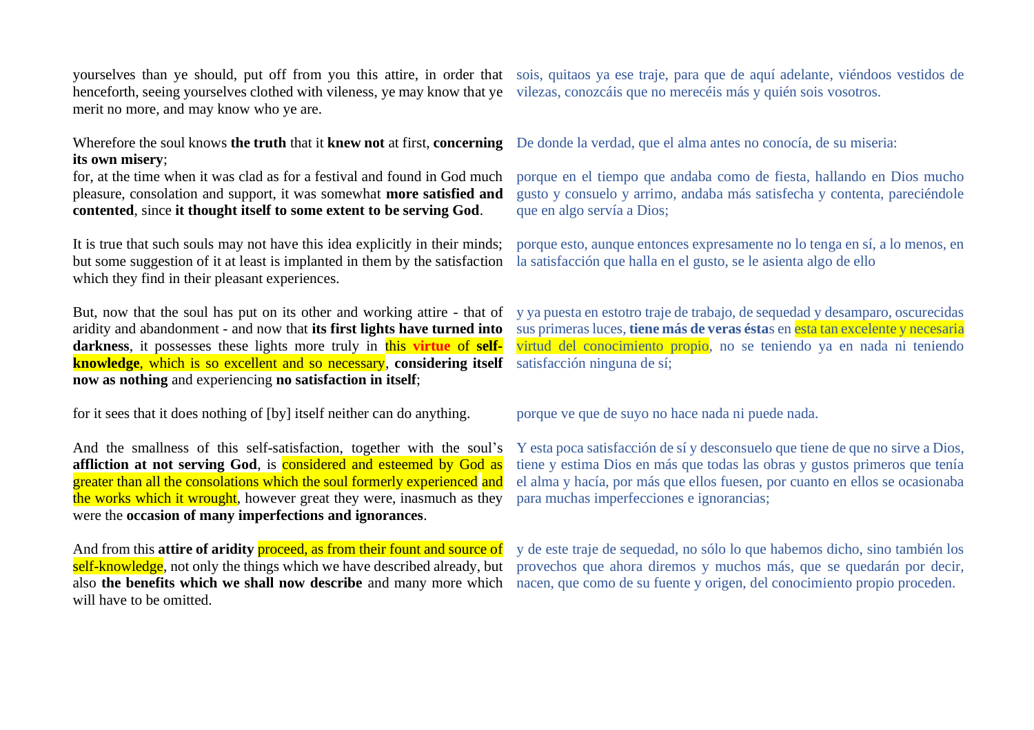yourselves than ye should, put off from you this attire, in order that henceforth, seeing yourselves clothed with vileness, ye may know that ye merit no more, and may know who ye are.

sois, quitaos ya ese traje, para que de aquí adelante, viéndoos vestidos de vilezas, conozcáis que no merecéis más y quién sois vosotros.

Wherefore the soul knows **the truth** that it **knew not** at first, **concerning its own misery**;

De donde la verdad, que el alma antes no conocía, de su miseria:

for, at the time when it was clad as for a festival and found in God much pleasure, consolation and support, it was somewhat **more satisfied and contented**, since **it thought itself to some extent to be serving God**.

porque en el tiempo que andaba como de fiesta, hallando en Dios mucho gusto y consuelo y arrimo, andaba más satisfecha y contenta, pareciéndole que en algo servía a Dios;

It is true that such souls may not have this idea explicitly in their minds; but some suggestion of it at least is implanted in them by the satisfaction which they find in their pleasant experiences.

porque esto, aunque entonces expresamente no lo tenga en sí, a lo menos, en la satisfacción que halla en el gusto, se le asienta algo de ello

But, now that the soul has put on its other and working attire - that of aridity and abandonment - and now that **its first lights have turned into darkness**, it possesses these lights more truly in this **virtue** of **self-knowledge**, which is so excellent and so necessary, **considering itself now as nothing** and experiencing **no satisfaction in itself**;

y ya puesta en estotro traje de trabajo, de sequedad y desamparo, oscurecidas sus primeras luces, **tiene más de veras ésta**s en esta tan excelente y necesaria virtud del conocimiento propio, no se teniendo ya en nada ni teniendo satisfacción ninguna de sí;

for it sees that it does nothing of [by] itself neither can do anything.

porque ve que de suyo no hace nada ni puede nada.

And the smallness of this self-satisfaction, together with the soul's **affliction at not serving God**, is considered and esteemed by God as greater than all the consolations which the soul formerly experienced and the works which it wrought, however great they were, inasmuch as they were the **occasion of many imperfections and ignorances**.

Y esta poca satisfacción de sí y desconsuelo que tiene de que no sirve a Dios, tiene y estima Dios en más que todas las obras y gustos primeros que tenía el alma y hacía, por más que ellos fuesen, por cuanto en ellos se ocasionaba para muchas imperfecciones e ignorancias;

And from this **attire of aridity** proceed, as from their fount and source of self-knowledge, not only the things which we have described already, but also **the benefits which we shall now describe** and many more which will have to be omitted.

y de este traje de sequedad, no sólo lo que habemos dicho, sino también los provechos que ahora diremos y muchos más, que se quedarán por decir, nacen, que como de su fuente y origen, del conocimiento propio proceden.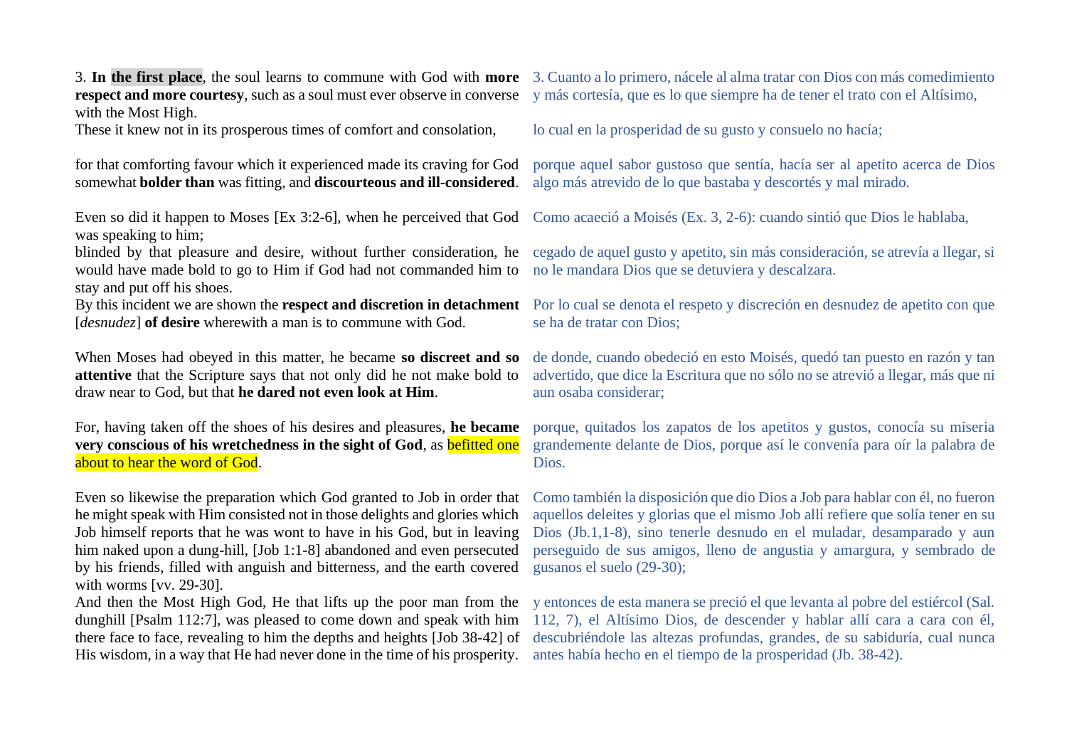3. **In the first place**, the soul learns to commune with God with **more respect and more courtesy**, such as a soul must ever observe in converse with the Most High.

3. Cuanto a lo primero, nácele al alma tratar con Dios con más comedimiento y más cortesía, que es lo que siempre ha de tener el trato con el Altísimo,

These it knew not in its prosperous times of comfort and consolation,

lo cual en la prosperidad de su gusto y consuelo no hacía;

for that comforting favour which it experienced made its craving for God somewhat **bolder than** was fitting, and **discourteous and ill-considered**.

porque aquel sabor gustoso que sentía, hacía ser al apetito acerca de Dios algo más atrevido de lo que bastaba y descortés y mal mirado.

Even so did it happen to Moses [Ex 3:2-6], when he perceived that God was speaking to him;

Como acaeció a Moisés (Ex. 3, 2-6): cuando sintió que Dios le hablaba,

blinded by that pleasure and desire, without further consideration, he would have made bold to go to Him if God had not commanded him to stay and put off his shoes.

cegado de aquel gusto y apetito, sin más consideración, se atrevía a llegar, si no le mandara Dios que se detuviera y descalzara.

By this incident we are shown the **respect and discretion in detachment** [*desnudez*] **of desire** wherewith a man is to commune with God.

Por lo cual se denota el respeto y discreción en desnudez de apetito con que se ha de tratar con Dios;

When Moses had obeyed in this matter, he became **so discreet and so attentive** that the Scripture says that not only did he not make bold to draw near to God, but that **he dared not even look at Him**.

de donde, cuando obedeció en esto Moisés, quedó tan puesto en razón y tan advertido, que dice la Escritura que no sólo no se atrevió a llegar, más que ni aun osaba considerar;

For, having taken off the shoes of his desires and pleasures, **he became very conscious of his wretchedness in the sight of God**, as befitted one about to hear the word of God.

porque, quitados los zapatos de los apetitos y gustos, conocía su miseria grandemente delante de Dios, porque así le convenía para oír la palabra de Dios.

Even so likewise the preparation which God granted to Job in order that he might speak with Him consisted not in those delights and glories which Job himself reports that he was wont to have in his God, but in leaving him naked upon a dung-hill, [Job 1:1-8] abandoned and even persecuted by his friends, filled with anguish and bitterness, and the earth covered with worms [vv. 29-30].

Como también la disposición que dio Dios a Job para hablar con él, no fueron aquellos deleites y glorias que el mismo Job allí refiere que solía tener en su Dios (Jb.1,1-8), sino tenerle desnudo en el muladar, desamparado y aun perseguido de sus amigos, lleno de angustia y amargura, y sembrado de gusanos el suelo (29-30);

And then the Most High God, He that lifts up the poor man from the dunghill [Psalm 112:7], was pleased to come down and speak with him there face to face, revealing to him the depths and heights [Job 38-42] of His wisdom, in a way that He had never done in the time of his prosperity.

y entonces de esta manera se preció el que levanta al pobre del estiércol (Sal. 112, 7), el Altísimo Dios, de descender y hablar allí cara a cara con él, descubriéndole las altezas profundas, grandes, de su sabiduría, cual nunca antes había hecho en el tiempo de la prosperidad (Jb. 38-42).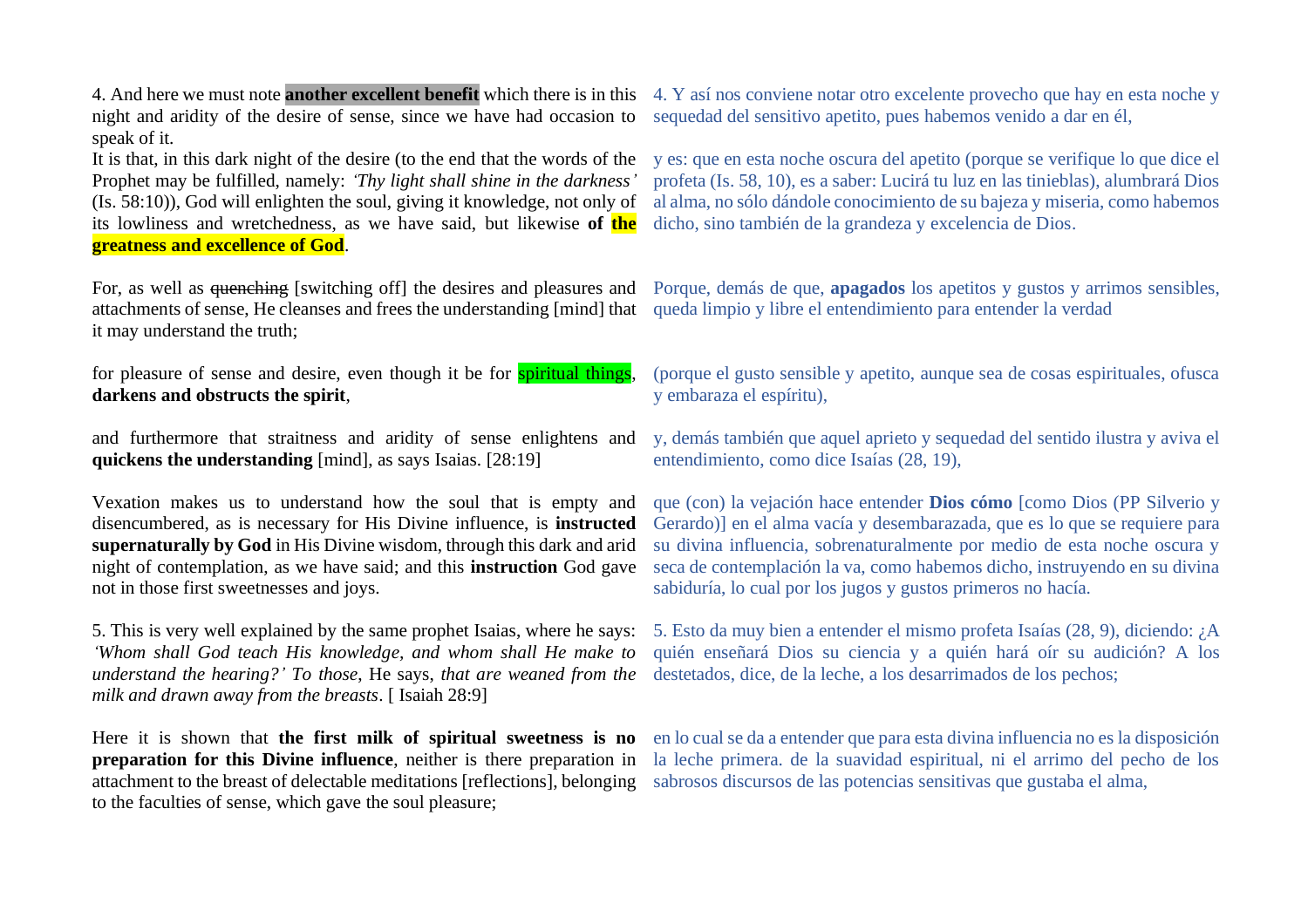4. And here we must note **another excellent benefit** which there is in this night and aridity of the desire of sense, since we have had occasion to speak of it.

4. Y así nos conviene notar otro excelente provecho que hay en esta noche y sequedad del sensitivo apetito, pues habemos venido a dar en él,

It is that, in this dark night of the desire (to the end that the words of the Prophet may be fulfilled, namely: *'Thy light shall shine in the darkness'* (Is. 58:10)), God will enlighten the soul, giving it knowledge, not only of its lowliness and wretchedness, as we have said, but likewise **of the greatness and excellence of God**.

y es: que en esta noche oscura del apetito (porque se verifique lo que dice el profeta (Is. 58, 10), es a saber: Lucirá tu luz en las tinieblas), alumbrará Dios al alma, no sólo dándole conocimiento de su bajeza y miseria, como habemos dicho, sino también de la grandeza y excelencia de Dios.

For, as well as ~~quenching~~ [switching off] the desires and pleasures and attachments of sense, He cleanses and frees the understanding [mind] that it may understand the truth;

Porque, demás de que, **apagados** los apetitos y gustos y arrimos sensibles, queda limpio y libre el entendimiento para entender la verdad

for pleasure of sense and desire, even though it be for spiritual things, **darkens and obstructs the spirit**,

(porque el gusto sensible y apetito, aunque sea de cosas espirituales, ofusca y embaraza el espíritu),

and furthermore that straitness and aridity of sense enlightens and **quickens the understanding** [mind], as says Isaias. [28:19]

y, demás también que aquel aprieto y sequedad del sentido ilustra y aviva el entendimiento, como dice Isaías (28, 19),

Vexation makes us to understand how the soul that is empty and disencumbered, as is necessary for His Divine influence, is **instructed supernaturally by God** in His Divine wisdom, through this dark and arid night of contemplation, as we have said; and this **instruction** God gave not in those first sweetnesses and joys.

que (con) la vejación hace entender **Dios cómo** [como Dios (PP Silverio y Gerardo)] en el alma vacía y desembarazada, que es lo que se requiere para su divina influencia, sobrenaturalmente por medio de esta noche oscura y seca de contemplación la va, como habemos dicho, instruyendo en su divina sabiduría, lo cual por los jugos y gustos primeros no hacía.

5. This is very well explained by the same prophet Isaias, where he says: *'Whom shall God teach His knowledge, and whom shall He make to understand the hearing?' To those,* He says, *that are weaned from the milk and drawn away from the breasts*. [ Isaiah 28:9]

5. Esto da muy bien a entender el mismo profeta Isaías (28, 9), diciendo: ¿A quién enseñará Dios su ciencia y a quién hará oír su audición? A los destetados, dice, de la leche, a los desarrimados de los pechos;

Here it is shown that **the first milk of spiritual sweetness is no preparation for this Divine influence**, neither is there preparation in attachment to the breast of delectable meditations [reflections], belonging to the faculties of sense, which gave the soul pleasure;

en lo cual se da a entender que para esta divina influencia no es la disposición la leche primera. de la suavidad espiritual, ni el arrimo del pecho de los sabrosos discursos de las potencias sensitivas que gustaba el alma,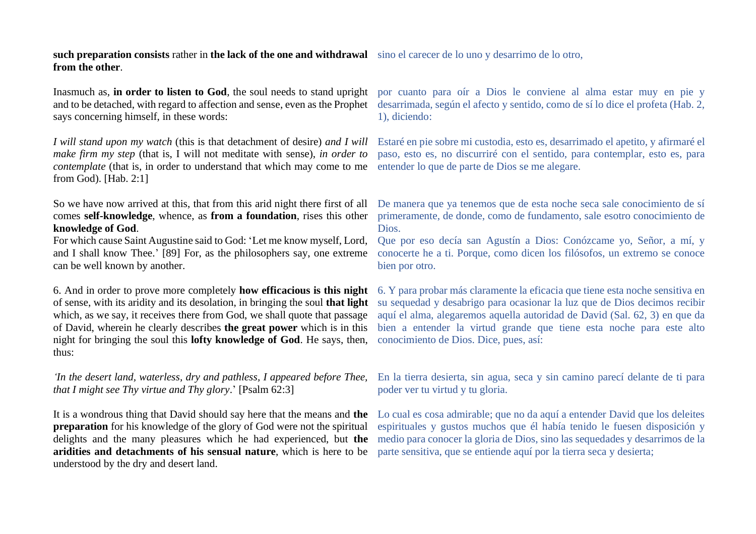**such preparation consists** rather in **the lack of the one and withdrawal from the other**.

sino el carecer de lo uno y desarrimo de lo otro,

Inasmuch as, **in order to listen to God**, the soul needs to stand upright and to be detached, with regard to affection and sense, even as the Prophet says concerning himself, in these words:

por cuanto para oír a Dios le conviene al alma estar muy en pie y desarrimada, según el afecto y sentido, como de sí lo dice el profeta (Hab. 2, 1), diciendo:

*I will stand upon my watch* (this is that detachment of desire) *and I will make firm my step* (that is, I will not meditate with sense), *in order to contemplate* (that is, in order to understand that which may come to me from God). [Hab. 2:1]

Estaré en pie sobre mi custodia, esto es, desarrimado el apetito, y afirmaré el paso, esto es, no discurriré con el sentido, para contemplar, esto es, para entender lo que de parte de Dios se me alegare.

So we have now arrived at this, that from this arid night there first of all comes **self-knowledge**, whence, as **from a foundation**, rises this other **knowledge of God**.
For which cause Saint Augustine said to God: 'Let me know myself, Lord, and I shall know Thee.' [89] For, as the philosophers say, one extreme can be well known by another.

De manera que ya tenemos que de esta noche seca sale conocimiento de sí primeramente, de donde, como de fundamento, sale esotro conocimiento de Dios.
Que por eso decía san Agustín a Dios: Conózcame yo, Señor, a mí, y conocerte he a ti. Porque, como dicen los filósofos, un extremo se conoce bien por otro.

6. And in order to prove more completely **how efficacious is this night** of sense, with its aridity and its desolation, in bringing the soul **that light** which, as we say, it receives there from God, we shall quote that passage of David, wherein he clearly describes **the great power** which is in this night for bringing the soul this **lofty knowledge of God**. He says, then, thus:

6. Y para probar más claramente la eficacia que tiene esta noche sensitiva en su sequedad y desabrigo para ocasionar la luz que de Dios decimos recibir aquí el alma, alegaremos aquella autoridad de David (Sal. 62, 3) en que da bien a entender la virtud grande que tiene esta noche para este alto conocimiento de Dios. Dice, pues, así:

*'In the desert land, waterless, dry and pathless, I appeared before Thee, that I might see Thy virtue and Thy glory*.' [Psalm 62:3]

En la tierra desierta, sin agua, seca y sin camino parecí delante de ti para poder ver tu virtud y tu gloria.

It is a wondrous thing that David should say here that the means and **the preparation** for his knowledge of the glory of God were not the spiritual delights and the many pleasures which he had experienced, but **the aridities and detachments of his sensual nature**, which is here to be understood by the dry and desert land.

Lo cual es cosa admirable; que no da aquí a entender David que los deleites espirituales y gustos muchos que él había tenido le fuesen disposición y medio para conocer la gloria de Dios, sino las sequedades y desarrimos de la parte sensitiva, que se entiende aquí por la tierra seca y desierta;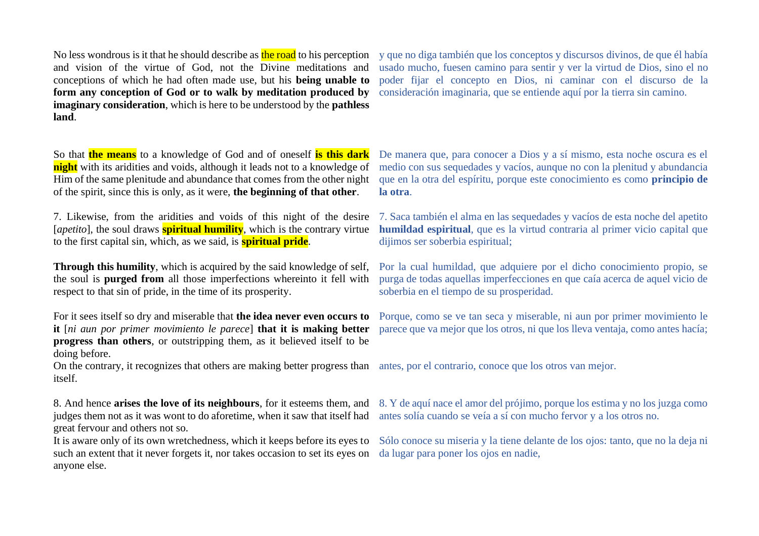No less wondrous is it that he should describe as the road to his perception and vision of the virtue of God, not the Divine meditations and conceptions of which he had often made use, but his **being unable to form any conception of God or to walk by meditation produced by imaginary consideration**, which is here to be understood by the **pathless land**.

y que no diga también que los conceptos y discursos divinos, de que él había usado mucho, fuesen camino para sentir y ver la virtud de Dios, sino el no poder fijar el concepto en Dios, ni caminar con el discurso de la consideración imaginaria, que se entiende aquí por la tierra sin camino.

So that **the means** to a knowledge of God and of oneself **is this dark night** with its aridities and voids, although it leads not to a knowledge of Him of the same plenitude and abundance that comes from the other night of the spirit, since this is only, as it were, **the beginning of that other**.

De manera que, para conocer a Dios y a sí mismo, esta noche oscura es el medio con sus sequedades y vacíos, aunque no con la plenitud y abundancia que en la otra del espíritu, porque este conocimiento es como **principio de la otra**.

7. Likewise, from the aridities and voids of this night of the desire [*apetito*], the soul draws **spiritual humility**, which is the contrary virtue to the first capital sin, which, as we said, is **spiritual pride**.

7. Saca también el alma en las sequedades y vacíos de esta noche del apetito **humildad espiritual**, que es la virtud contraria al primer vicio capital que dijimos ser soberbia espiritual;

**Through this humility**, which is acquired by the said knowledge of self, the soul is **purged from** all those imperfections whereinto it fell with respect to that sin of pride, in the time of its prosperity.

Por la cual humildad, que adquiere por el dicho conocimiento propio, se purga de todas aquellas imperfecciones en que caía acerca de aquel vicio de soberbia en el tiempo de su prosperidad.

For it sees itself so dry and miserable that **the idea never even occurs to it** [*ni aun por primer movimiento le parece*] **that it is making better progress than others**, or outstripping them, as it believed itself to be doing before.
On the contrary, it recognizes that others are making better progress than itself.

Porque, como se ve tan seca y miserable, ni aun por primer movimiento le parece que va mejor que los otros, ni que los lleva ventaja, como antes hacía;
antes, por el contrario, conoce que los otros van mejor.

8. And hence **arises the love of its neighbours**, for it esteems them, and judges them not as it was wont to do aforetime, when it saw that itself had great fervour and others not so.
It is aware only of its own wretchedness, which it keeps before its eyes to such an extent that it never forgets it, nor takes occasion to set its eyes on anyone else.

8. Y de aquí nace el amor del prójimo, porque los estima y no los juzga como antes solía cuando se veía a sí con mucho fervor y a los otros no.
Sólo conoce su miseria y la tiene delante de los ojos: tanto, que no la deja ni da lugar para poner los ojos en nadie,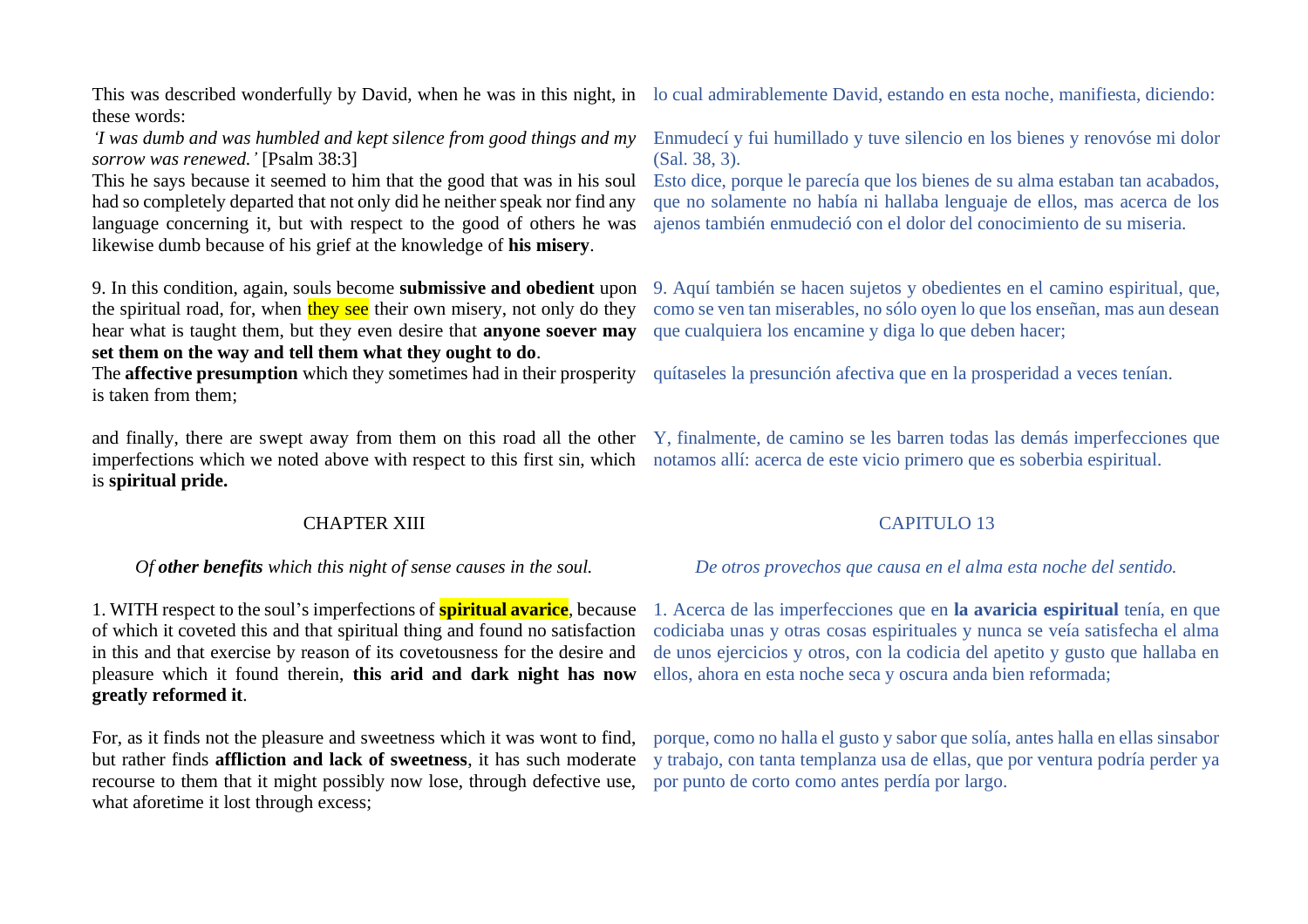This was described wonderfully by David, when he was in this night, in these words:

*'I was dumb and was humbled and kept silence from good things and my sorrow was renewed.'* [Psalm 38:3]

This he says because it seemed to him that the good that was in his soul had so completely departed that not only did he neither speak nor find any language concerning it, but with respect to the good of others he was likewise dumb because of his grief at the knowledge of **his misery**.

lo cual admirablemente David, estando en esta noche, manifiesta, diciendo:

Enmudecí y fui humillado y tuve silencio en los bienes y renovóse mi dolor (Sal. 38, 3).

Esto dice, porque le parecía que los bienes de su alma estaban tan acabados, que no solamente no había ni hallaba lenguaje de ellos, mas acerca de los ajenos también enmudeció con el dolor del conocimiento de su miseria.

9. In this condition, again, souls become **submissive and obedient** upon the spiritual road, for, when they see their own misery, not only do they hear what is taught them, but they even desire that **anyone soever may set them on the way and tell them what they ought to do**.

The **affective presumption** which they sometimes had in their prosperity is taken from them;

9. Aquí también se hacen sujetos y obedientes en el camino espiritual, que, como se ven tan miserables, no sólo oyen lo que los enseñan, mas aun desean que cualquiera los encamine y diga lo que deben hacer;

quítaseles la presunción afectiva que en la prosperidad a veces tenían.

and finally, there are swept away from them on this road all the other imperfections which we noted above with respect to this first sin, which is **spiritual pride.**

Y, finalmente, de camino se les barren todas las demás imperfecciones que notamos allí: acerca de este vicio primero que es soberbia espiritual.

## CHAPTER XIII

*Of **other benefits** which this night of sense causes in the soul.*

## CAPITULO 13

*De otros provechos que causa en el alma esta noche del sentido.*

1. WITH respect to the soul's imperfections of **spiritual avarice**, because of which it coveted this and that spiritual thing and found no satisfaction in this and that exercise by reason of its covetousness for the desire and pleasure which it found therein, **this arid and dark night has now greatly reformed it**.

1. Acerca de las imperfecciones que en **la avaricia espiritual** tenía, en que codiciaba unas y otras cosas espirituales y nunca se veía satisfecha el alma de unos ejercicios y otros, con la codicia del apetito y gusto que hallaba en ellos, ahora en esta noche seca y oscura anda bien reformada;

For, as it finds not the pleasure and sweetness which it was wont to find, but rather finds **affliction and lack of sweetness**, it has such moderate recourse to them that it might possibly now lose, through defective use, what aforetime it lost through excess;

porque, como no halla el gusto y sabor que solía, antes halla en ellas sinsabor y trabajo, con tanta templanza usa de ellas, que por ventura podría perder ya por punto de corto como antes perdía por largo.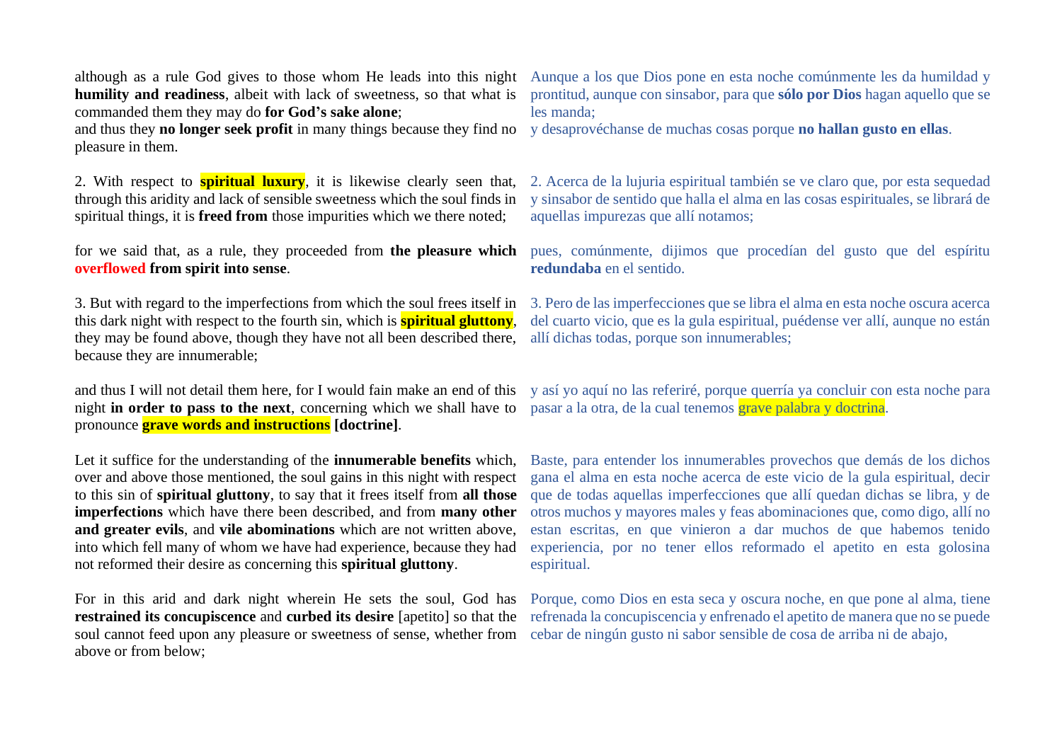although as a rule God gives to those whom He leads into this night **humility and readiness**, albeit with lack of sweetness, so that what is commanded them they may do **for God's sake alone**;
and thus they **no longer seek profit** in many things because they find no pleasure in them.

Aunque a los que Dios pone en esta noche comúnmente les da humildad y prontitud, aunque con sinsabor, para que **sólo por Dios** hagan aquello que se les manda;
y desaprovéchanse de muchas cosas porque **no hallan gusto en ellas**.

2. With respect to **spiritual luxury**, it is likewise clearly seen that, through this aridity and lack of sensible sweetness which the soul finds in spiritual things, it is **freed from** those impurities which we there noted;

2. Acerca de la lujuria espiritual también se ve claro que, por esta sequedad y sinsabor de sentido que halla el alma en las cosas espirituales, se librará de aquellas impurezas que allí notamos;

for we said that, as a rule, they proceeded from **the pleasure which overflowed from spirit into sense**.

pues, comúnmente, dijimos que procedían del gusto que del espíritu **redundaba** en el sentido.

3. But with regard to the imperfections from which the soul frees itself in this dark night with respect to the fourth sin, which is **spiritual gluttony**, they may be found above, though they have not all been described there, because they are innumerable;

3. Pero de las imperfecciones que se libra el alma en esta noche oscura acerca del cuarto vicio, que es la gula espiritual, puédense ver allí, aunque no están allí dichas todas, porque son innumerables;

and thus I will not detail them here, for I would fain make an end of this night **in order to pass to the next**, concerning which we shall have to pronounce **grave words and instructions [doctrine]**.

y así yo aquí no las referiré, porque querría ya concluir con esta noche para pasar a la otra, de la cual tenemos grave palabra y doctrina.

Let it suffice for the understanding of the **innumerable benefits** which, over and above those mentioned, the soul gains in this night with respect to this sin of **spiritual gluttony**, to say that it frees itself from **all those imperfections** which have there been described, and from **many other and greater evils**, and **vile abominations** which are not written above, into which fell many of whom we have had experience, because they had not reformed their desire as concerning this **spiritual gluttony**.

Baste, para entender los innumerables provechos que demás de los dichos gana el alma en esta noche acerca de este vicio de la gula espiritual, decir que de todas aquellas imperfecciones que allí quedan dichas se libra, y de otros muchos y mayores males y feas abominaciones que, como digo, allí no estan escritas, en que vinieron a dar muchos de que habemos tenido experiencia, por no tener ellos reformado el apetito en esta golosina espiritual.

For in this arid and dark night wherein He sets the soul, God has **restrained its concupiscence** and **curbed its desire** [apetito] so that the soul cannot feed upon any pleasure or sweetness of sense, whether from above or from below;

Porque, como Dios en esta seca y oscura noche, en que pone al alma, tiene refrenada la concupiscencia y enfrenado el apetito de manera que no se puede cebar de ningún gusto ni sabor sensible de cosa de arriba ni de abajo,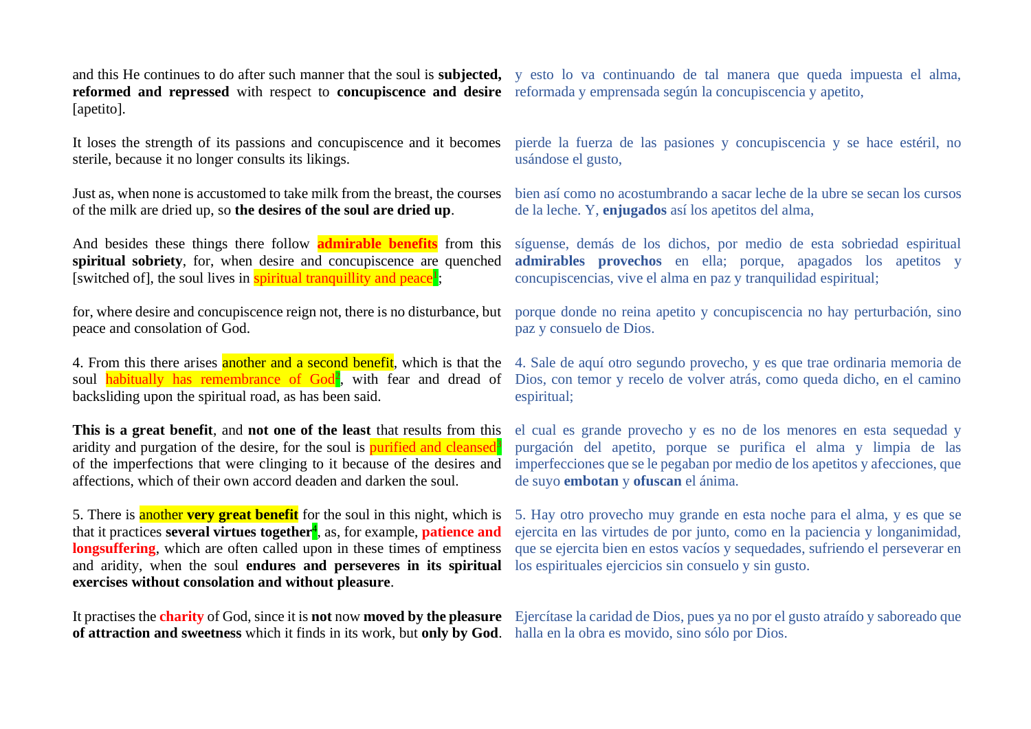and this He continues to do after such manner that the soul is **subjected, reformed and repressed** with respect to **concupiscence and desire** [apetito].

y esto lo va continuando de tal manera que queda impuesta el alma, reformada y emprensada según la concupiscencia y apetito,

It loses the strength of its passions and concupiscence and it becomes sterile, because it no longer consults its likings.

pierde la fuerza de las pasiones y concupiscencia y se hace estéril, no usándose el gusto,

Just as, when none is accustomed to take milk from the breast, the courses of the milk are dried up, so **the desires of the soul are dried up**.

bien así como no acostumbrando a sacar leche de la ubre se secan los cursos de la leche. Y, **enjugados** así los apetitos del alma,

And besides these things there follow **admirable benefits** from this **spiritual sobriety**, for, when desire and concupiscence are quenched [switched of], the soul lives in spiritual tranquillity and peace[1];

síguense, demás de los dichos, por medio de esta sobriedad espiritual **admirables provechos** en ella; porque, apagados los apetitos y concupiscencias, vive el alma en paz y tranquilidad espiritual;

for, where desire and concupiscence reign not, there is no disturbance, but peace and consolation of God.

porque donde no reina apetito y concupiscencia no hay perturbación, sino paz y consuelo de Dios.

4. From this there arises another and a second benefit, which is that the soul habitually has remembrance of God[2], with fear and dread of backsliding upon the spiritual road, as has been said.

4. Sale de aquí otro segundo provecho, y es que trae ordinaria memoria de Dios, con temor y recelo de volver atrás, como queda dicho, en el camino espiritual;

**This is a great benefit**, and **not one of the least** that results from this aridity and purgation of the desire, for the soul is purified and cleansed[3] of the imperfections that were clinging to it because of the desires and affections, which of their own accord deaden and darken the soul.

el cual es grande provecho y es no de los menores en esta sequedad y purgación del apetito, porque se purifica el alma y limpia de las imperfecciones que se le pegaban por medio de los apetitos y afecciones, que de suyo **embotan** y **ofuscan** el ánima.

5. There is another **very great benefit** for the soul in this night, which is that it practices **several virtues together**[4], as, for example, **patience and longsuffering**, which are often called upon in these times of emptiness and aridity, when the soul **endures and perseveres in its spiritual exercises without consolation and without pleasure**.

5. Hay otro provecho muy grande en esta noche para el alma, y es que se ejercita en las virtudes de por junto, como en la paciencia y longanimidad, que se ejercita bien en estos vacíos y sequedades, sufriendo el perseverar en los espirituales ejercicios sin consuelo y sin gusto.

It practises the **charity** of God, since it is **not** now **moved by the pleasure of attraction and sweetness** which it finds in its work, but **only by God**.

Ejercítase la caridad de Dios, pues ya no por el gusto atraído y saboreado que halla en la obra es movido, sino sólo por Dios.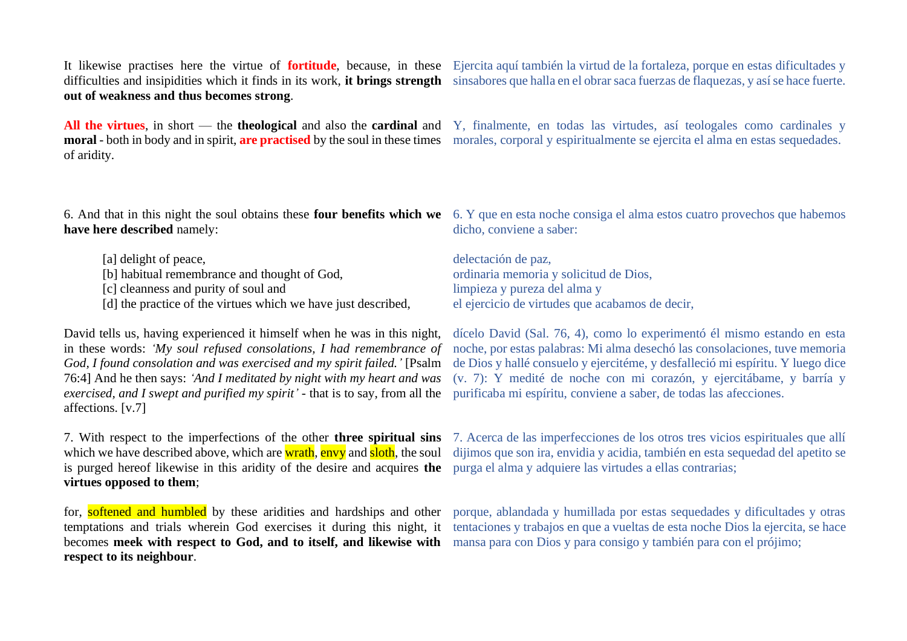It likewise practises here the virtue of **fortitude**, because, in these difficulties and insipidities which it finds in its work, **it brings strength out of weakness and thus becomes strong**.

Ejercita aquí también la virtud de la fortaleza, porque en estas dificultades y sinsabores que halla en el obrar saca fuerzas de flaquezas, y así se hace fuerte.

**All the virtues**, in short — the **theological** and also the **cardinal** and **moral** - both in body and in spirit, **are practised** by the soul in these times of aridity.

Y, finalmente, en todas las virtudes, así teologales como cardinales y morales, corporal y espiritualmente se ejercita el alma en estas sequedades.

6. And that in this night the soul obtains these **four benefits which we have here described** namely:

> [a] delight of peace,
> [b] habitual remembrance and thought of God,
> [c] cleanness and purity of soul and
> [d] the practice of the virtues which we have just described,

David tells us, having experienced it himself when he was in this night, in these words: *'My soul refused consolations, I had remembrance of God, I found consolation and was exercised and my spirit failed.'* [Psalm 76:4] And he then says: *'And I meditated by night with my heart and was exercised, and I swept and purified my spirit'* - that is to say, from all the affections. [v.7]

6. Y que en esta noche consiga el alma estos cuatro provechos que habemos dicho, conviene a saber:

> delectación de paz,
> ordinaria memoria y solicitud de Dios,
> limpieza y pureza del alma y
> el ejercicio de virtudes que acabamos de decir,

dícelo David (Sal. 76, 4), como lo experimentó él mismo estando en esta noche, por estas palabras: Mi alma desechó las consolaciones, tuve memoria de Dios y hallé consuelo y ejercitéme, y desfalleció mi espíritu. Y luego dice (v. 7): Y medité de noche con mi corazón, y ejercitábame, y barría y purificaba mi espíritu, conviene a saber, de todas las afecciones.

7. With respect to the imperfections of the other **three spiritual sins** which we have described above, which are wrath, envy and sloth, the soul is purged hereof likewise in this aridity of the desire and acquires **the virtues opposed to them**;

7. Acerca de las imperfecciones de los otros tres vicios espirituales que allí dijimos que son ira, envidia y acidia, también en esta sequedad del apetito se purga el alma y adquiere las virtudes a ellas contrarias;

for, softened and humbled by these aridities and hardships and other temptations and trials wherein God exercises it during this night, it becomes **meek with respect to God, and to itself, and likewise with respect to its neighbour**.

porque, ablandada y humillada por estas sequedades y dificultades y otras tentaciones y trabajos en que a vueltas de esta noche Dios la ejercita, se hace mansa para con Dios y para consigo y también para con el prójimo;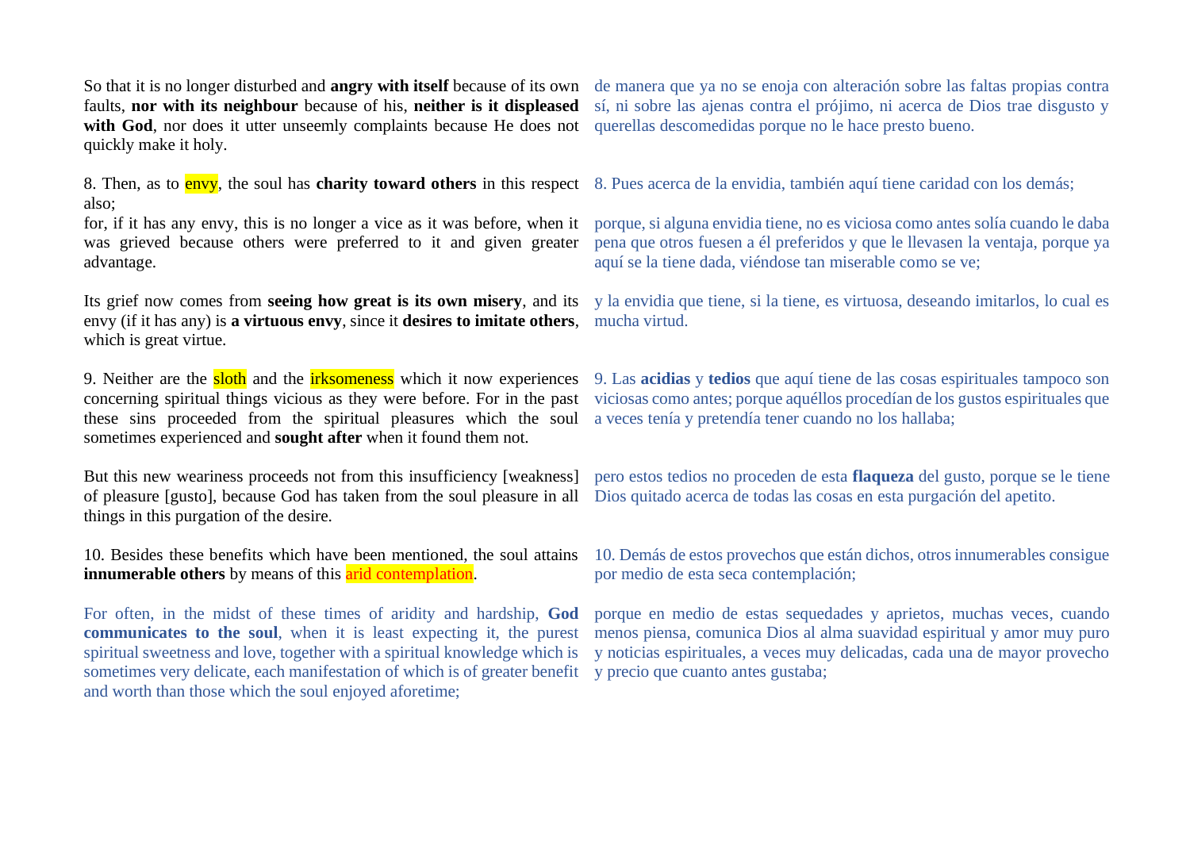So that it is no longer disturbed and **angry with itself** because of its own faults, **nor with its neighbour** because of his, **neither is it displeased with God**, nor does it utter unseemly complaints because He does not quickly make it holy.

de manera que ya no se enoja con alteración sobre las faltas propias contra sí, ni sobre las ajenas contra el prójimo, ni acerca de Dios trae disgusto y querellas descomedidas porque no le hace presto bueno.

8. Then, as to envy, the soul has **charity toward others** in this respect also;

8. Pues acerca de la envidia, también aquí tiene caridad con los demás;

for, if it has any envy, this is no longer a vice as it was before, when it was grieved because others were preferred to it and given greater advantage.

porque, si alguna envidia tiene, no es viciosa como antes solía cuando le daba pena que otros fuesen a él preferidos y que le llevasen la ventaja, porque ya aquí se la tiene dada, viéndose tan miserable como se ve;

Its grief now comes from **seeing how great is its own misery**, and its envy (if it has any) is **a virtuous envy**, since it **desires to imitate others**, which is great virtue.

y la envidia que tiene, si la tiene, es virtuosa, deseando imitarlos, lo cual es mucha virtud.

9. Neither are the sloth and the irksomeness which it now experiences concerning spiritual things vicious as they were before. For in the past these sins proceeded from the spiritual pleasures which the soul sometimes experienced and **sought after** when it found them not.

9. Las **acidias** y **tedios** que aquí tiene de las cosas espirituales tampoco son viciosas como antes; porque aquéllos procedían de los gustos espirituales que a veces tenía y pretendía tener cuando no los hallaba;

But this new weariness proceeds not from this insufficiency [weakness] of pleasure [gusto], because God has taken from the soul pleasure in all things in this purgation of the desire.

pero estos tedios no proceden de esta **flaqueza** del gusto, porque se le tiene Dios quitado acerca de todas las cosas en esta purgación del apetito.

10. Besides these benefits which have been mentioned, the soul attains **innumerable others** by means of this arid contemplation.

10. Demás de estos provechos que están dichos, otros innumerables consigue por medio de esta seca contemplación;

For often, in the midst of these times of aridity and hardship, **God communicates to the soul**, when it is least expecting it, the purest spiritual sweetness and love, together with a spiritual knowledge which is sometimes very delicate, each manifestation of which is of greater benefit and worth than those which the soul enjoyed aforetime;

porque en medio de estas sequedades y aprietos, muchas veces, cuando menos piensa, comunica Dios al alma suavidad espiritual y amor muy puro y noticias espirituales, a veces muy delicadas, cada una de mayor provecho y precio que cuanto antes gustaba;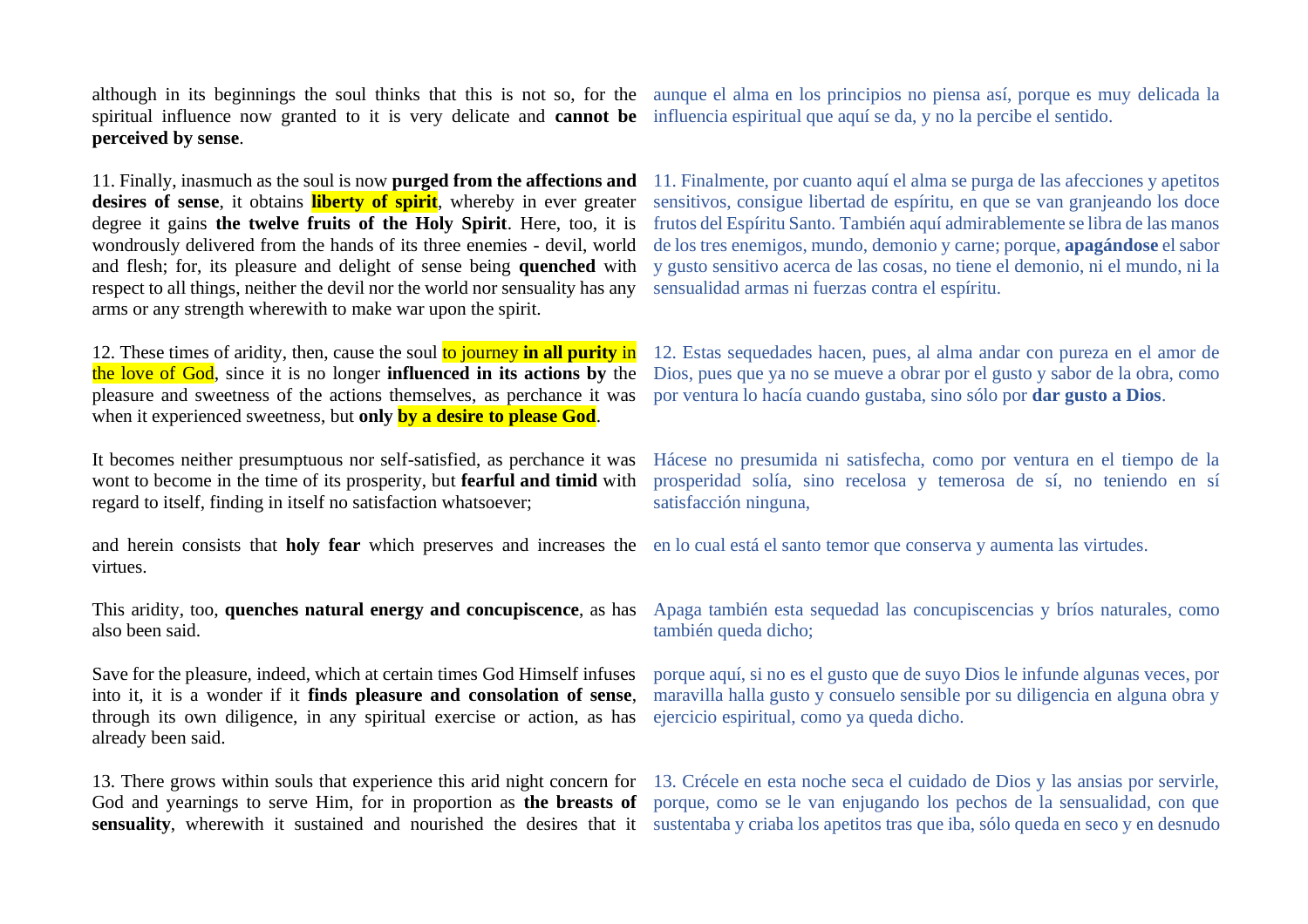although in its beginnings the soul thinks that this is not so, for the spiritual influence now granted to it is very delicate and **cannot be perceived by sense**.

aunque el alma en los principios no piensa así, porque es muy delicada la influencia espiritual que aquí se da, y no la percibe el sentido.

11. Finally, inasmuch as the soul is now **purged from the affections and desires of sense**, it obtains **liberty of spirit**, whereby in ever greater degree it gains **the twelve fruits of the Holy Spirit**. Here, too, it is wondrously delivered from the hands of its three enemies - devil, world and flesh; for, its pleasure and delight of sense being **quenched** with respect to all things, neither the devil nor the world nor sensuality has any arms or any strength wherewith to make war upon the spirit.

11. Finalmente, por cuanto aquí el alma se purga de las afecciones y apetitos sensitivos, consigue libertad de espíritu, en que se van granjeando los doce frutos del Espíritu Santo. También aquí admirablemente se libra de las manos de los tres enemigos, mundo, demonio y carne; porque, **apagándose** el sabor y gusto sensitivo acerca de las cosas, no tiene el demonio, ni el mundo, ni la sensualidad armas ni fuerzas contra el espíritu.

12. These times of aridity, then, cause the soul to journey **in all purity** in the love of God, since it is no longer **influenced in its actions by** the pleasure and sweetness of the actions themselves, as perchance it was when it experienced sweetness, but **only by a desire to please God**.

12. Estas sequedades hacen, pues, al alma andar con pureza en el amor de Dios, pues que ya no se mueve a obrar por el gusto y sabor de la obra, como por ventura lo hacía cuando gustaba, sino sólo por **dar gusto a Dios**.

It becomes neither presumptuous nor self-satisfied, as perchance it was wont to become in the time of its prosperity, but **fearful and timid** with regard to itself, finding in itself no satisfaction whatsoever;

Hácese no presumida ni satisfecha, como por ventura en el tiempo de la prosperidad solía, sino recelosa y temerosa de sí, no teniendo en sí satisfacción ninguna,

and herein consists that **holy fear** which preserves and increases the virtues.

en lo cual está el santo temor que conserva y aumenta las virtudes.

This aridity, too, **quenches natural energy and concupiscence**, as has also been said.

Apaga también esta sequedad las concupiscencias y bríos naturales, como también queda dicho;

Save for the pleasure, indeed, which at certain times God Himself infuses into it, it is a wonder if it **finds pleasure and consolation of sense**, through its own diligence, in any spiritual exercise or action, as has already been said.

porque aquí, si no es el gusto que de suyo Dios le infunde algunas veces, por maravilla halla gusto y consuelo sensible por su diligencia en alguna obra y ejercicio espiritual, como ya queda dicho.

13. There grows within souls that experience this arid night concern for God and yearnings to serve Him, for in proportion as **the breasts of sensuality**, wherewith it sustained and nourished the desires that it

13. Crécele en esta noche seca el cuidado de Dios y las ansias por servirle, porque, como se le van enjugando los pechos de la sensualidad, con que sustentaba y criaba los apetitos tras que iba, sólo queda en seco y en desnudo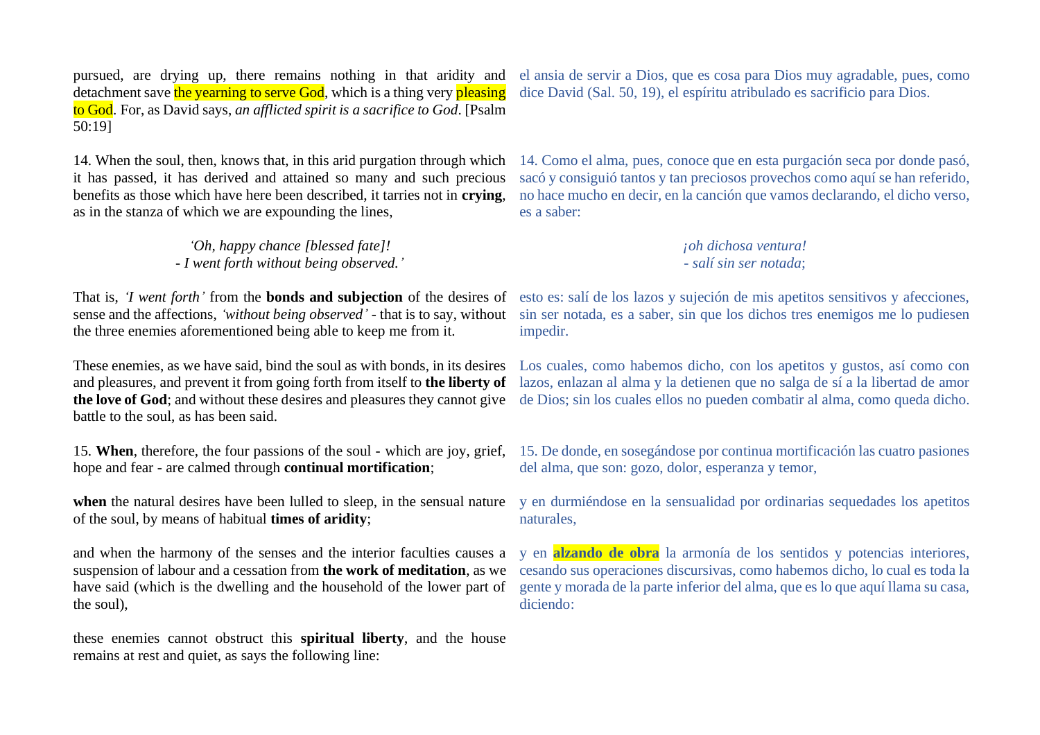pursued, are drying up, there remains nothing in that aridity and detachment save the yearning to serve God, which is a thing very pleasing to God. For, as David says, *an afflicted spirit is a sacrifice to God*. [Psalm 50:19]

el ansia de servir a Dios, que es cosa para Dios muy agradable, pues, como dice David (Sal. 50, 19), el espíritu atribulado es sacrificio para Dios.

14. When the soul, then, knows that, in this arid purgation through which it has passed, it has derived and attained so many and such precious benefits as those which have here been described, it tarries not in **crying**, as in the stanza of which we are expounding the lines,

14. Como el alma, pues, conoce que en esta purgación seca por donde pasó, sacó y consiguió tantos y tan preciosos provechos como aquí se han referido, no hace mucho en decir, en la canción que vamos declarando, el dicho verso, es a saber:

*‘Oh, happy chance [blessed fate]!*
*- I went forth without being observed.’*

*¡oh dichosa ventura!*
*- salí sin ser notada;*

That is, *‘I went forth’* from the **bonds and subjection** of the desires of sense and the affections, *‘without being observed’* - that is to say, without the three enemies aforementioned being able to keep me from it.

esto es: salí de los lazos y sujeción de mis apetitos sensitivos y afecciones, sin ser notada, es a saber, sin que los dichos tres enemigos me lo pudiesen impedir.

These enemies, as we have said, bind the soul as with bonds, in its desires and pleasures, and prevent it from going forth from itself to **the liberty of the love of God**; and without these desires and pleasures they cannot give battle to the soul, as has been said.

Los cuales, como habemos dicho, con los apetitos y gustos, así como con lazos, enlazan al alma y la detienen que no salga de sí a la libertad de amor de Dios; sin los cuales ellos no pueden combatir al alma, como queda dicho.

15. **When**, therefore, the four passions of the soul - which are joy, grief, hope and fear - are calmed through **continual mortification**;

15. De donde, en sosegándose por continua mortificación las cuatro pasiones del alma, que son: gozo, dolor, esperanza y temor,

**when** the natural desires have been lulled to sleep, in the sensual nature of the soul, by means of habitual **times of aridity**;

y en durmiéndose en la sensualidad por ordinarias sequedades los apetitos naturales,

and when the harmony of the senses and the interior faculties causes a suspension of labour and a cessation from **the work of meditation**, as we have said (which is the dwelling and the household of the lower part of the soul),

y en **alzando de obra** la armonía de los sentidos y potencias interiores, cesando sus operaciones discursivas, como habemos dicho, lo cual es toda la gente y morada de la parte inferior del alma, que es lo que aquí llama su casa, diciendo:

these enemies cannot obstruct this **spiritual liberty**, and the house remains at rest and quiet, as says the following line: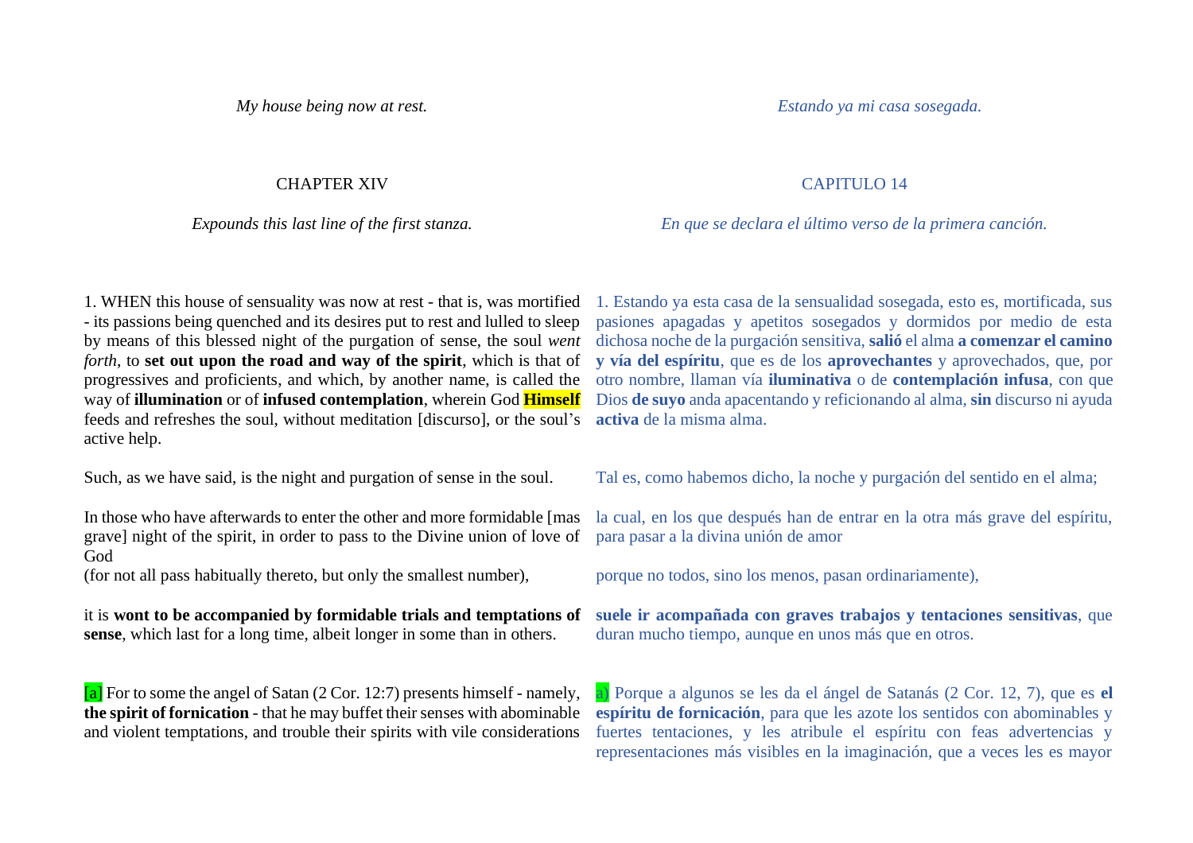*My house being now at rest.*

*Estando ya mi casa sosegada.*

## CHAPTER XIV

*Expounds this last line of the first stanza.*

## CAPITULO 14

*En que se declara el último verso de la primera canción.*

1. WHEN this house of sensuality was now at rest - that is, was mortified - its passions being quenched and its desires put to rest and lulled to sleep by means of this blessed night of the purgation of sense, the soul *went forth*, to **set out upon the road and way of the spirit**, which is that of progressives and proficients, and which, by another name, is called the way of **illumination** or of **infused contemplation**, wherein God **Himself** feeds and refreshes the soul, without meditation [discurso], or the soul's active help.

1. Estando ya esta casa de la sensualidad sosegada, esto es, mortificada, sus pasiones apagadas y apetitos sosegados y dormidos por medio de esta dichosa noche de la purgación sensitiva, **salió** el alma **a comenzar el camino y vía del espíritu**, que es de los **aprovechantes** y aprovechados, que, por otro nombre, llaman vía **iluminativa** o de **contemplación infusa**, con que Dios **de suyo** anda apacentando y reficionando al alma, **sin** discurso ni ayuda **activa** de la misma alma.

Such, as we have said, is the night and purgation of sense in the soul.

Tal es, como habemos dicho, la noche y purgación del sentido en el alma;

In those who have afterwards to enter the other and more formidable [mas grave] night of the spirit, in order to pass to the Divine union of love of God
(for not all pass habitually thereto, but only the smallest number),

la cual, en los que después han de entrar en la otra más grave del espíritu, para pasar a la divina unión de amor
porque no todos, sino los menos, pasan ordinariamente),

it is **wont to be accompanied by formidable trials and temptations of sense**, which last for a long time, albeit longer in some than in others.

**suele ir acompañada con graves trabajos y tentaciones sensitivas**, que duran mucho tiempo, aunque en unos más que en otros.

[a] For to some the angel of Satan (2 Cor. 12:7) presents himself - namely, **the spirit of fornication** - that he may buffet their senses with abominable and violent temptations, and trouble their spirits with vile considerations

a) Porque a algunos se les da el ángel de Satanás (2 Cor. 12, 7), que es **el espíritu de fornicación**, para que les azote los sentidos con abominables y fuertes tentaciones, y les atribule el espíritu con feas advertencias y representaciones más visibles en la imaginación, que a veces les es mayor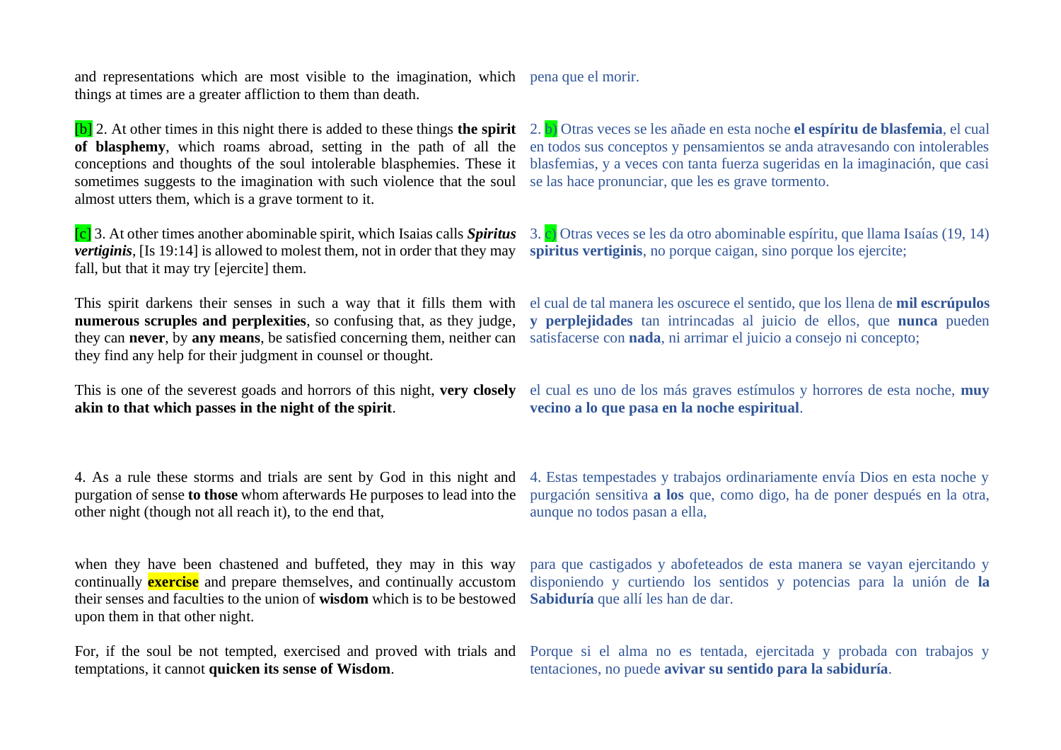and representations which are most visible to the imagination, which things at times are a greater affliction to them than death.

pena que el morir.

[b] 2. At other times in this night there is added to these things **the spirit of blasphemy**, which roams abroad, setting in the path of all the conceptions and thoughts of the soul intolerable blasphemies. These it sometimes suggests to the imagination with such violence that the soul almost utters them, which is a grave torment to it.

2. b) Otras veces se les añade en esta noche **el espíritu de blasfemia**, el cual en todos sus conceptos y pensamientos se anda atravesando con intolerables blasfemias, y a veces con tanta fuerza sugeridas en la imaginación, que casi se las hace pronunciar, que les es grave tormento.

[c] 3. At other times another abominable spirit, which Isaias calls ***Spiritus vertiginis***, [Is 19:14] is allowed to molest them, not in order that they may fall, but that it may try [ejercite] them.

3. c) Otras veces se les da otro abominable espíritu, que llama Isaías (19, 14) **spiritus vertiginis**, no porque caigan, sino porque los ejercite;

This spirit darkens their senses in such a way that it fills them with **numerous scruples and perplexities**, so confusing that, as they judge, they can **never**, by **any means**, be satisfied concerning them, neither can they find any help for their judgment in counsel or thought.

el cual de tal manera les oscurece el sentido, que los llena de **mil escrúpulos y perplejidades** tan intrincadas al juicio de ellos, que **nunca** pueden satisfacerse con **nada**, ni arrimar el juicio a consejo ni concepto;

This is one of the severest goads and horrors of this night, **very closely akin to that which passes in the night of the spirit**.

el cual es uno de los más graves estímulos y horrores de esta noche, **muy vecino a lo que pasa en la noche espiritual**.

4. As a rule these storms and trials are sent by God in this night and purgation of sense **to those** whom afterwards He purposes to lead into the other night (though not all reach it), to the end that,

4. Estas tempestades y trabajos ordinariamente envía Dios en esta noche y purgación sensitiva **a los** que, como digo, ha de poner después en la otra, aunque no todos pasan a ella,

when they have been chastened and buffeted, they may in this way continually **exercise** and prepare themselves, and continually accustom their senses and faculties to the union of **wisdom** which is to be bestowed upon them in that other night.

para que castigados y abofeteados de esta manera se vayan ejercitando y disponiendo y curtiendo los sentidos y potencias para la unión de **la Sabiduría** que allí les han de dar.

For, if the soul be not tempted, exercised and proved with trials and temptations, it cannot **quicken its sense of Wisdom**.

Porque si el alma no es tentada, ejercitada y probada con trabajos y tentaciones, no puede **avivar su sentido para la sabiduría**.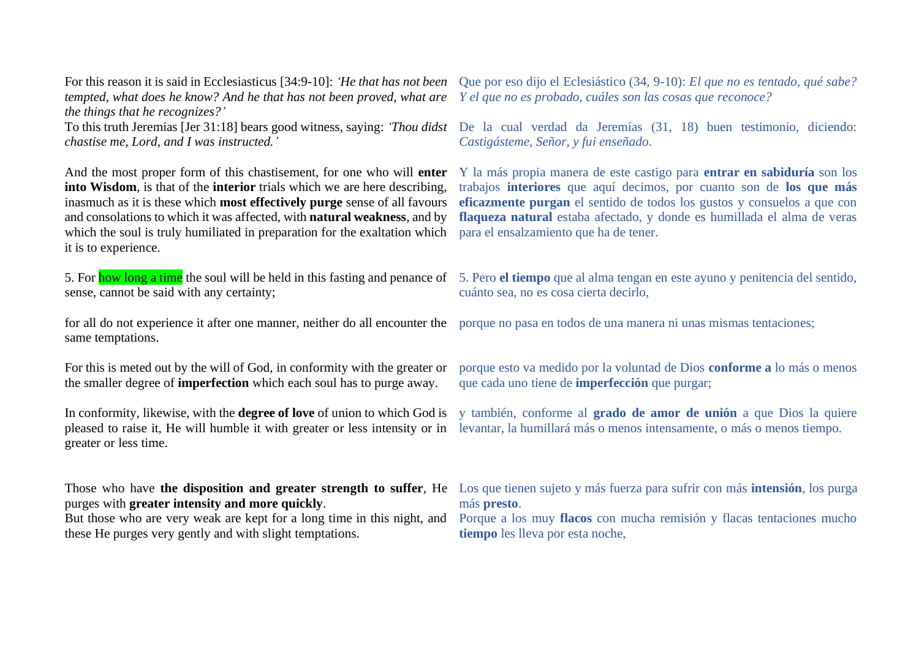For this reason it is said in Ecclesiasticus [34:9-10]: *'He that has not been tempted, what does he know? And he that has not been proved, what are the things that he recognizes?'*
To this truth Jeremias [Jer 31:18] bears good witness, saying: *'Thou didst chastise me, Lord, and I was instructed.'*

Que por eso dijo el Eclesiástico (34, 9-10): *El que no es tentado, qué sabe? Y el que no es probado, cuáles son las cosas que reconoce?*

De la cual verdad da Jeremías (31, 18) buen testimonio, diciendo: *Castigásteme, Señor, y fui enseñado*.

And the most proper form of this chastisement, for one who will **enter into Wisdom**, is that of the **interior** trials which we are here describing, inasmuch as it is these which **most effectively purge** sense of all favours and consolations to which it was affected, with **natural weakness**, and by which the soul is truly humiliated in preparation for the exaltation which it is to experience.

Y la más propia manera de este castigo para **entrar en sabiduría** son los trabajos **interiores** que aquí decimos, por cuanto son de **los que más eficazmente purgan** el sentido de todos los gustos y consuelos a que con **flaqueza natural** estaba afectado, y donde es humillada el alma de veras para el ensalzamiento que ha de tener.

5. For how long a time the soul will be held in this fasting and penance of sense, cannot be said with any certainty;

5. Pero **el tiempo** que al alma tengan en este ayuno y penitencia del sentido, cuánto sea, no es cosa cierta decirlo,

for all do not experience it after one manner, neither do all encounter the same temptations.

porque no pasa en todos de una manera ni unas mismas tentaciones;

For this is meted out by the will of God, in conformity with the greater or the smaller degree of **imperfection** which each soul has to purge away.

porque esto va medido por la voluntad de Dios **conforme a** lo más o menos que cada uno tiene de **imperfección** que purgar;

In conformity, likewise, with the **degree of love** of union to which God is pleased to raise it, He will humble it with greater or less intensity or in greater or less time.

y también, conforme al **grado de amor de unión** a que Dios la quiere levantar, la humillará más o menos intensamente, o más o menos tiempo.

Those who have **the disposition and greater strength to suffer**, He purges with **greater intensity and more quickly**.
But those who are very weak are kept for a long time in this night, and these He purges very gently and with slight temptations.

Los que tienen sujeto y más fuerza para sufrir con más **intensión**, los purga más **presto**.
Porque a los muy **flacos** con mucha remisión y flacas tentaciones mucho **tiempo** les lleva por esta noche,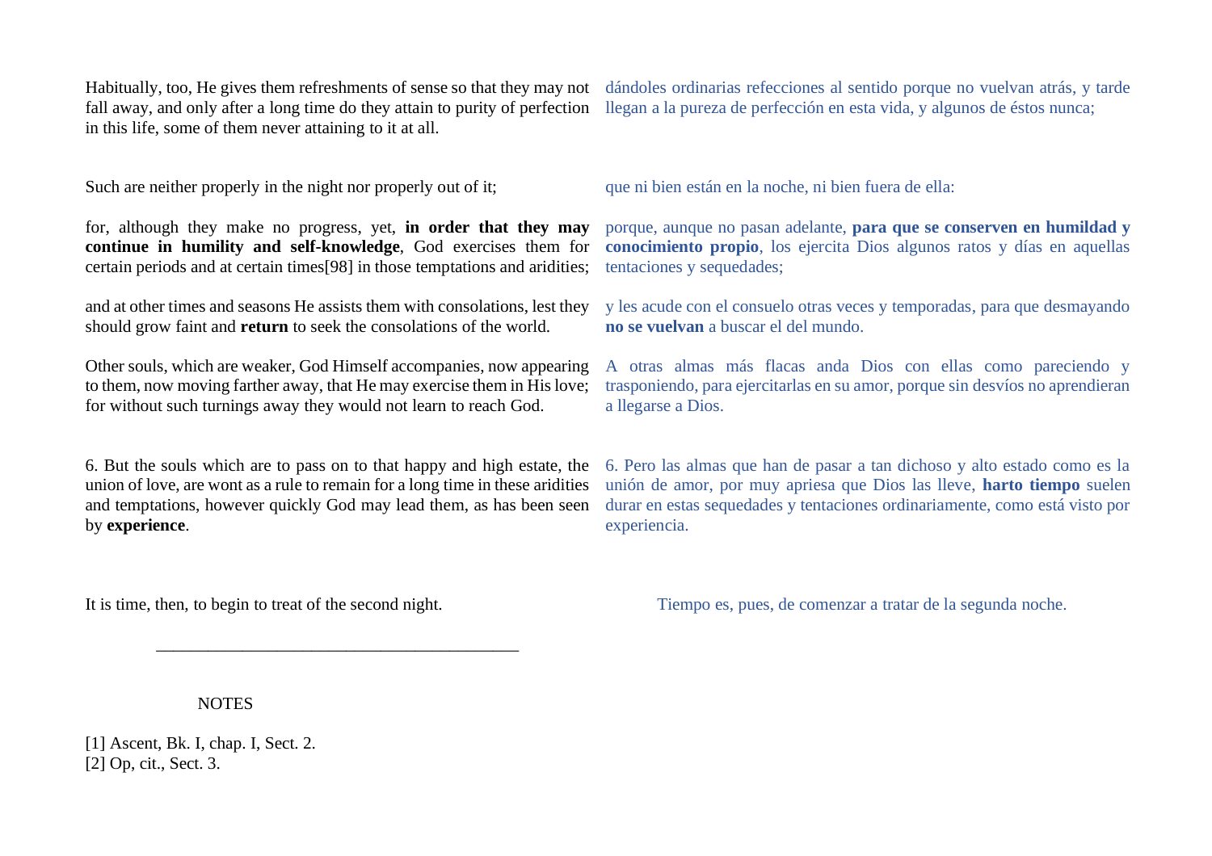Habitually, too, He gives them refreshments of sense so that they may not fall away, and only after a long time do they attain to purity of perfection in this life, some of them never attaining to it at all.

dándoles ordinarias refecciones al sentido porque no vuelvan atrás, y tarde llegan a la pureza de perfección en esta vida, y algunos de éstos nunca;

Such are neither properly in the night nor properly out of it;

que ni bien están en la noche, ni bien fuera de ella:

for, although they make no progress, yet, **in order that they may continue in humility and self-knowledge**, God exercises them for certain periods and at certain times[98] in those temptations and aridities;

porque, aunque no pasan adelante, **para que se conserven en humildad y conocimiento propio**, los ejercita Dios algunos ratos y días en aquellas tentaciones y sequedades;

and at other times and seasons He assists them with consolations, lest they should grow faint and **return** to seek the consolations of the world.

y les acude con el consuelo otras veces y temporadas, para que desmayando **no se vuelvan** a buscar el del mundo.

Other souls, which are weaker, God Himself accompanies, now appearing to them, now moving farther away, that He may exercise them in His love; for without such turnings away they would not learn to reach God.

A otras almas más flacas anda Dios con ellas como pareciendo y trasponiendo, para ejercitarlas en su amor, porque sin desvíos no aprendieran a llegarse a Dios.

6. But the souls which are to pass on to that happy and high estate, the union of love, are wont as a rule to remain for a long time in these aridities and temptations, however quickly God may lead them, as has been seen by **experience**.

6. Pero las almas que han de pasar a tan dichoso y alto estado como es la unión de amor, por muy apriesa que Dios las lleve, **harto tiempo** suelen durar en estas sequedades y tentaciones ordinariamente, como está visto por experiencia.

It is time, then, to begin to treat of the second night.

Tiempo es, pues, de comenzar a tratar de la segunda noche.

---

NOTES

[1] Ascent, Bk. I, chap. I, Sect. 2.
[2] Op, cit., Sect. 3.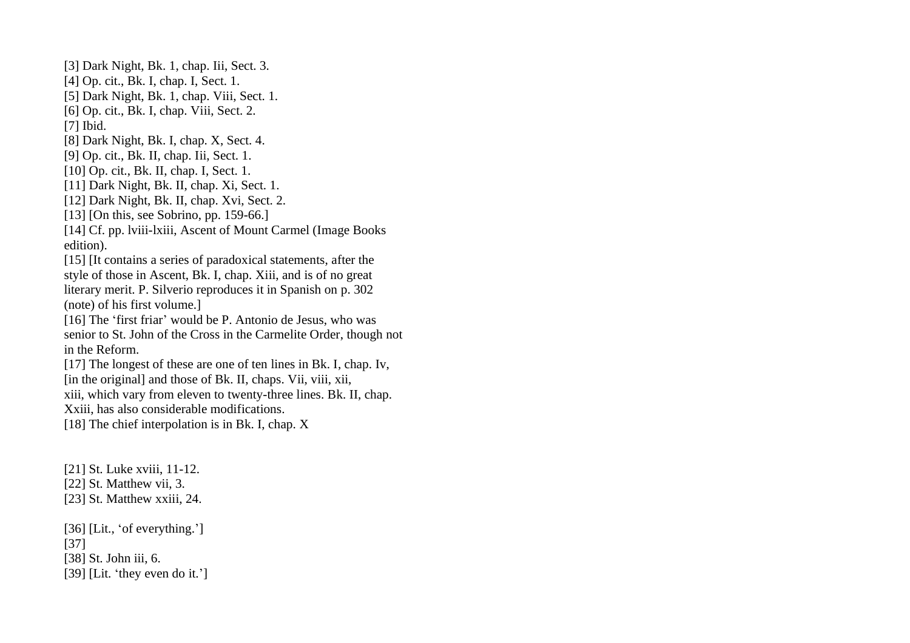[3] Dark Night, Bk. 1, chap. Iii, Sect. 3.
[4] Op. cit., Bk. I, chap. I, Sect. 1.
[5] Dark Night, Bk. 1, chap. Viii, Sect. 1.
[6] Op. cit., Bk. I, chap. Viii, Sect. 2.
[7] Ibid.
[8] Dark Night, Bk. I, chap. X, Sect. 4.
[9] Op. cit., Bk. II, chap. Iii, Sect. 1.
[10] Op. cit., Bk. II, chap. I, Sect. 1.
[11] Dark Night, Bk. II, chap. Xi, Sect. 1.
[12] Dark Night, Bk. II, chap. Xvi, Sect. 2.
[13] [On this, see Sobrino, pp. 159-66.]
[14] Cf. pp. lviii-lxiii, Ascent of Mount Carmel (Image Books edition).
[15] [It contains a series of paradoxical statements, after the style of those in Ascent, Bk. I, chap. Xiii, and is of no great literary merit. P. Silverio reproduces it in Spanish on p. 302 (note) of his first volume.]
[16] The 'first friar' would be P. Antonio de Jesus, who was senior to St. John of the Cross in the Carmelite Order, though not in the Reform.
[17] The longest of these are one of ten lines in Bk. I, chap. Iv, [in the original] and those of Bk. II, chaps. Vii, viii, xii, xiii, which vary from eleven to twenty-three lines. Bk. II, chap. Xxiii, has also considerable modifications.
[18] The chief interpolation is in Bk. I, chap. X

[21] St. Luke xviii, 11-12.
[22] St. Matthew vii, 3.
[23] St. Matthew xxiii, 24.

[36] [Lit., 'of everything.']
[37]
[38] St. John iii, 6.
[39] [Lit. 'they even do it.']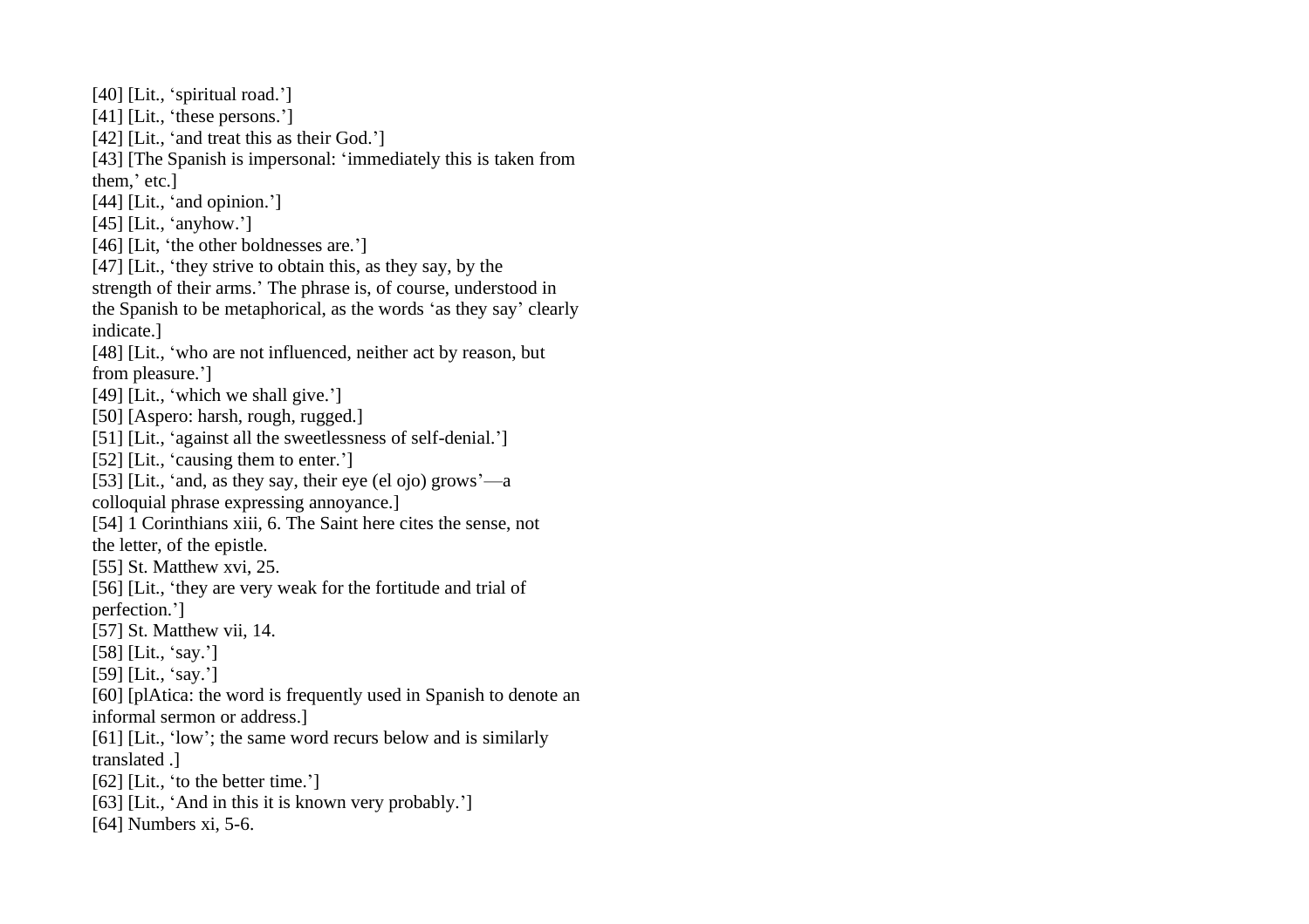[40] [Lit., ‘spiritual road.’]
[41] [Lit., ‘these persons.’]
[42] [Lit., ‘and treat this as their God.’]
[43] [The Spanish is impersonal: ‘immediately this is taken from them,’ etc.]
[44] [Lit., ‘and opinion.’]
[45] [Lit., ‘anyhow.’]
[46] [Lit, ‘the other boldnesses are.’]
[47] [Lit., ‘they strive to obtain this, as they say, by the strength of their arms.’ The phrase is, of course, understood in the Spanish to be metaphorical, as the words ‘as they say’ clearly indicate.]
[48] [Lit., ‘who are not influenced, neither act by reason, but from pleasure.’]
[49] [Lit., ‘which we shall give.’]
[50] [Aspero: harsh, rough, rugged.]
[51] [Lit., ‘against all the sweetlessness of self-denial.’]
[52] [Lit., ‘causing them to enter.’]
[53] [Lit., ‘and, as they say, their eye (el ojo) grows’—a colloquial phrase expressing annoyance.]
[54] 1 Corinthians xiii, 6. The Saint here cites the sense, not the letter, of the epistle.
[55] St. Matthew xvi, 25.
[56] [Lit., ‘they are very weak for the fortitude and trial of perfection.’]
[57] St. Matthew vii, 14.
[58] [Lit., ‘say.’]
[59] [Lit., ‘say.’]
[60] [plAtica: the word is frequently used in Spanish to denote an informal sermon or address.]
[61] [Lit., ‘low’; the same word recurs below and is similarly translated .]
[62] [Lit., ‘to the better time.’]
[63] [Lit., ‘And in this it is known very probably.’]
[64] Numbers xi, 5-6.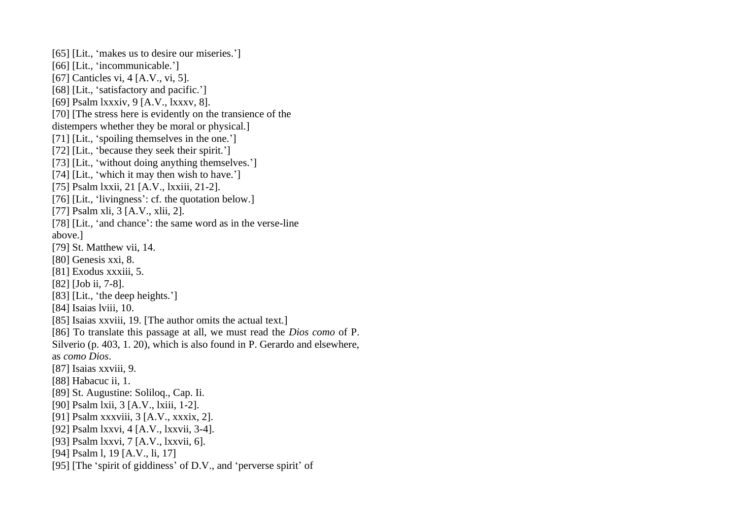[65] [Lit., 'makes us to desire our miseries.']
[66] [Lit., 'incommunicable.']
[67] Canticles vi, 4 [A.V., vi, 5].
[68] [Lit., 'satisfactory and pacific.']
[69] Psalm lxxxiv, 9 [A.V., lxxxv, 8].
[70] [The stress here is evidently on the transience of the distempers whether they be moral or physical.]
[71] [Lit., 'spoiling themselves in the one.']
[72] [Lit., 'because they seek their spirit.']
[73] [Lit., 'without doing anything themselves.']
[74] [Lit., 'which it may then wish to have.']
[75] Psalm lxxii, 21 [A.V., lxxiii, 21-2].
[76] [Lit., 'livingness': cf. the quotation below.]
[77] Psalm xli, 3 [A.V., xlii, 2].
[78] [Lit., 'and chance': the same word as in the verse-line above.]
[79] St. Matthew vii, 14.
[80] Genesis xxi, 8.
[81] Exodus xxxiii, 5.
[82] [Job ii, 7-8].
[83] [Lit., 'the deep heights.']
[84] Isaias lviii, 10.
[85] Isaias xxviii, 19. [The author omits the actual text.]
[86] To translate this passage at all, we must read the *Dios como* of P. Silverio (p. 403, 1. 20), which is also found in P. Gerardo and elsewhere, as *como Dios*.
[87] Isaias xxviii, 9.
[88] Habacuc ii, 1.
[89] St. Augustine: Soliloq., Cap. Ii.
[90] Psalm lxii, 3 [A.V., lxiii, 1-2].
[91] Psalm xxxviii, 3 [A.V., xxxix, 2].
[92] Psalm lxxvi, 4 [A.V., lxxvii, 3-4].
[93] Psalm lxxvi, 7 [A.V., lxxvii, 6].
[94] Psalm l, 19 [A.V., li, 17]
[95] [The 'spirit of giddiness' of D.V., and 'perverse spirit' of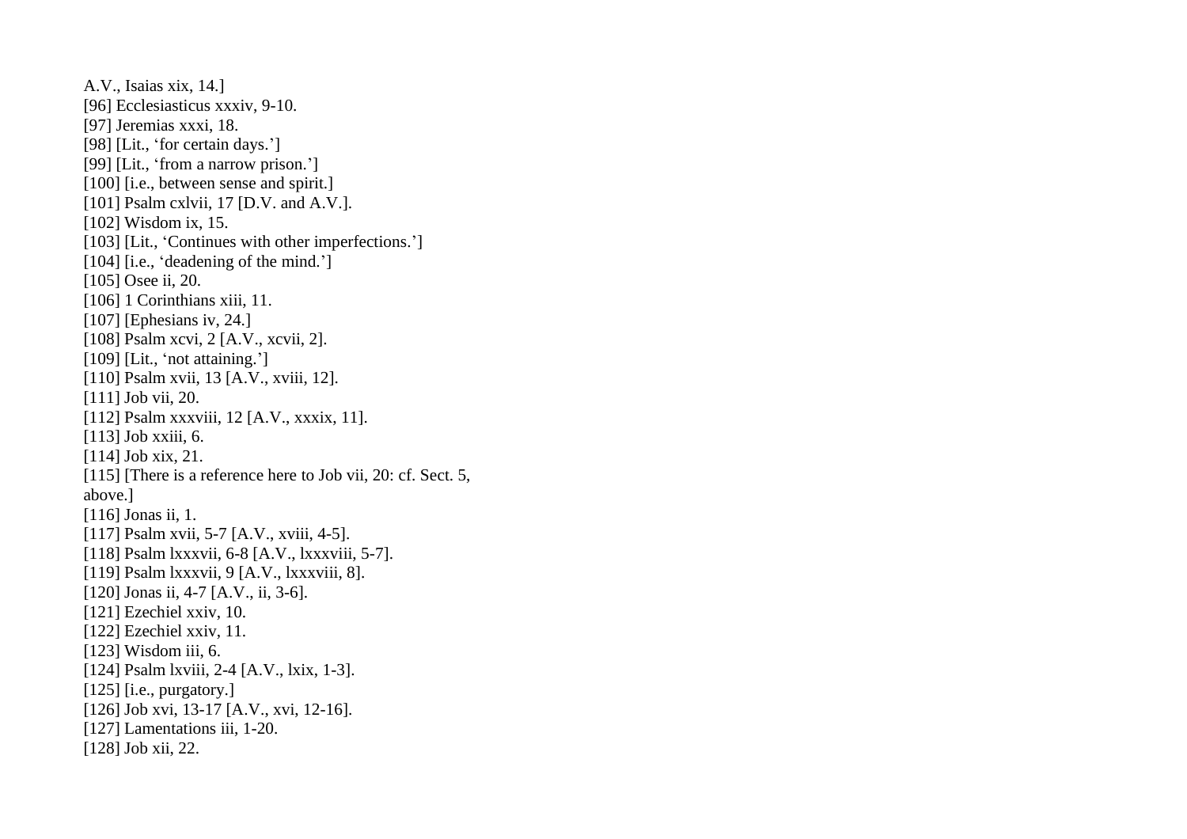A.V., Isaias xix, 14.]

[96] Ecclesiasticus xxxiv, 9-10.

[97] Jeremias xxxi, 18.

[98] [Lit., ‘for certain days.’]

[99] [Lit., ‘from a narrow prison.’]

[100] [i.e., between sense and spirit.]

[101] Psalm cxlvii, 17 [D.V. and A.V.].

[102] Wisdom ix, 15.

[103] [Lit., ‘Continues with other imperfections.’]

[104] [i.e., ‘deadening of the mind.’]

[105] Osee ii, 20.

[106] 1 Corinthians xiii, 11.

[107] [Ephesians iv, 24.]

[108] Psalm xcvi, 2 [A.V., xcvii, 2].

[109] [Lit., ‘not attaining.’]

[110] Psalm xvii, 13 [A.V., xviii, 12].

[111] Job vii, 20.

[112] Psalm xxxviii, 12 [A.V., xxxix, 11].

[113] Job xxiii, 6.

[114] Job xix, 21.

[115] [There is a reference here to Job vii, 20: cf. Sect. 5, above.]

[116] Jonas ii, 1.

[117] Psalm xvii, 5-7 [A.V., xviii, 4-5].

[118] Psalm lxxxvii, 6-8 [A.V., lxxxviii, 5-7].

[119] Psalm lxxxvii, 9 [A.V., lxxxviii, 8].

[120] Jonas ii, 4-7 [A.V., ii, 3-6].

[121] Ezechiel xxiv, 10.

[122] Ezechiel xxiv, 11.

[123] Wisdom iii, 6.

[124] Psalm lxviii, 2-4 [A.V., lxix, 1-3].

[125] [i.e., purgatory.]

[126] Job xvi, 13-17 [A.V., xvi, 12-16].

[127] Lamentations iii, 1-20.

[128] Job xii, 22.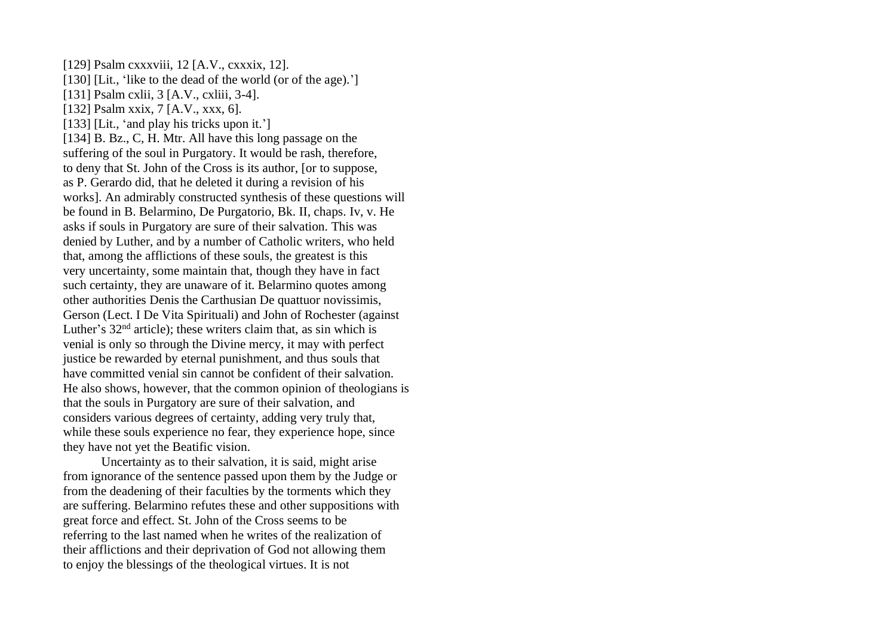[129] Psalm cxxxviii, 12 [A.V., cxxxix, 12].
[130] [Lit., 'like to the dead of the world (or of the age).']
[131] Psalm cxlii, 3 [A.V., cxliii, 3-4].
[132] Psalm xxix, 7 [A.V., xxx, 6].
[133] [Lit., 'and play his tricks upon it.']
[134] B. Bz., C, H. Mtr. All have this long passage on the suffering of the soul in Purgatory. It would be rash, therefore, to deny that St. John of the Cross is its author, [or to suppose, as P. Gerardo did, that he deleted it during a revision of his works]. An admirably constructed synthesis of these questions will be found in B. Belarmino, De Purgatorio, Bk. II, chaps. Iv, v. He asks if souls in Purgatory are sure of their salvation. This was denied by Luther, and by a number of Catholic writers, who held that, among the afflictions of these souls, the greatest is this very uncertainty, some maintain that, though they have in fact such certainty, they are unaware of it. Belarmino quotes among other authorities Denis the Carthusian De quattuor novissimis, Gerson (Lect. I De Vita Spirituali) and John of Rochester (against Luther's 32nd article); these writers claim that, as sin which is venial is only so through the Divine mercy, it may with perfect justice be rewarded by eternal punishment, and thus souls that have committed venial sin cannot be confident of their salvation. He also shows, however, that the common opinion of theologians is that the souls in Purgatory are sure of their salvation, and considers various degrees of certainty, adding very truly that, while these souls experience no fear, they experience hope, since they have not yet the Beatific vision.

Uncertainty as to their salvation, it is said, might arise from ignorance of the sentence passed upon them by the Judge or from the deadening of their faculties by the torments which they are suffering. Belarmino refutes these and other suppositions with great force and effect. St. John of the Cross seems to be referring to the last named when he writes of the realization of their afflictions and their deprivation of God not allowing them to enjoy the blessings of the theological virtues. It is not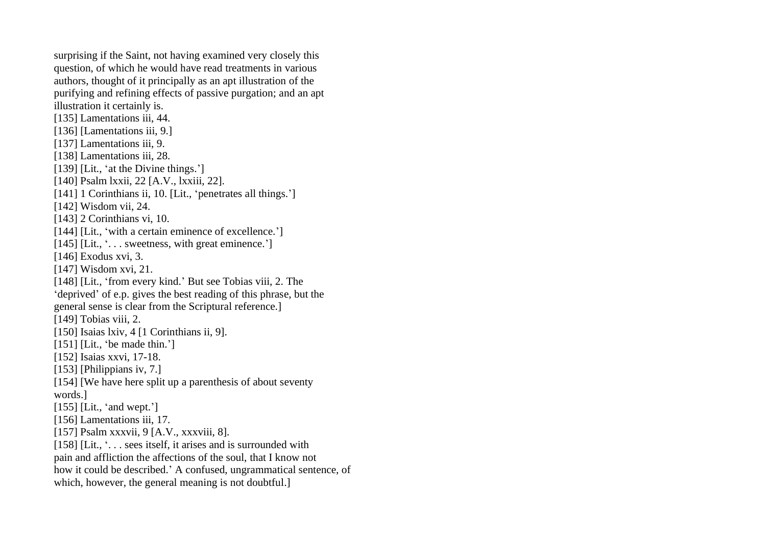surprising if the Saint, not having examined very closely this question, of which he would have read treatments in various authors, thought of it principally as an apt illustration of the purifying and refining effects of passive purgation; and an apt illustration it certainly is.

[135] Lamentations iii, 44.

[136] [Lamentations iii, 9.]

[137] Lamentations iii, 9.

[138] Lamentations iii, 28.

[139] [Lit., 'at the Divine things.']

[140] Psalm lxxii, 22 [A.V., lxxiii, 22].

[141] 1 Corinthians ii, 10. [Lit., 'penetrates all things.']

[142] Wisdom vii, 24.

[143] 2 Corinthians vi, 10.

[144] [Lit., 'with a certain eminence of excellence.']

[145] [Lit., '. . . sweetness, with great eminence.']

[146] Exodus xvi, 3.

[147] Wisdom xvi, 21.

[148] [Lit., 'from every kind.' But see Tobias viii, 2. The 'deprived' of e.p. gives the best reading of this phrase, but the general sense is clear from the Scriptural reference.]

[149] Tobias viii, 2.

[150] Isaias lxiv, 4 [1 Corinthians ii, 9].

[151] [Lit., 'be made thin.']

[152] Isaias xxvi, 17-18.

[153] [Philippians iv, 7.]

[154] [We have here split up a parenthesis of about seventy words.]

[155] [Lit., 'and wept.']

[156] Lamentations iii, 17.

[157] Psalm xxxvii, 9 [A.V., xxxviii, 8].

[158] [Lit., '. . . sees itself, it arises and is surrounded with pain and affliction the affections of the soul, that I know not how it could be described.' A confused, ungrammatical sentence, of which, however, the general meaning is not doubtful.]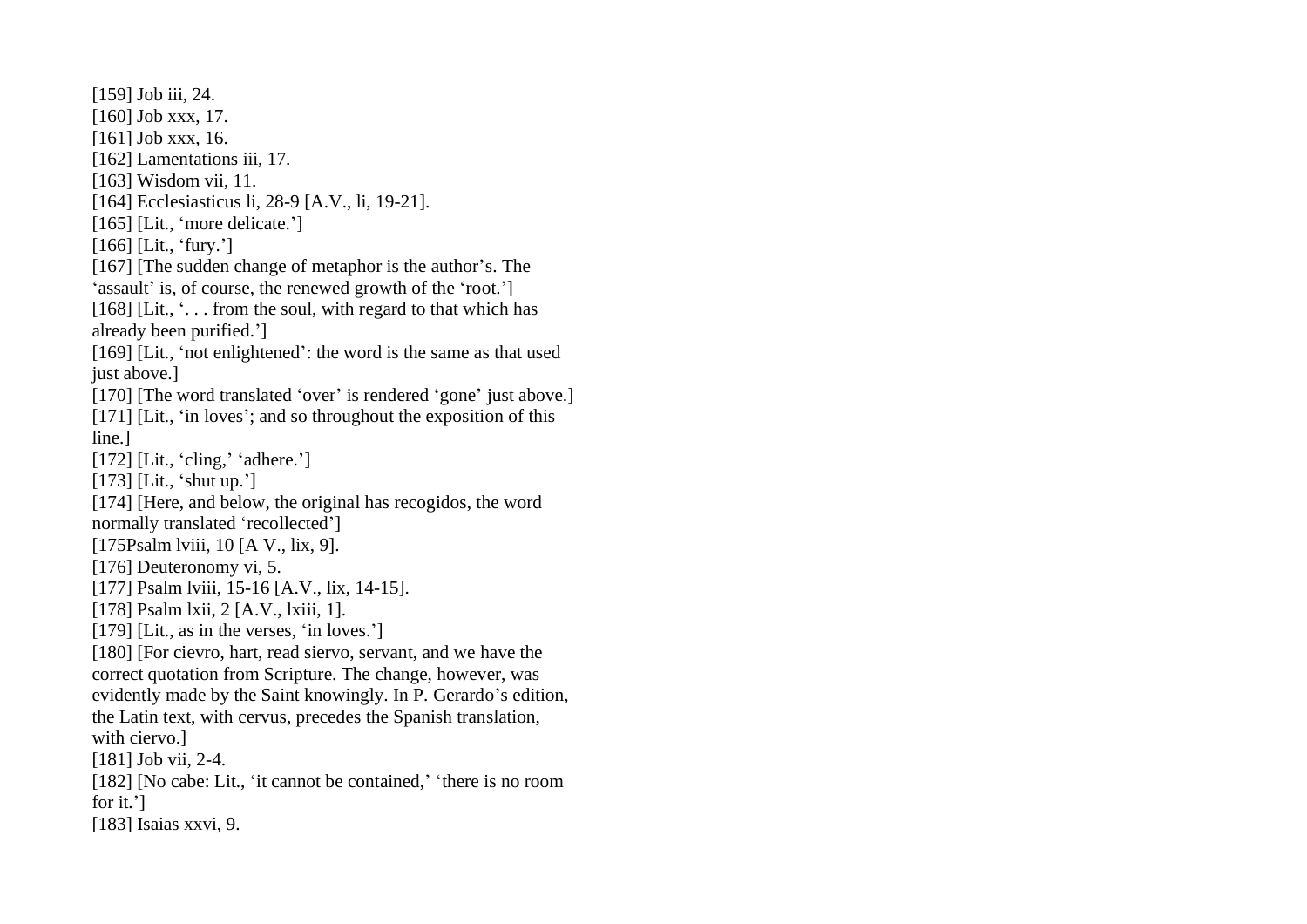[159] Job iii, 24.
[160] Job xxx, 17.
[161] Job xxx, 16.
[162] Lamentations iii, 17.
[163] Wisdom vii, 11.
[164] Ecclesiasticus li, 28-9 [A.V., li, 19-21].
[165] [Lit., 'more delicate.']
[166] [Lit., 'fury.']
[167] [The sudden change of metaphor is the author's. The 'assault' is, of course, the renewed growth of the 'root.']
[168] [Lit., '. . . from the soul, with regard to that which has already been purified.']
[169] [Lit., 'not enlightened': the word is the same as that used just above.]
[170] [The word translated 'over' is rendered 'gone' just above.]
[171] [Lit., 'in loves'; and so throughout the exposition of this line.]
[172] [Lit., 'cling,' 'adhere.']
[173] [Lit., 'shut up.']
[174] [Here, and below, the original has recogidos, the word normally translated 'recollected']
[175Psalm lviii, 10 [A V., lix, 9].
[176] Deuteronomy vi, 5.
[177] Psalm lviii, 15-16 [A.V., lix, 14-15].
[178] Psalm lxii, 2 [A.V., lxiii, 1].
[179] [Lit., as in the verses, 'in loves.']
[180] [For cievro, hart, read siervo, servant, and we have the correct quotation from Scripture. The change, however, was evidently made by the Saint knowingly. In P. Gerardo's edition, the Latin text, with cervus, precedes the Spanish translation, with ciervo.]
[181] Job vii, 2-4.
[182] [No cabe: Lit., 'it cannot be contained,' 'there is no room for it.']
[183] Isaias xxvi, 9.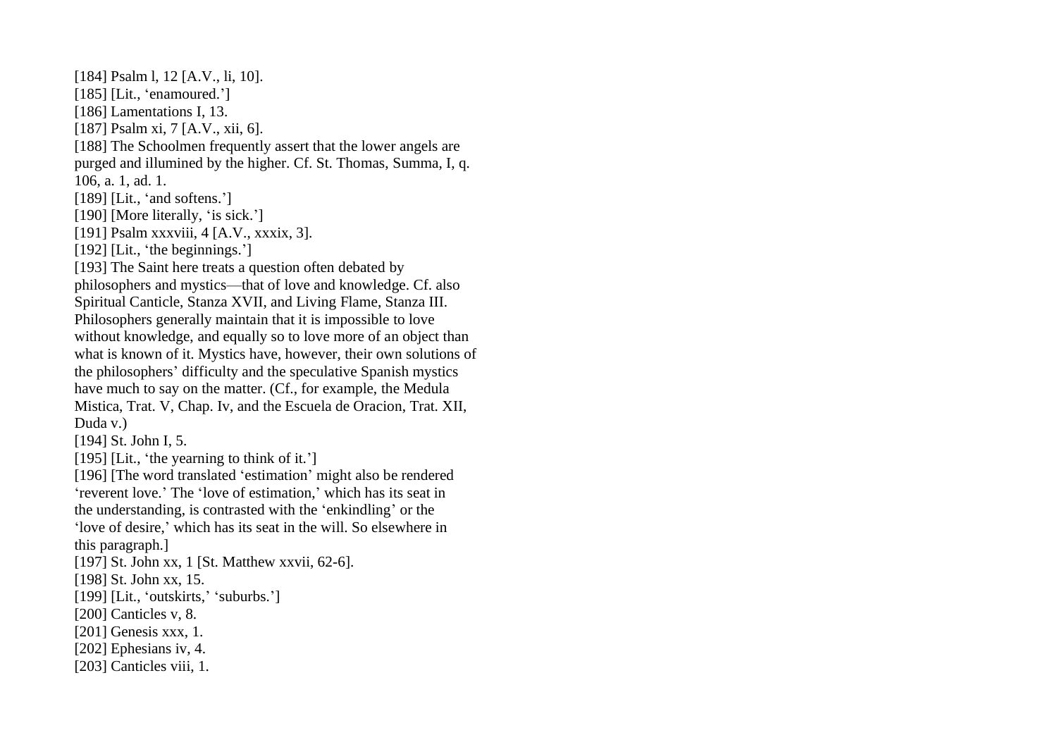[184] Psalm l, 12 [A.V., li, 10].

[185] [Lit., 'enamoured.']

[186] Lamentations I, 13.

[187] Psalm xi, 7 [A.V., xii, 6].

[188] The Schoolmen frequently assert that the lower angels are purged and illumined by the higher. Cf. St. Thomas, Summa, I, q. 106, a. 1, ad. 1.

[189] [Lit., 'and softens.']

[190] [More literally, 'is sick.']

[191] Psalm xxxviii, 4 [A.V., xxxix, 3].

[192] [Lit., 'the beginnings.']

[193] The Saint here treats a question often debated by philosophers and mystics—that of love and knowledge. Cf. also Spiritual Canticle, Stanza XVII, and Living Flame, Stanza III. Philosophers generally maintain that it is impossible to love without knowledge, and equally so to love more of an object than what is known of it. Mystics have, however, their own solutions of the philosophers' difficulty and the speculative Spanish mystics have much to say on the matter. (Cf., for example, the Medula Mistica, Trat. V, Chap. Iv, and the Escuela de Oracion, Trat. XII, Duda v.)

[194] St. John I, 5.

[195] [Lit., 'the yearning to think of it.']

[196] [The word translated 'estimation' might also be rendered 'reverent love.' The 'love of estimation,' which has its seat in the understanding, is contrasted with the 'enkindling' or the 'love of desire,' which has its seat in the will. So elsewhere in this paragraph.]

[197] St. John xx, 1 [St. Matthew xxvii, 62-6].

[198] St. John xx, 15.

[199] [Lit., 'outskirts,' 'suburbs.']

[200] Canticles v, 8.

[201] Genesis xxx, 1.

[202] Ephesians iv, 4.

[203] Canticles viii, 1.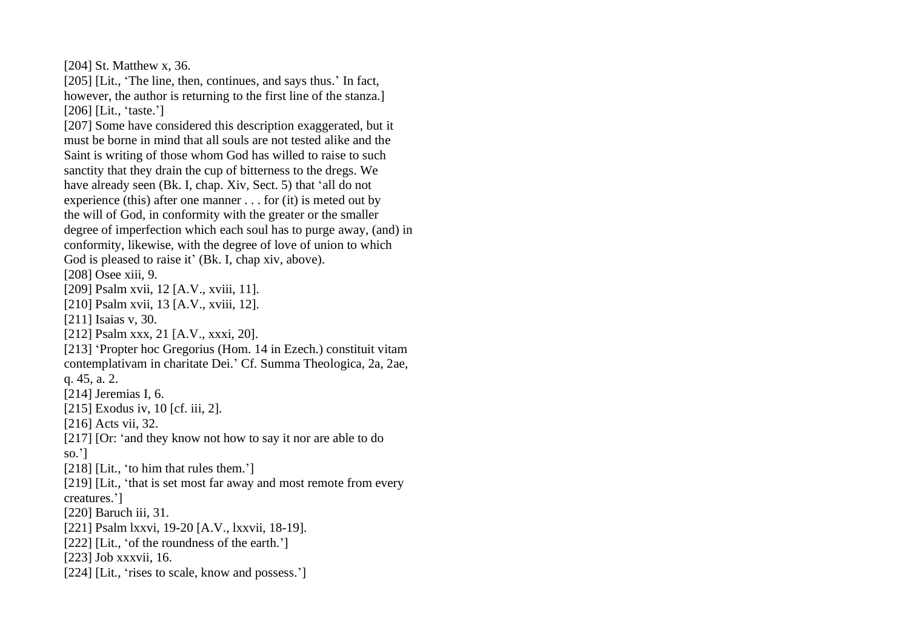[204] St. Matthew x, 36.

[205] [Lit., 'The line, then, continues, and says thus.' In fact, however, the author is returning to the first line of the stanza.]

[206] [Lit., 'taste.']

[207] Some have considered this description exaggerated, but it must be borne in mind that all souls are not tested alike and the Saint is writing of those whom God has willed to raise to such sanctity that they drain the cup of bitterness to the dregs. We have already seen (Bk. I, chap. Xiv, Sect. 5) that 'all do not experience (this) after one manner . . . for (it) is meted out by the will of God, in conformity with the greater or the smaller degree of imperfection which each soul has to purge away, (and) in conformity, likewise, with the degree of love of union to which God is pleased to raise it' (Bk. I, chap xiv, above).

[208] Osee xiii, 9.

[209] Psalm xvii, 12 [A.V., xviii, 11].

[210] Psalm xvii, 13 [A.V., xviii, 12].

[211] Isaias v, 30.

[212] Psalm xxx, 21 [A.V., xxxi, 20].

[213] 'Propter hoc Gregorius (Hom. 14 in Ezech.) constituit vitam contemplativam in charitate Dei.' Cf. Summa Theologica, 2a, 2ae, q. 45, a. 2.

[214] Jeremias I, 6.

[215] Exodus iv, 10 [cf. iii, 2].

[216] Acts vii, 32.

[217] [Or: 'and they know not how to say it nor are able to do so.']

[218] [Lit., 'to him that rules them.']

[219] [Lit., 'that is set most far away and most remote from every creatures.']

[220] Baruch iii, 31.

[221] Psalm lxxvi, 19-20 [A.V., lxxvii, 18-19].

[222] [Lit., 'of the roundness of the earth.']

[223] Job xxxvii, 16.

[224] [Lit., 'rises to scale, know and possess.']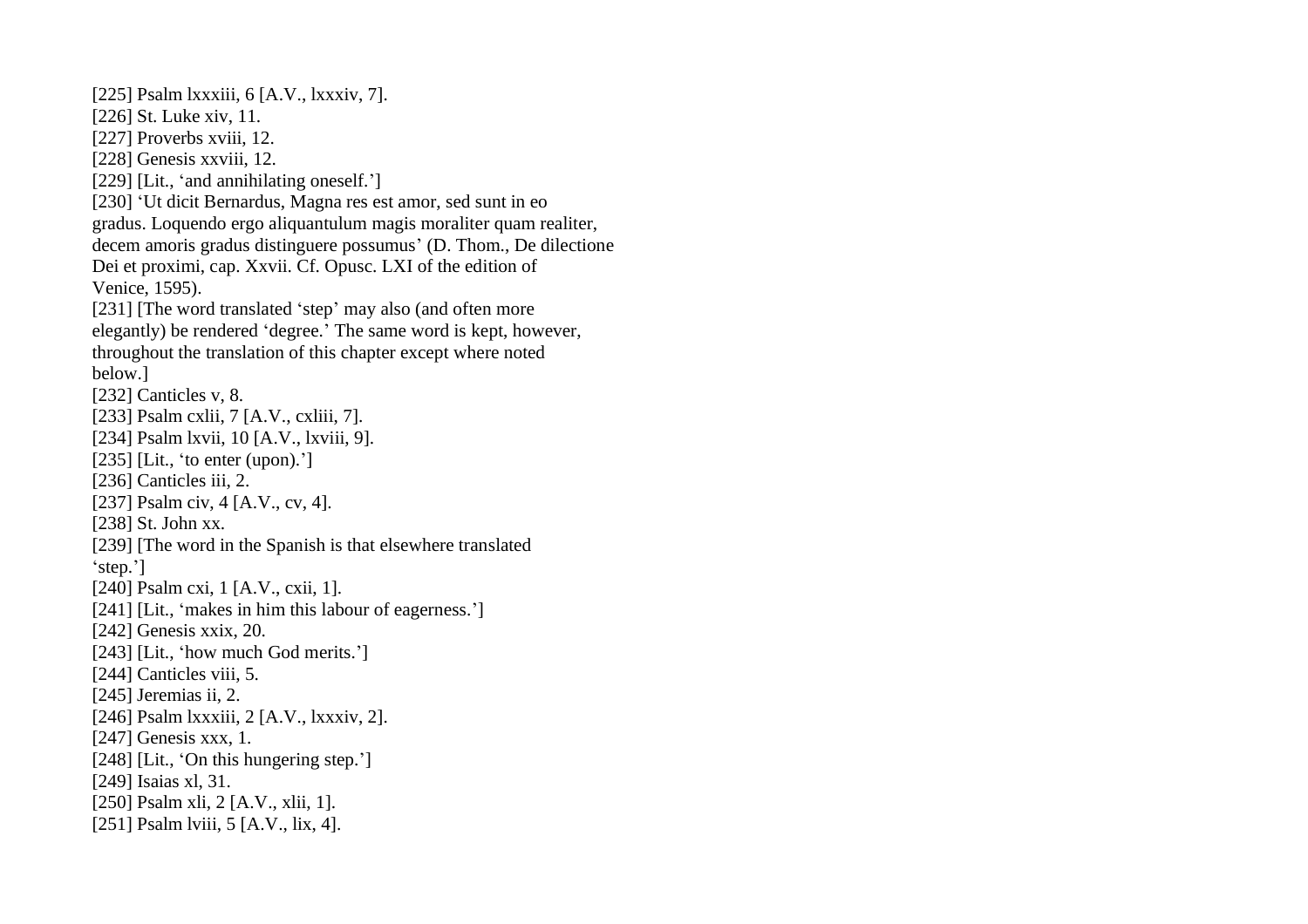[225] Psalm lxxxiii, 6 [A.V., lxxxiv, 7].
[226] St. Luke xiv, 11.
[227] Proverbs xviii, 12.
[228] Genesis xxviii, 12.
[229] [Lit., 'and annihilating oneself.']
[230] 'Ut dicit Bernardus, Magna res est amor, sed sunt in eo gradus. Loquendo ergo aliquantulum magis moraliter quam realiter, decem amoris gradus distinguere possumus' (D. Thom., De dilectione Dei et proximi, cap. Xxvii. Cf. Opusc. LXI of the edition of Venice, 1595).
[231] [The word translated 'step' may also (and often more elegantly) be rendered 'degree.' The same word is kept, however, throughout the translation of this chapter except where noted below.]
[232] Canticles v, 8.
[233] Psalm cxlii, 7 [A.V., cxliii, 7].
[234] Psalm lxvii, 10 [A.V., lxviii, 9].
[235] [Lit., 'to enter (upon).']
[236] Canticles iii, 2.
[237] Psalm civ, 4 [A.V., cv, 4].
[238] St. John xx.
[239] [The word in the Spanish is that elsewhere translated 'step.']
[240] Psalm cxi, 1 [A.V., cxii, 1].
[241] [Lit., 'makes in him this labour of eagerness.']
[242] Genesis xxix, 20.
[243] [Lit., 'how much God merits.']
[244] Canticles viii, 5.
[245] Jeremias ii, 2.
[246] Psalm lxxxiii, 2 [A.V., lxxxiv, 2].
[247] Genesis xxx, 1.
[248] [Lit., 'On this hungering step.']
[249] Isaias xl, 31.
[250] Psalm xli, 2 [A.V., xlii, 1].
[251] Psalm lviii, 5 [A.V., lix, 4].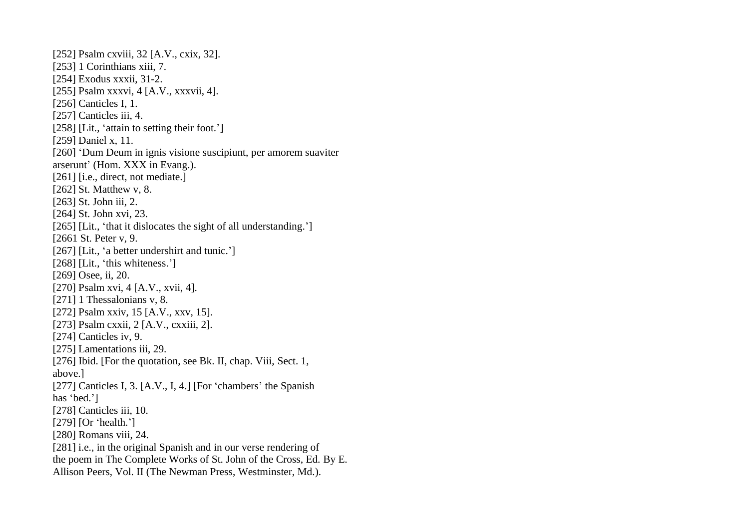[252] Psalm cxviii, 32 [A.V., cxix, 32].
[253] 1 Corinthians xiii, 7.
[254] Exodus xxxii, 31-2.
[255] Psalm xxxvi, 4 [A.V., xxxvii, 4].
[256] Canticles I, 1.
[257] Canticles iii, 4.
[258] [Lit., 'attain to setting their foot.']
[259] Daniel x, 11.
[260] 'Dum Deum in ignis visione suscipiunt, per amorem suaviter arserunt' (Hom. XXX in Evang.).
[261] [i.e., direct, not mediate.]
[262] St. Matthew v, 8.
[263] St. John iii, 2.
[264] St. John xvi, 23.
[265] [Lit., 'that it dislocates the sight of all understanding.']
[2661 St. Peter v, 9.
[267] [Lit., 'a better undershirt and tunic.']
[268] [Lit., 'this whiteness.']
[269] Osee, ii, 20.
[270] Psalm xvi, 4 [A.V., xvii, 4].
[271] 1 Thessalonians v, 8.
[272] Psalm xxiv, 15 [A.V., xxv, 15].
[273] Psalm cxxii, 2 [A.V., cxxiii, 2].
[274] Canticles iv, 9.
[275] Lamentations iii, 29.
[276] Ibid. [For the quotation, see Bk. II, chap. Viii, Sect. 1, above.]
[277] Canticles I, 3. [A.V., I, 4.] [For 'chambers' the Spanish has 'bed.']
[278] Canticles iii, 10.
[279] [Or 'health.']
[280] Romans viii, 24.
[281] i.e., in the original Spanish and in our verse rendering of the poem in The Complete Works of St. John of the Cross, Ed. By E. Allison Peers, Vol. II (The Newman Press, Westminster, Md.).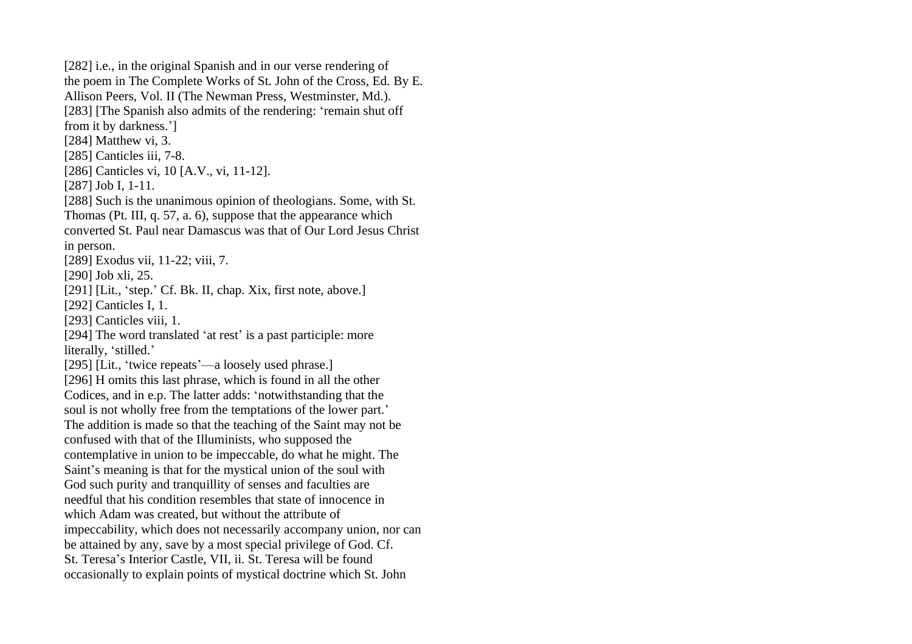[282] i.e., in the original Spanish and in our verse rendering of the poem in The Complete Works of St. John of the Cross, Ed. By E. Allison Peers, Vol. II (The Newman Press, Westminster, Md.).

[283] [The Spanish also admits of the rendering: ‘remain shut off from it by darkness.’]

[284] Matthew vi, 3.

[285] Canticles iii, 7-8.

[286] Canticles vi, 10 [A.V., vi, 11-12].

[287] Job I, 1-11.

[288] Such is the unanimous opinion of theologians. Some, with St. Thomas (Pt. III, q. 57, a. 6), suppose that the appearance which converted St. Paul near Damascus was that of Our Lord Jesus Christ in person.

[289] Exodus vii, 11-22; viii, 7.

[290] Job xli, 25.

[291] [Lit., ‘step.’ Cf. Bk. II, chap. Xix, first note, above.]

[292] Canticles I, 1.

[293] Canticles viii, 1.

[294] The word translated ‘at rest’ is a past participle: more literally, ‘stilled.’

[295] [Lit., ‘twice repeats’—a loosely used phrase.]

[296] H omits this last phrase, which is found in all the other Codices, and in e.p. The latter adds: ‘notwithstanding that the soul is not wholly free from the temptations of the lower part.’ The addition is made so that the teaching of the Saint may not be confused with that of the Illuminists, who supposed the contemplative in union to be impeccable, do what he might. The Saint’s meaning is that for the mystical union of the soul with God such purity and tranquillity of senses and faculties are needful that his condition resembles that state of innocence in which Adam was created, but without the attribute of impeccability, which does not necessarily accompany union, nor can be attained by any, save by a most special privilege of God. Cf. St. Teresa’s Interior Castle, VII, ii. St. Teresa will be found occasionally to explain points of mystical doctrine which St. John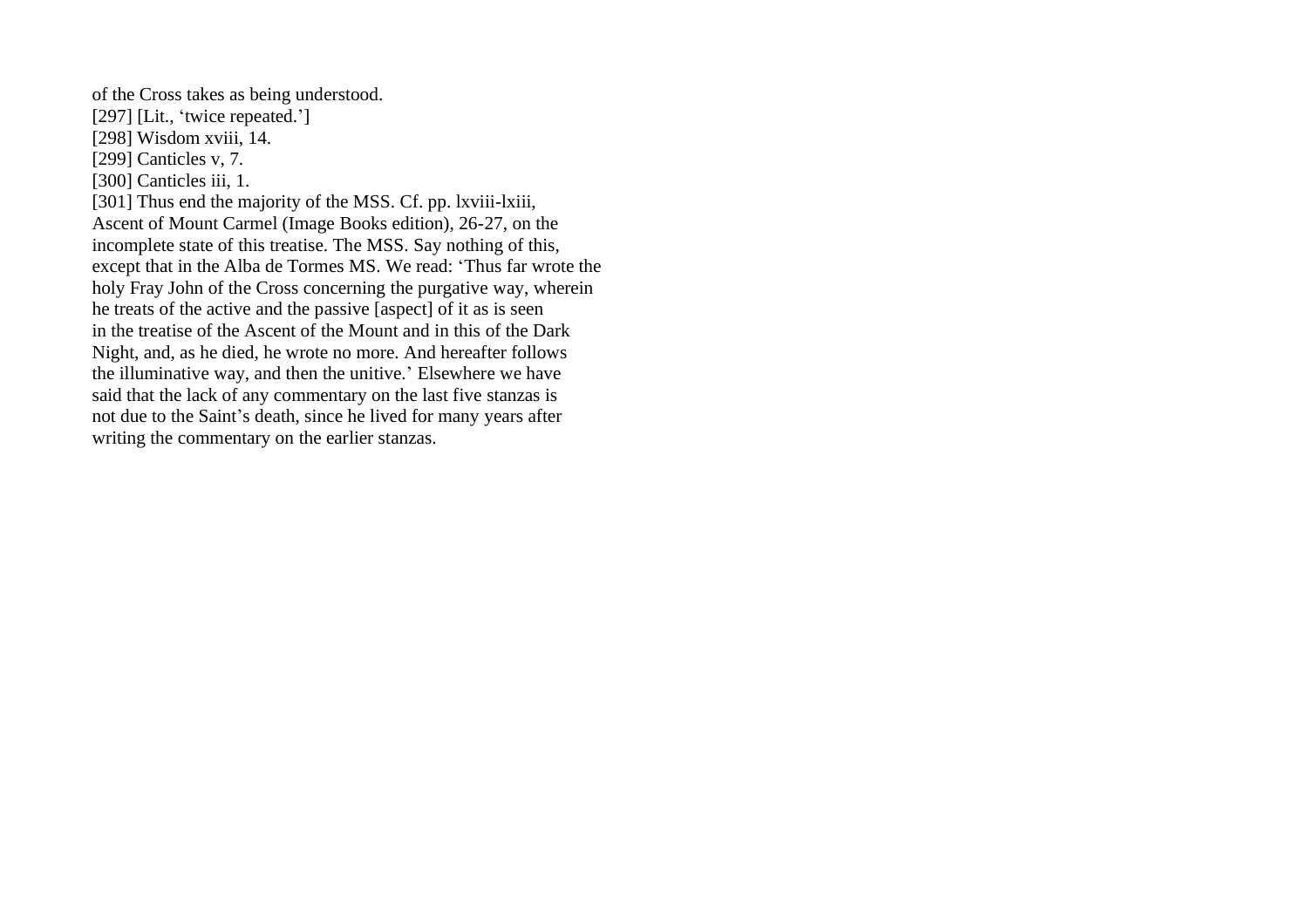of the Cross takes as being understood.
[297] [Lit., ‘twice repeated.’]
[298] Wisdom xviii, 14.
[299] Canticles v, 7.
[300] Canticles iii, 1.
[301] Thus end the majority of the MSS. Cf. pp. lxviii-lxiii, Ascent of Mount Carmel (Image Books edition), 26-27, on the incomplete state of this treatise. The MSS. Say nothing of this, except that in the Alba de Tormes MS. We read: ‘Thus far wrote the holy Fray John of the Cross concerning the purgative way, wherein he treats of the active and the passive [aspect] of it as is seen in the treatise of the Ascent of the Mount and in this of the Dark Night, and, as he died, he wrote no more. And hereafter follows the illuminative way, and then the unitive.’ Elsewhere we have said that the lack of any commentary on the last five stanzas is not due to the Saint’s death, since he lived for many years after writing the commentary on the earlier stanzas.